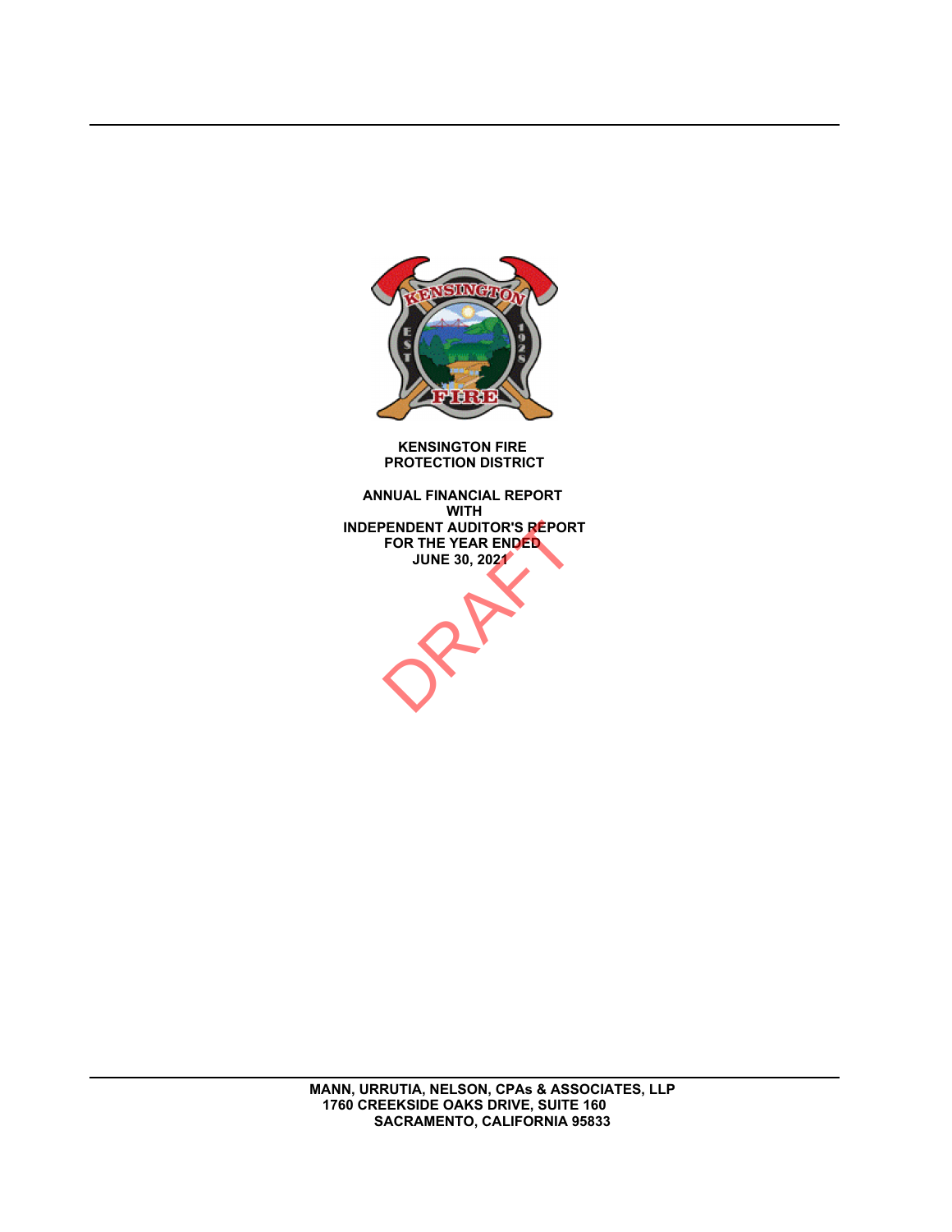**KENSINGTON FIRE PROTECTION DISTRICT**

**ANNUAL FINANCIAL REPORT WITH INDEPENDENT AUDITOR'S REPORT FOR THE YEAR ENDED JUNE 30, 2021**

DRAFT

**MANN, URRUTIA, NELSON, CPAs & ASSOCIATES, LLP**
**1760 CREEKSIDE OAKS DRIVE, SUITE 160**
**SACRAMENTO, CALIFORNIA 95833**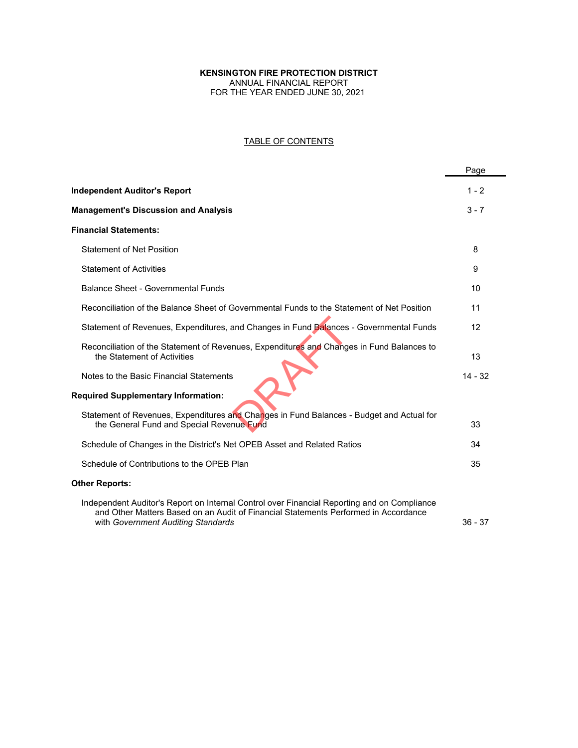**KENSINGTON FIRE PROTECTION DISTRICT**
ANNUAL FINANCIAL REPORT
FOR THE YEAR ENDED JUNE 30, 2021

TABLE OF CONTENTS

| | Page |
|---|---|
| **Independent Auditor's Report** | 1 - 2 |
| **Management's Discussion and Analysis** | 3 - 7 |
| **Financial Statements:** | |
| Statement of Net Position | 8 |
| Statement of Activities | 9 |
| Balance Sheet - Governmental Funds | 10 |
| Reconciliation of the Balance Sheet of Governmental Funds to the Statement of Net Position | 11 |
| Statement of Revenues, Expenditures, and Changes in Fund Balances - Governmental Funds | 12 |
| Reconciliation of the Statement of Revenues, Expenditures and Changes in Fund Balances to the Statement of Activities | 13 |
| Notes to the Basic Financial Statements | 14 - 32 |
| **Required Supplementary Information:** | |
| Statement of Revenues, Expenditures and Changes in Fund Balances - Budget and Actual for the General Fund and Special Revenue Fund | 33 |
| Schedule of Changes in the District's Net OPEB Asset and Related Ratios | 34 |
| Schedule of Contributions to the OPEB Plan | 35 |
| **Other Reports:** | |
| Independent Auditor's Report on Internal Control over Financial Reporting and on Compliance and Other Matters Based on an Audit of Financial Statements Performed in Accordance with *Government Auditing Standards* | 36 - 37 |

DRAFT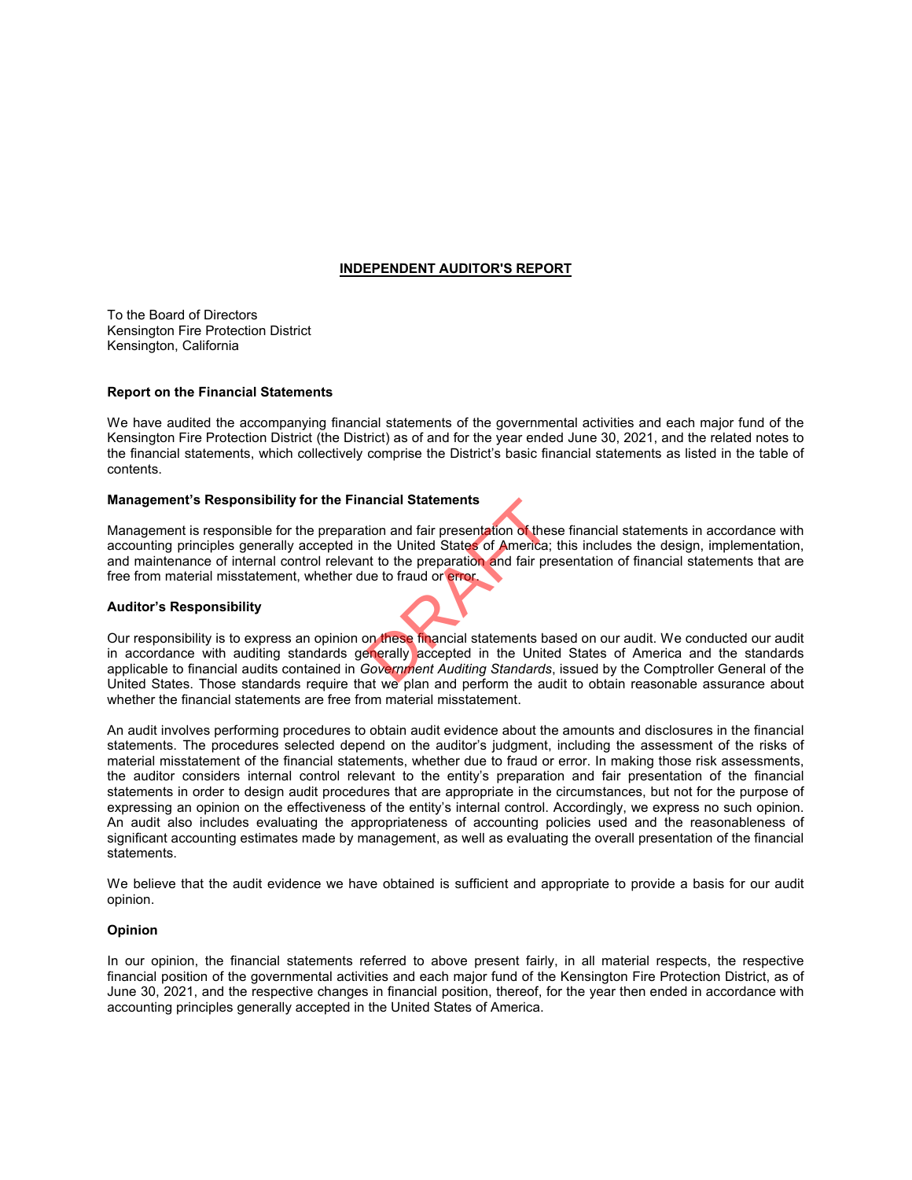## INDEPENDENT AUDITOR'S REPORT

To the Board of Directors
Kensington Fire Protection District
Kensington, California

### Report on the Financial Statements

We have audited the accompanying financial statements of the governmental activities and each major fund of the Kensington Fire Protection District (the District) as of and for the year ended June 30, 2021, and the related notes to the financial statements, which collectively comprise the District's basic financial statements as listed in the table of contents.

### Management's Responsibility for the Financial Statements

Management is responsible for the preparation and fair presentation of these financial statements in accordance with accounting principles generally accepted in the United States of America; this includes the design, implementation, and maintenance of internal control relevant to the preparation and fair presentation of financial statements that are free from material misstatement, whether due to fraud or error.

DRAFT

### Auditor's Responsibility

Our responsibility is to express an opinion on these financial statements based on our audit. We conducted our audit in accordance with auditing standards generally accepted in the United States of America and the standards applicable to financial audits contained in *Government Auditing Standards*, issued by the Comptroller General of the United States. Those standards require that we plan and perform the audit to obtain reasonable assurance about whether the financial statements are free from material misstatement.

An audit involves performing procedures to obtain audit evidence about the amounts and disclosures in the financial statements. The procedures selected depend on the auditor's judgment, including the assessment of the risks of material misstatement of the financial statements, whether due to fraud or error. In making those risk assessments, the auditor considers internal control relevant to the entity's preparation and fair presentation of the financial statements in order to design audit procedures that are appropriate in the circumstances, but not for the purpose of expressing an opinion on the effectiveness of the entity's internal control. Accordingly, we express no such opinion. An audit also includes evaluating the appropriateness of accounting policies used and the reasonableness of significant accounting estimates made by management, as well as evaluating the overall presentation of the financial statements.

We believe that the audit evidence we have obtained is sufficient and appropriate to provide a basis for our audit opinion.

### Opinion

In our opinion, the financial statements referred to above present fairly, in all material respects, the respective financial position of the governmental activities and each major fund of the Kensington Fire Protection District, as of June 30, 2021, and the respective changes in financial position, thereof, for the year then ended in accordance with accounting principles generally accepted in the United States of America.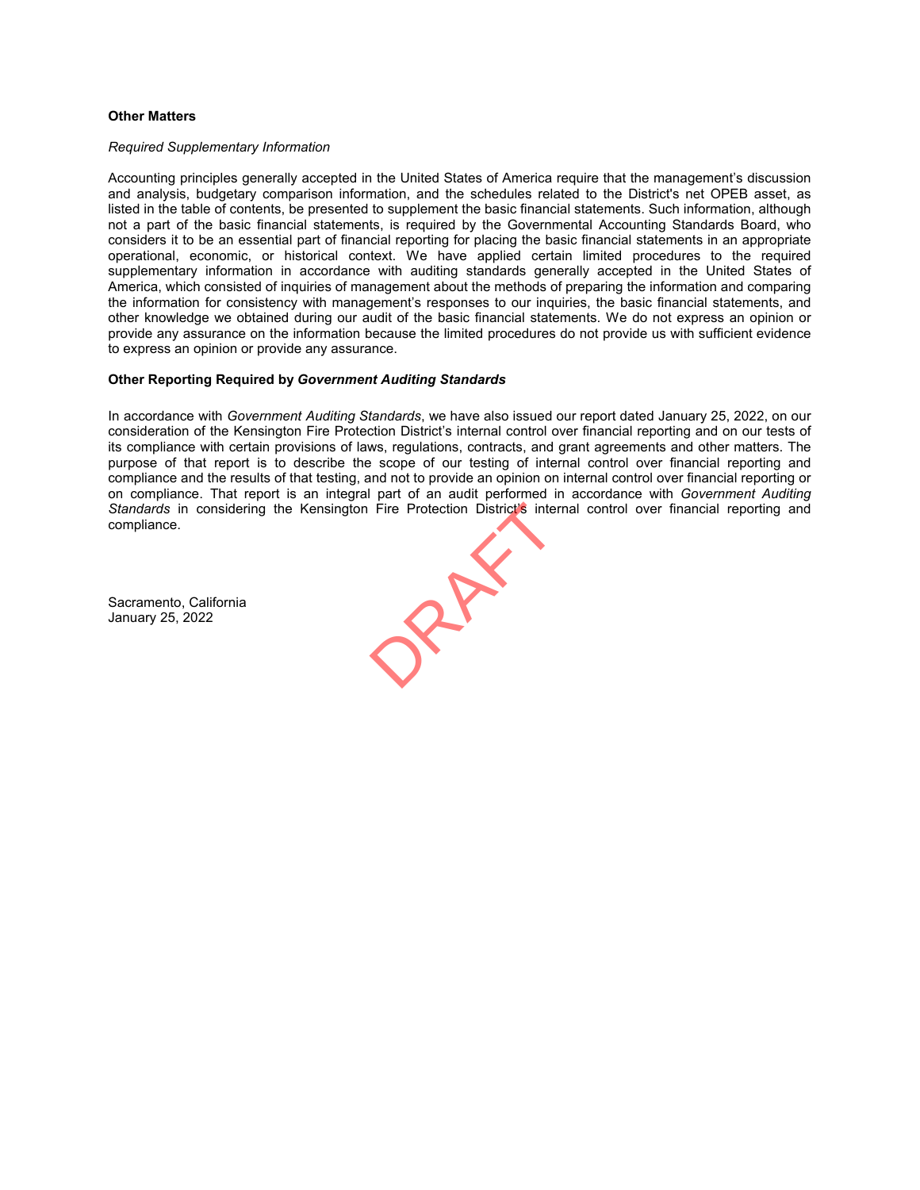**Other Matters**

*Required Supplementary Information*

Accounting principles generally accepted in the United States of America require that the management's discussion and analysis, budgetary comparison information, and the schedules related to the District's net OPEB asset, as listed in the table of contents, be presented to supplement the basic financial statements. Such information, although not a part of the basic financial statements, is required by the Governmental Accounting Standards Board, who considers it to be an essential part of financial reporting for placing the basic financial statements in an appropriate operational, economic, or historical context. We have applied certain limited procedures to the required supplementary information in accordance with auditing standards generally accepted in the United States of America, which consisted of inquiries of management about the methods of preparing the information and comparing the information for consistency with management's responses to our inquiries, the basic financial statements, and other knowledge we obtained during our audit of the basic financial statements. We do not express an opinion or provide any assurance on the information because the limited procedures do not provide us with sufficient evidence to express an opinion or provide any assurance.

**Other Reporting Required by *Government Auditing Standards***

In accordance with *Government Auditing Standards*, we have also issued our report dated January 25, 2022, on our consideration of the Kensington Fire Protection District's internal control over financial reporting and on our tests of its compliance with certain provisions of laws, regulations, contracts, and grant agreements and other matters. The purpose of that report is to describe the scope of our testing of internal control over financial reporting and compliance and the results of that testing, and not to provide an opinion on internal control over financial reporting or on compliance. That report is an integral part of an audit performed in accordance with *Government Auditing Standards* in considering the Kensington Fire Protection District's internal control over financial reporting and compliance.

DRAFT

Sacramento, California
January 25, 2022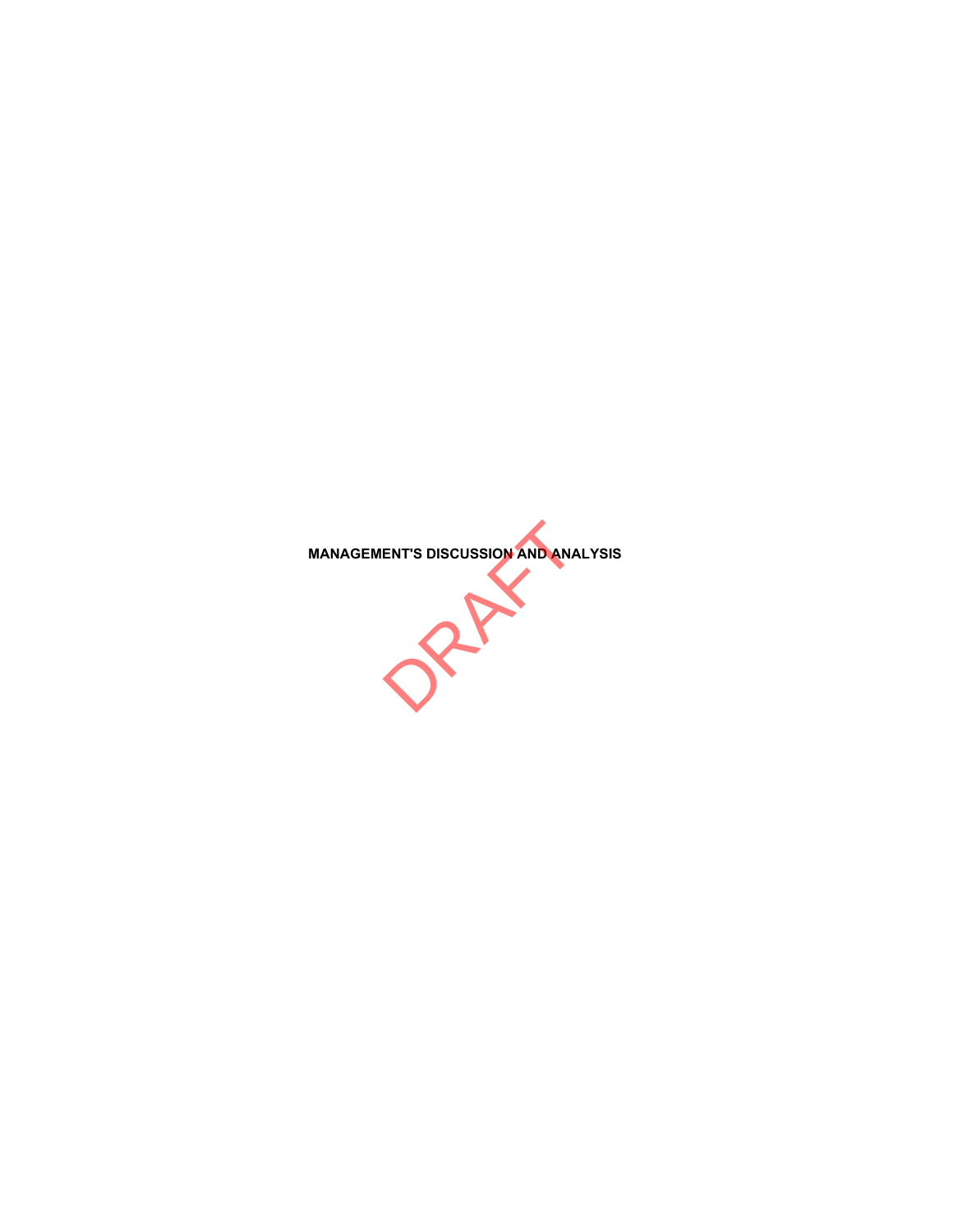# MANAGEMENT'S DISCUSSION AND ANALYSIS

DRAFT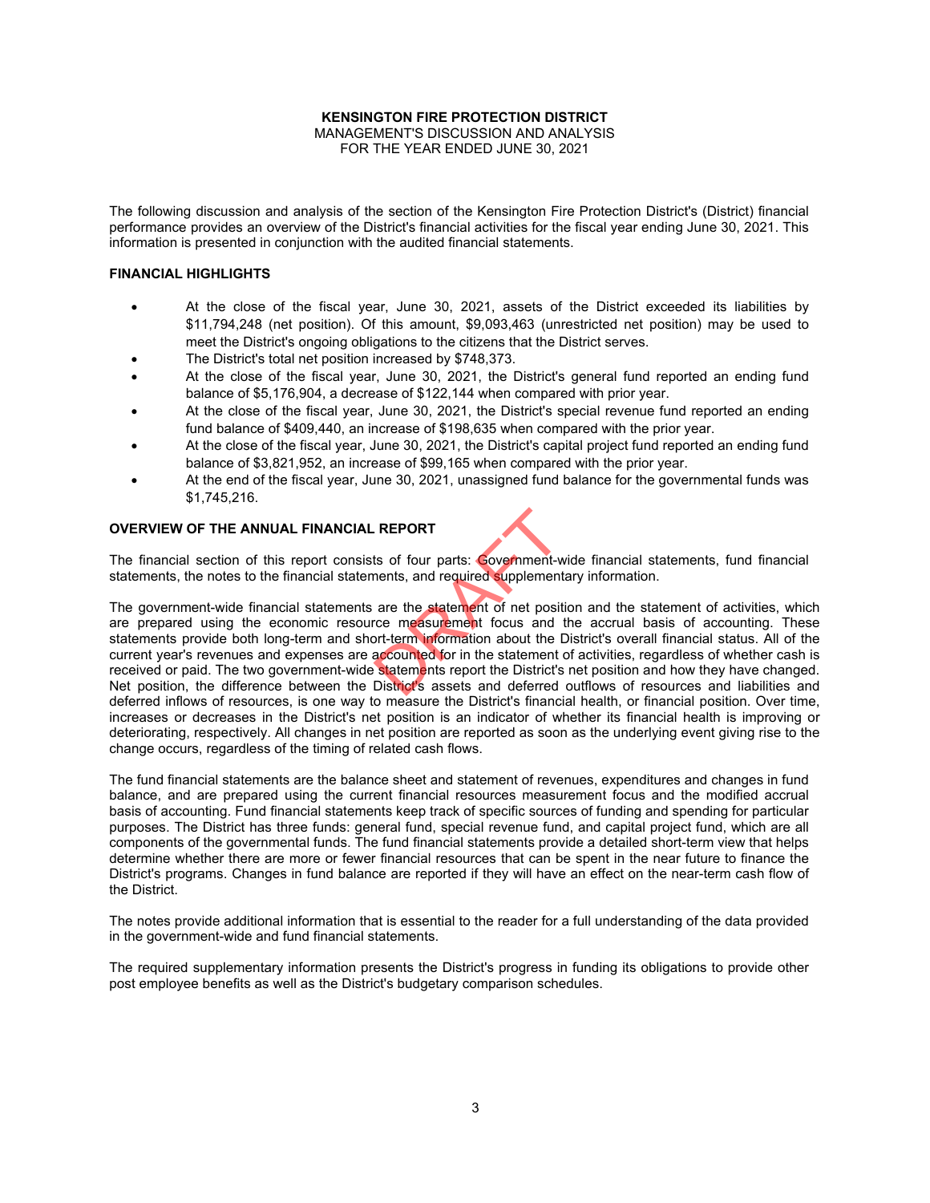**KENSINGTON FIRE PROTECTION DISTRICT**
MANAGEMENT'S DISCUSSION AND ANALYSIS
FOR THE YEAR ENDED JUNE 30, 2021

The following discussion and analysis of the section of the Kensington Fire Protection District's (District) financial performance provides an overview of the District's financial activities for the fiscal year ending June 30, 2021. This information is presented in conjunction with the audited financial statements.

## FINANCIAL HIGHLIGHTS

- At the close of the fiscal year, June 30, 2021, assets of the District exceeded its liabilities by $11,794,248 (net position). Of this amount, $9,093,463 (unrestricted net position) may be used to meet the District's ongoing obligations to the citizens that the District serves.
- The District's total net position increased by $748,373.
- At the close of the fiscal year, June 30, 2021, the District's general fund reported an ending fund balance of $5,176,904, a decrease of $122,144 when compared with prior year.
- At the close of the fiscal year, June 30, 2021, the District's special revenue fund reported an ending fund balance of $409,440, an increase of $198,635 when compared with the prior year.
- At the close of the fiscal year, June 30, 2021, the District's capital project fund reported an ending fund balance of $3,821,952, an increase of $99,165 when compared with the prior year.
- At the end of the fiscal year, June 30, 2021, unassigned fund balance for the governmental funds was $1,745,216.

## OVERVIEW OF THE ANNUAL FINANCIAL REPORT

The financial section of this report consists of four parts: Government-wide financial statements, fund financial statements, the notes to the financial statements, and required supplementary information.

The government-wide financial statements are the statement of net position and the statement of activities, which are prepared using the economic resource measurement focus and the accrual basis of accounting. These statements provide both long-term and short-term information about the District's overall financial status. All of the current year's revenues and expenses are accounted for in the statement of activities, regardless of whether cash is received or paid. The two government-wide statements report the District's net position and how they have changed. Net position, the difference between the District's assets and deferred outflows of resources and liabilities and deferred inflows of resources, is one way to measure the District's financial health, or financial position. Over time, increases or decreases in the District's net position is an indicator of whether its financial health is improving or deteriorating, respectively. All changes in net position are reported as soon as the underlying event giving rise to the change occurs, regardless of the timing of related cash flows.

The fund financial statements are the balance sheet and statement of revenues, expenditures and changes in fund balance, and are prepared using the current financial resources measurement focus and the modified accrual basis of accounting. Fund financial statements keep track of specific sources of funding and spending for particular purposes. The District has three funds: general fund, special revenue fund, and capital project fund, which are all components of the governmental funds. The fund financial statements provide a detailed short-term view that helps determine whether there are more or fewer financial resources that can be spent in the near future to finance the District's programs. Changes in fund balance are reported if they will have an effect on the near-term cash flow of the District.

The notes provide additional information that is essential to the reader for a full understanding of the data provided in the government-wide and fund financial statements.

The required supplementary information presents the District's progress in funding its obligations to provide other post employee benefits as well as the District's budgetary comparison schedules.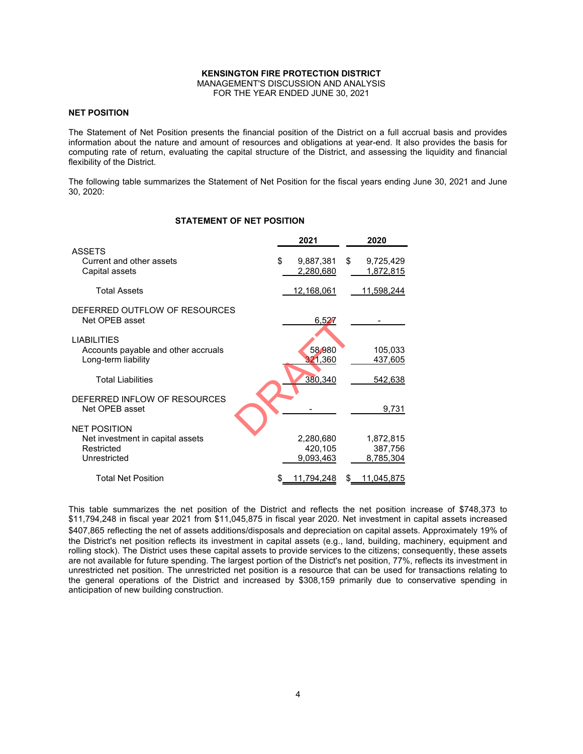**KENSINGTON FIRE PROTECTION DISTRICT**
MANAGEMENT'S DISCUSSION AND ANALYSIS
FOR THE YEAR ENDED JUNE 30, 2021

## NET POSITION

The Statement of Net Position presents the financial position of the District on a full accrual basis and provides information about the nature and amount of resources and obligations at year-end. It also provides the basis for computing rate of return, evaluating the capital structure of the District, and assessing the liquidity and financial flexibility of the District.

The following table summarizes the Statement of Net Position for the fiscal years ending June 30, 2021 and June 30, 2020:

### STATEMENT OF NET POSITION

| | 2021 | 2020 |
|---|---|---|
| ASSETS | | |
| Current and other assets | $ 9,887,381 | $ 9,725,429 |
| Capital assets | 2,280,680 | 1,872,815 |
| Total Assets | 12,168,061 | 11,598,244 |
| DEFERRED OUTFLOW OF RESOURCES | | |
| Net OPEB asset | 6,527 | - |
| LIABILITIES | | |
| Accounts payable and other accruals | 58,980 | 105,033 |
| Long-term liability | 321,360 | 437,605 |
| Total Liabilities | 380,340 | 542,638 |
| DEFERRED INFLOW OF RESOURCES | | |
| Net OPEB asset | - | 9,731 |
| NET POSITION | | |
| Net investment in capital assets | 2,280,680 | 1,872,815 |
| Restricted | 420,105 | 387,756 |
| Unrestricted | 9,093,463 | 8,785,304 |
| Total Net Position | $ 11,794,248 | $ 11,045,875 |

This table summarizes the net position of the District and reflects the net position increase of $748,373 to $11,794,248 in fiscal year 2021 from $11,045,875 in fiscal year 2020. Net investment in capital assets increased $407,865 reflecting the net of assets additions/disposals and depreciation on capital assets. Approximately 19% of the District's net position reflects its investment in capital assets (e.g., land, building, machinery, equipment and rolling stock). The District uses these capital assets to provide services to the citizens; consequently, these assets are not available for future spending. The largest portion of the District's net position, 77%, reflects its investment in unrestricted net position. The unrestricted net position is a resource that can be used for transactions relating to the general operations of the District and increased by $308,159 primarily due to conservative spending in anticipation of new building construction.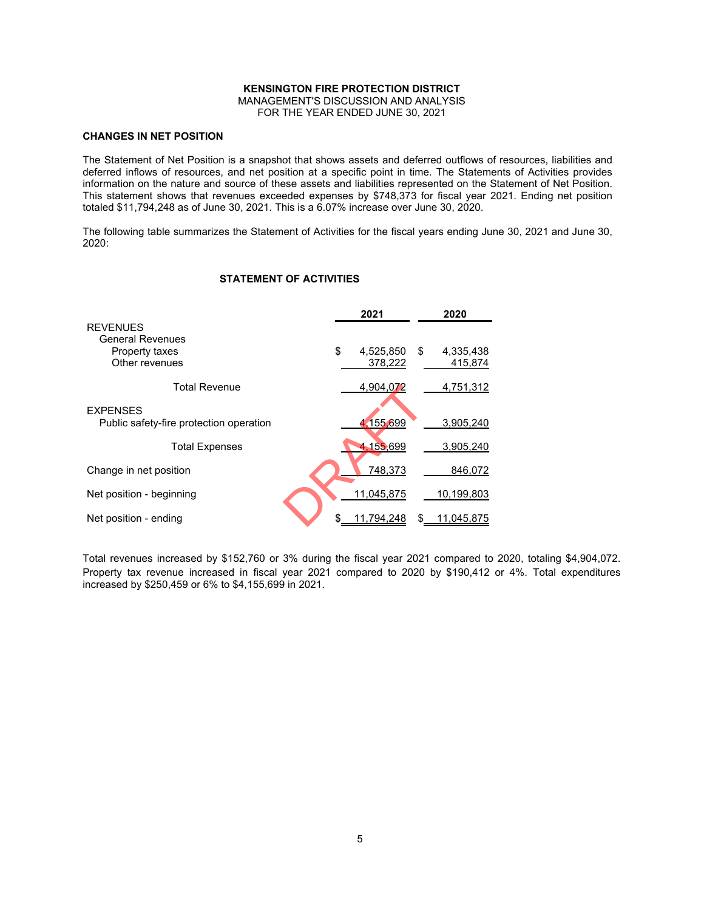**KENSINGTON FIRE PROTECTION DISTRICT**
MANAGEMENT'S DISCUSSION AND ANALYSIS
FOR THE YEAR ENDED JUNE 30, 2021

## CHANGES IN NET POSITION

The Statement of Net Position is a snapshot that shows assets and deferred outflows of resources, liabilities and deferred inflows of resources, and net position at a specific point in time. The Statements of Activities provides information on the nature and source of these assets and liabilities represented on the Statement of Net Position. This statement shows that revenues exceeded expenses by $748,373 for fiscal year 2021. Ending net position totaled $11,794,248 as of June 30, 2021. This is a 6.07% increase over June 30, 2020.

The following table summarizes the Statement of Activities for the fiscal years ending June 30, 2021 and June 30, 2020:

### STATEMENT OF ACTIVITIES

| | 2021 | 2020 |
|---|---|---|
| REVENUES | | |
| General Revenues | | |
| Property taxes | $ 4,525,850 | $ 4,335,438 |
| Other revenues | 378,222 | 415,874 |
| Total Revenue | 4,904,072 | 4,751,312 |
| EXPENSES | | |
| Public safety-fire protection operation | 4,155,699 | 3,905,240 |
| Total Expenses | 4,155,699 | 3,905,240 |
| Change in net position | 748,373 | 846,072 |
| Net position - beginning | 11,045,875 | 10,199,803 |
| Net position - ending | $ 11,794,248 | $ 11,045,875 |

Total revenues increased by $152,760 or 3% during the fiscal year 2021 compared to 2020, totaling $4,904,072. Property tax revenue increased in fiscal year 2021 compared to 2020 by $190,412 or 4%. Total expenditures increased by $250,459 or 6% to $4,155,699 in 2021.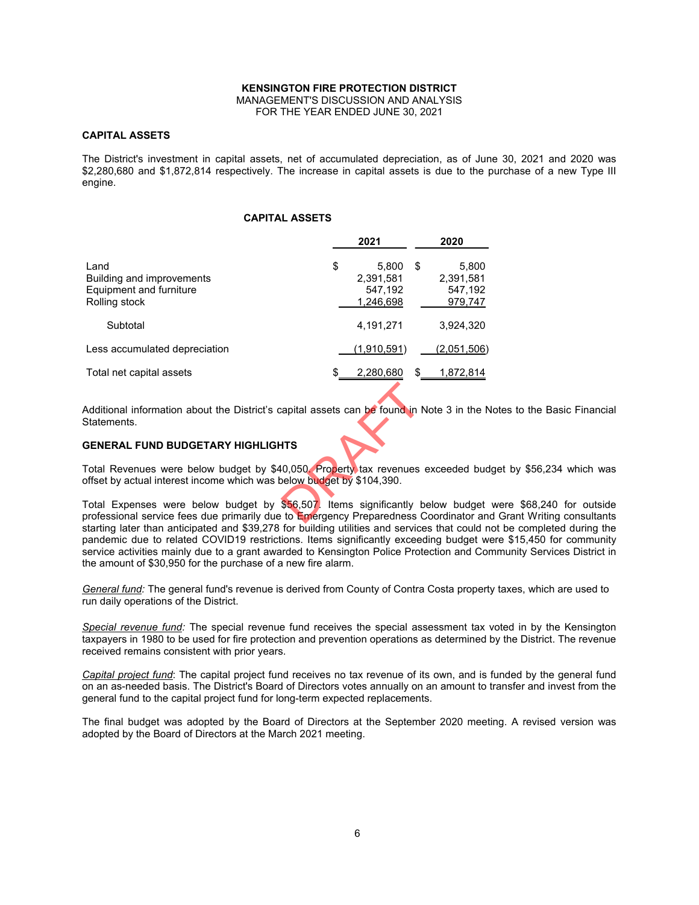**KENSINGTON FIRE PROTECTION DISTRICT**
MANAGEMENT'S DISCUSSION AND ANALYSIS
FOR THE YEAR ENDED JUNE 30, 2021

## CAPITAL ASSETS

The District's investment in capital assets, net of accumulated depreciation, as of June 30, 2021 and 2020 was $2,280,680 and $1,872,814 respectively. The increase in capital assets is due to the purchase of a new Type III engine.

### CAPITAL ASSETS

| | 2021 | 2020 |
|---|---|---|
| Land | $ 5,800 | $ 5,800 |
| Building and improvements | 2,391,581 | 2,391,581 |
| Equipment and furniture | 547,192 | 547,192 |
| Rolling stock | 1,246,698 | 979,747 |
| Subtotal | 4,191,271 | 3,924,320 |
| Less accumulated depreciation | (1,910,591) | (2,051,506) |
| Total net capital assets | $ 2,280,680 | $ 1,872,814 |

Additional information about the District's capital assets can be found in Note 3 in the Notes to the Basic Financial Statements.

## GENERAL FUND BUDGETARY HIGHLIGHTS

Total Revenues were below budget by $40,050. Property tax revenues exceeded budget by $56,234 which was offset by actual interest income which was below budget by $104,390.

Total Expenses were below budget by $56,507. Items significantly below budget were $68,240 for outside professional service fees due primarily due to Emergency Preparedness Coordinator and Grant Writing consultants starting later than anticipated and $39,278 for building utilities and services that could not be completed during the pandemic due to related COVID19 restrictions. Items significantly exceeding budget were $15,450 for community service activities mainly due to a grant awarded to Kensington Police Protection and Community Services District in the amount of $30,950 for the purchase of a new fire alarm.

*General fund:* The general fund's revenue is derived from County of Contra Costa property taxes, which are used to run daily operations of the District.

*Special revenue fund:* The special revenue fund receives the special assessment tax voted in by the Kensington taxpayers in 1980 to be used for fire protection and prevention operations as determined by the District. The revenue received remains consistent with prior years.

*Capital project fund*: The capital project fund receives no tax revenue of its own, and is funded by the general fund on an as-needed basis. The District's Board of Directors votes annually on an amount to transfer and invest from the general fund to the capital project fund for long-term expected replacements.

The final budget was adopted by the Board of Directors at the September 2020 meeting. A revised version was adopted by the Board of Directors at the March 2021 meeting.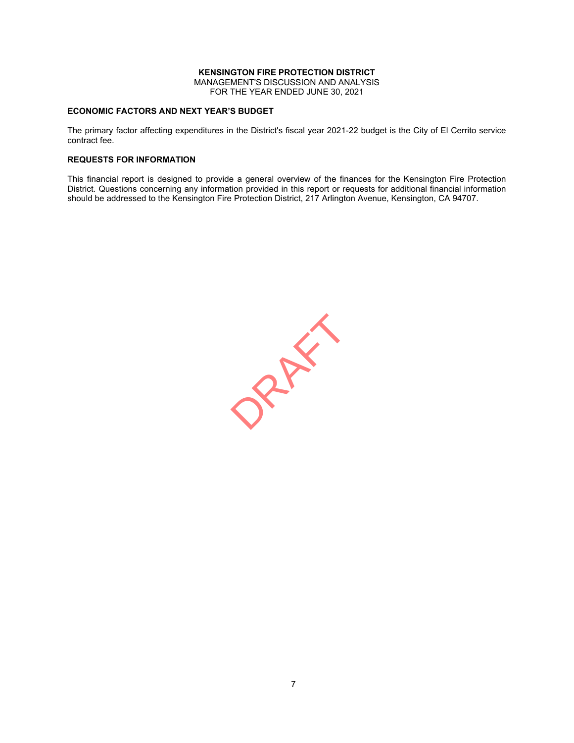**KENSINGTON FIRE PROTECTION DISTRICT**
MANAGEMENT'S DISCUSSION AND ANALYSIS
FOR THE YEAR ENDED JUNE 30, 2021

## ECONOMIC FACTORS AND NEXT YEAR'S BUDGET

The primary factor affecting expenditures in the District's fiscal year 2021-22 budget is the City of El Cerrito service contract fee.

## REQUESTS FOR INFORMATION

This financial report is designed to provide a general overview of the finances for the Kensington Fire Protection District. Questions concerning any information provided in this report or requests for additional financial information should be addressed to the Kensington Fire Protection District, 217 Arlington Avenue, Kensington, CA 94707.

DRAFT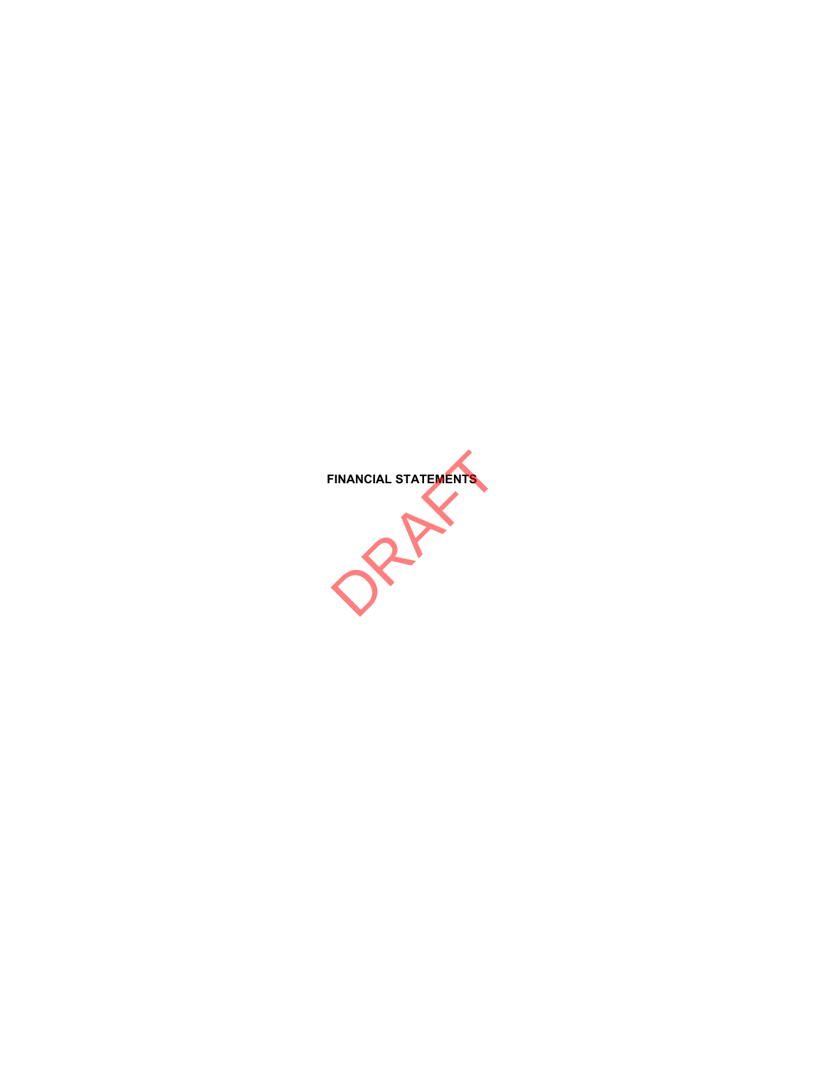**FINANCIAL STATEMENTS**

DRAFT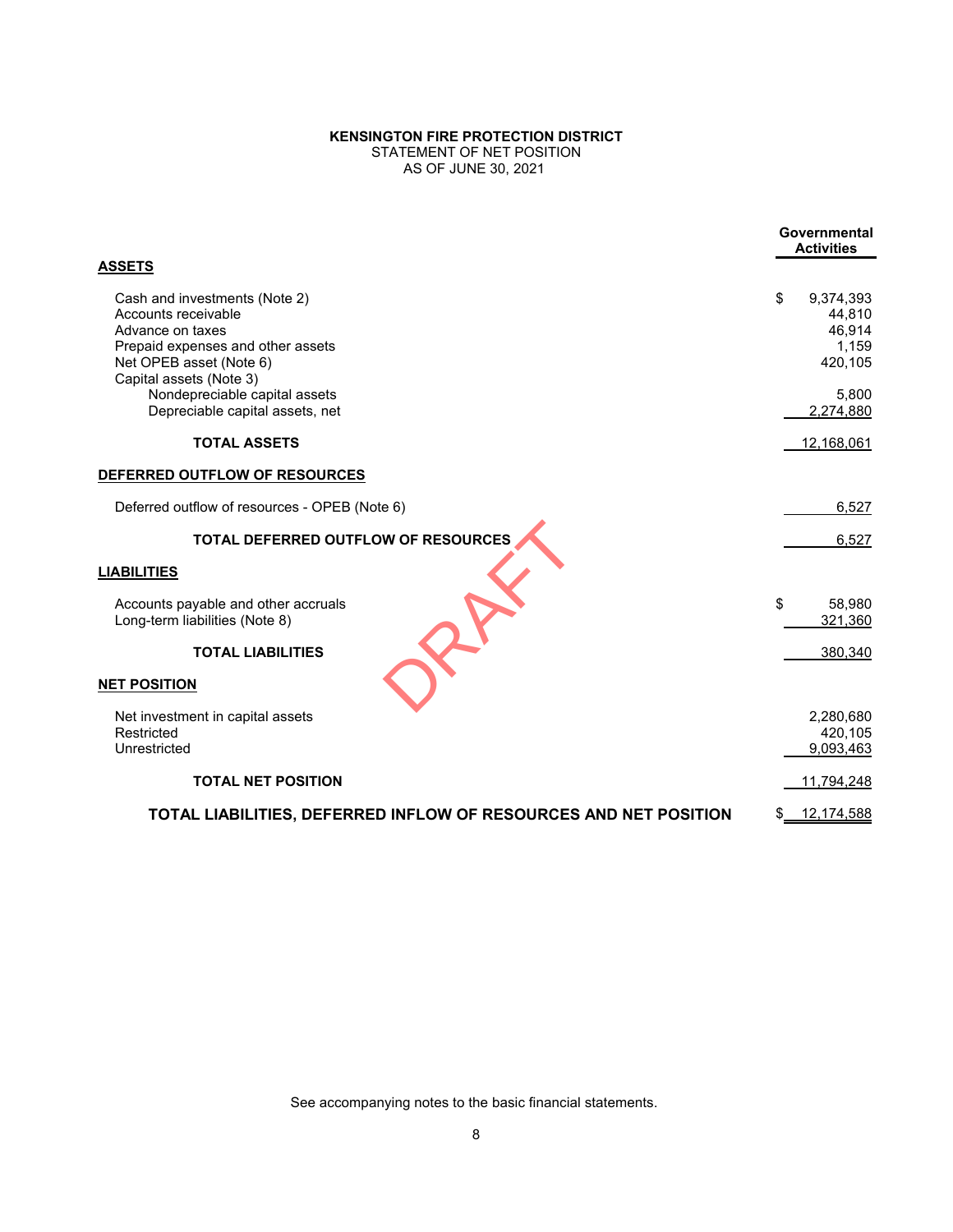**KENSINGTON FIRE PROTECTION DISTRICT**
STATEMENT OF NET POSITION
AS OF JUNE 30, 2021

| | Governmental Activities |
|---|---|
| **ASSETS** | |
| Cash and investments (Note 2) | $ 9,374,393 |
| Accounts receivable | 44,810 |
| Advance on taxes | 46,914 |
| Prepaid expenses and other assets | 1,159 |
| Net OPEB asset (Note 6) | 420,105 |
| Capital assets (Note 3) | |
| Nondepreciable capital assets | 5,800 |
| Depreciable capital assets, net | 2,274,880 |
| **TOTAL ASSETS** | 12,168,061 |
| **DEFERRED OUTFLOW OF RESOURCES** | |
| Deferred outflow of resources - OPEB (Note 6) | 6,527 |
| **TOTAL DEFERRED OUTFLOW OF RESOURCES** | 6,527 |
| **LIABILITIES** | |
| Accounts payable and other accruals | $ 58,980 |
| Long-term liabilities (Note 8) | 321,360 |
| **TOTAL LIABILITIES** | 380,340 |
| **NET POSITION** | |
| Net investment in capital assets | 2,280,680 |
| Restricted | 420,105 |
| Unrestricted | 9,093,463 |
| **TOTAL NET POSITION** | 11,794,248 |
| **TOTAL LIABILITIES, DEFERRED INFLOW OF RESOURCES AND NET POSITION** | $ 12,174,588 |

DRAFT

See accompanying notes to the basic financial statements.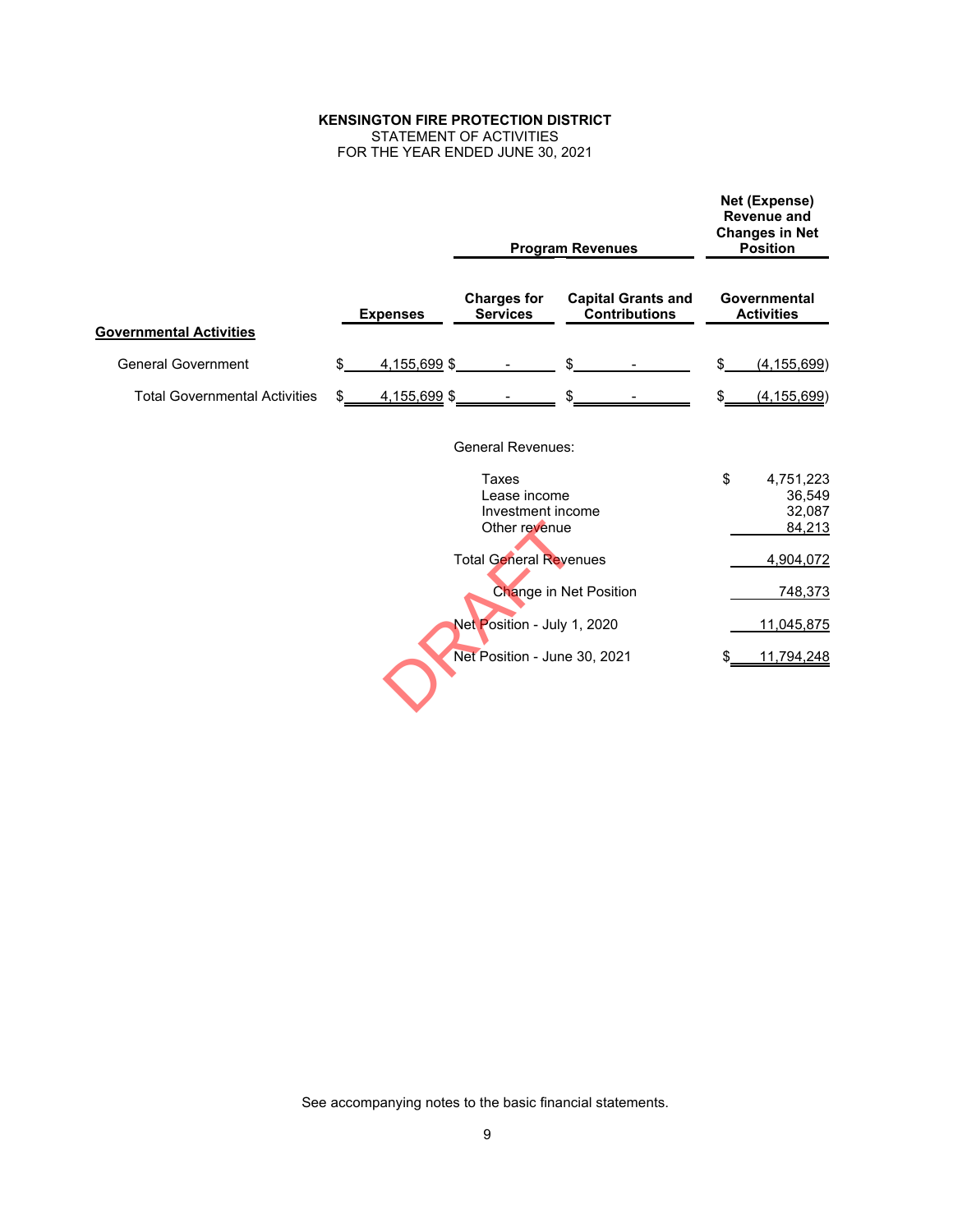**KENSINGTON FIRE PROTECTION DISTRICT**
STATEMENT OF ACTIVITIES
FOR THE YEAR ENDED JUNE 30, 2021

| | | Program Revenues | | Net (Expense) Revenue and Changes in Net Position |
|---|---|---|---|---|
| | **Expenses** | **Charges for Services** | **Capital Grants and Contributions** | **Governmental Activities** |
| **Governmental Activities** | | | | |
| General Government | $ 4,155,699 | $ - | $ - | $ (4,155,699) |
| Total Governmental Activities | $ 4,155,699 | $ - | $ - | $ (4,155,699) |
| | | General Revenues: | | |
| | | Taxes | | $ 4,751,223 |
| | | Lease income | | 36,549 |
| | | Investment income | | 32,087 |
| | | Other revenue | | 84,213 |
| | | Total General Revenues | | 4,904,072 |
| | | Change in Net Position | | 748,373 |
| | | Net Position - July 1, 2020 | | 11,045,875 |
| | | Net Position - June 30, 2021 | | $ 11,794,248 |

DRAFT

See accompanying notes to the basic financial statements.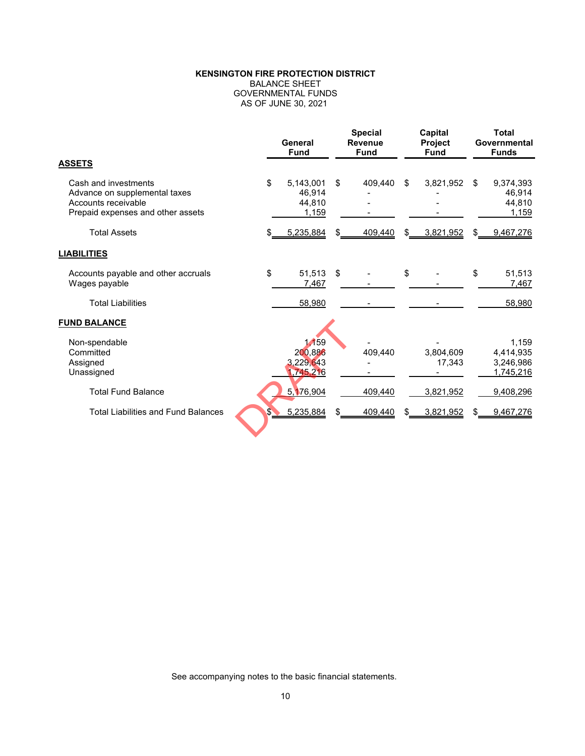**KENSINGTON FIRE PROTECTION DISTRICT**
BALANCE SHEET
GOVERNMENTAL FUNDS
AS OF JUNE 30, 2021

| | General Fund | Special Revenue Fund | Capital Project Fund | Total Governmental Funds |
|---|---|---|---|---|
| **ASSETS** | | | | |
| Cash and investments | $ 5,143,001 | $ 409,440 | $ 3,821,952 | $ 9,374,393 |
| Advance on supplemental taxes | 46,914 | - | - | 46,914 |
| Accounts receivable | 44,810 | - | - | 44,810 |
| Prepaid expenses and other assets | 1,159 | - | - | 1,159 |
| Total Assets | $ 5,235,884 | $ 409,440 | $ 3,821,952 | $ 9,467,276 |
| **LIABILITIES** | | | | |
| Accounts payable and other accruals | $ 51,513 | $ - | $ - | $ 51,513 |
| Wages payable | 7,467 | - | - | 7,467 |
| Total Liabilities | 58,980 | - | - | 58,980 |
| **FUND BALANCE** | | | | |
| Non-spendable | 1,159 | - | - | 1,159 |
| Committed | 200,886 | 409,440 | 3,804,609 | 4,414,935 |
| Assigned | 3,229,643 | - | 17,343 | 3,246,986 |
| Unassigned | 1,745,216 | - | - | 1,745,216 |
| Total Fund Balance | 5,176,904 | 409,440 | 3,821,952 | 9,408,296 |
| Total Liabilities and Fund Balances | $ 5,235,884 | $ 409,440 | $ 3,821,952 | $ 9,467,276 |

DRAFT

See accompanying notes to the basic financial statements.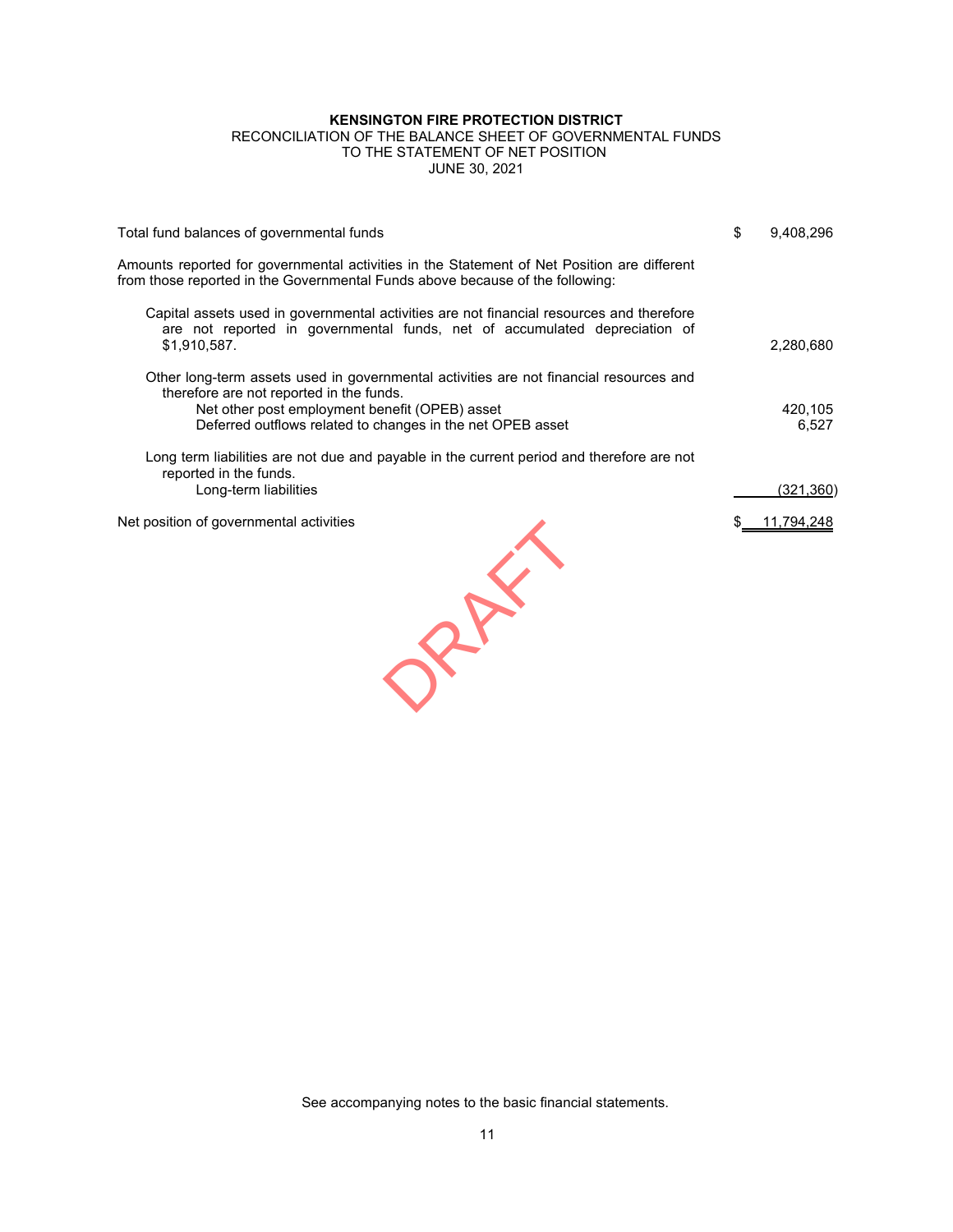**KENSINGTON FIRE PROTECTION DISTRICT**
RECONCILIATION OF THE BALANCE SHEET OF GOVERNMENTAL FUNDS
TO THE STATEMENT OF NET POSITION
JUNE 30, 2021

| | |
|---|---|
| Total fund balances of governmental funds | $ 9,408,296 |
| Amounts reported for governmental activities in the Statement of Net Position are different from those reported in the Governmental Funds above because of the following: | |
| Capital assets used in governmental activities are not financial resources and therefore are not reported in governmental funds, net of accumulated depreciation of $1,910,587. | 2,280,680 |
| Other long-term assets used in governmental activities are not financial resources and therefore are not reported in the funds. | |
| Net other post employment benefit (OPEB) asset | 420,105 |
| Deferred outflows related to changes in the net OPEB asset | 6,527 |
| Long term liabilities are not due and payable in the current period and therefore are not reported in the funds. | |
| Long-term liabilities | (321,360) |
| Net position of governmental activities | $ 11,794,248 |

DRAFT

See accompanying notes to the basic financial statements.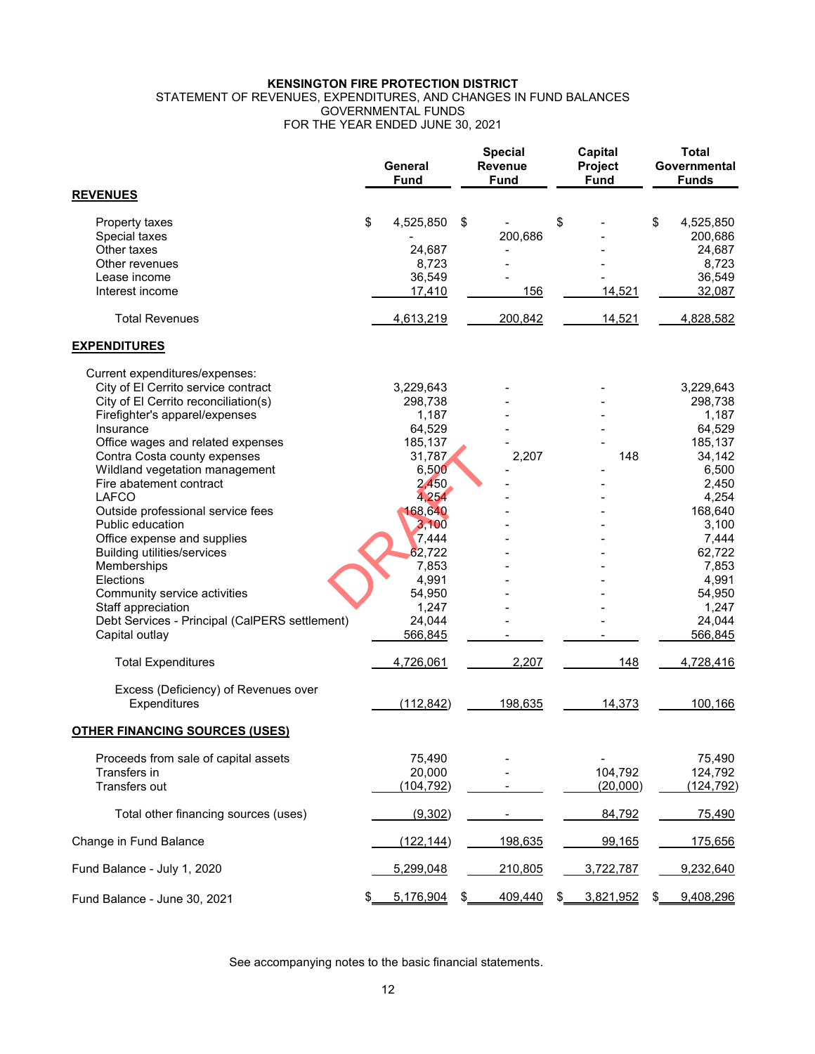**KENSINGTON FIRE PROTECTION DISTRICT**
STATEMENT OF REVENUES, EXPENDITURES, AND CHANGES IN FUND BALANCES
GOVERNMENTAL FUNDS
FOR THE YEAR ENDED JUNE 30, 2021

| | General Fund | Special Revenue Fund | Capital Project Fund | Total Governmental Funds |
|---|---|---|---|---|
| **REVENUES** | | | | |
| Property taxes | $ 4,525,850 | $ - | $ - | $ 4,525,850 |
| Special taxes | - | 200,686 | - | 200,686 |
| Other taxes | 24,687 | - | - | 24,687 |
| Other revenues | 8,723 | - | - | 8,723 |
| Lease income | 36,549 | - | - | 36,549 |
| Interest income | 17,410 | 156 | 14,521 | 32,087 |
| Total Revenues | 4,613,219 | 200,842 | 14,521 | 4,828,582 |
| **EXPENDITURES** | | | | |
| Current expenditures/expenses: | | | | |
| City of El Cerrito service contract | 3,229,643 | - | - | 3,229,643 |
| City of El Cerrito reconciliation(s) | 298,738 | - | - | 298,738 |
| Firefighter's apparel/expenses | 1,187 | - | - | 1,187 |
| Insurance | 64,529 | - | - | 64,529 |
| Office wages and related expenses | 185,137 | - | - | 185,137 |
| Contra Costa county expenses | 31,787 | 2,207 | 148 | 34,142 |
| Wildland vegetation management | 6,500 | - | - | 6,500 |
| Fire abatement contract | 2,450 | - | - | 2,450 |
| LAFCO | 4,254 | - | - | 4,254 |
| Outside professional service fees | 168,640 | - | - | 168,640 |
| Public education | 3,100 | - | - | 3,100 |
| Office expense and supplies | 7,444 | - | - | 7,444 |
| Building utilities/services | 62,722 | - | - | 62,722 |
| Memberships | 7,853 | - | - | 7,853 |
| Elections | 4,991 | - | - | 4,991 |
| Community service activities | 54,950 | - | - | 54,950 |
| Staff appreciation | 1,247 | - | - | 1,247 |
| Debt Services - Principal (CalPERS settlement) | 24,044 | - | - | 24,044 |
| Capital outlay | 566,845 | - | - | 566,845 |
| Total Expenditures | 4,726,061 | 2,207 | 148 | 4,728,416 |
| Excess (Deficiency) of Revenues over Expenditures | (112,842) | 198,635 | 14,373 | 100,166 |
| **OTHER FINANCING SOURCES (USES)** | | | | |
| Proceeds from sale of capital assets | 75,490 | - | - | 75,490 |
| Transfers in | 20,000 | - | 104,792 | 124,792 |
| Transfers out | (104,792) | - | (20,000) | (124,792) |
| Total other financing sources (uses) | (9,302) | - | 84,792 | 75,490 |
| Change in Fund Balance | (122,144) | 198,635 | 99,165 | 175,656 |
| Fund Balance - July 1, 2020 | 5,299,048 | 210,805 | 3,722,787 | 9,232,640 |
| Fund Balance - June 30, 2021 | $ 5,176,904 | $ 409,440 | $ 3,821,952 | $ 9,408,296 |

DRAFT

See accompanying notes to the basic financial statements.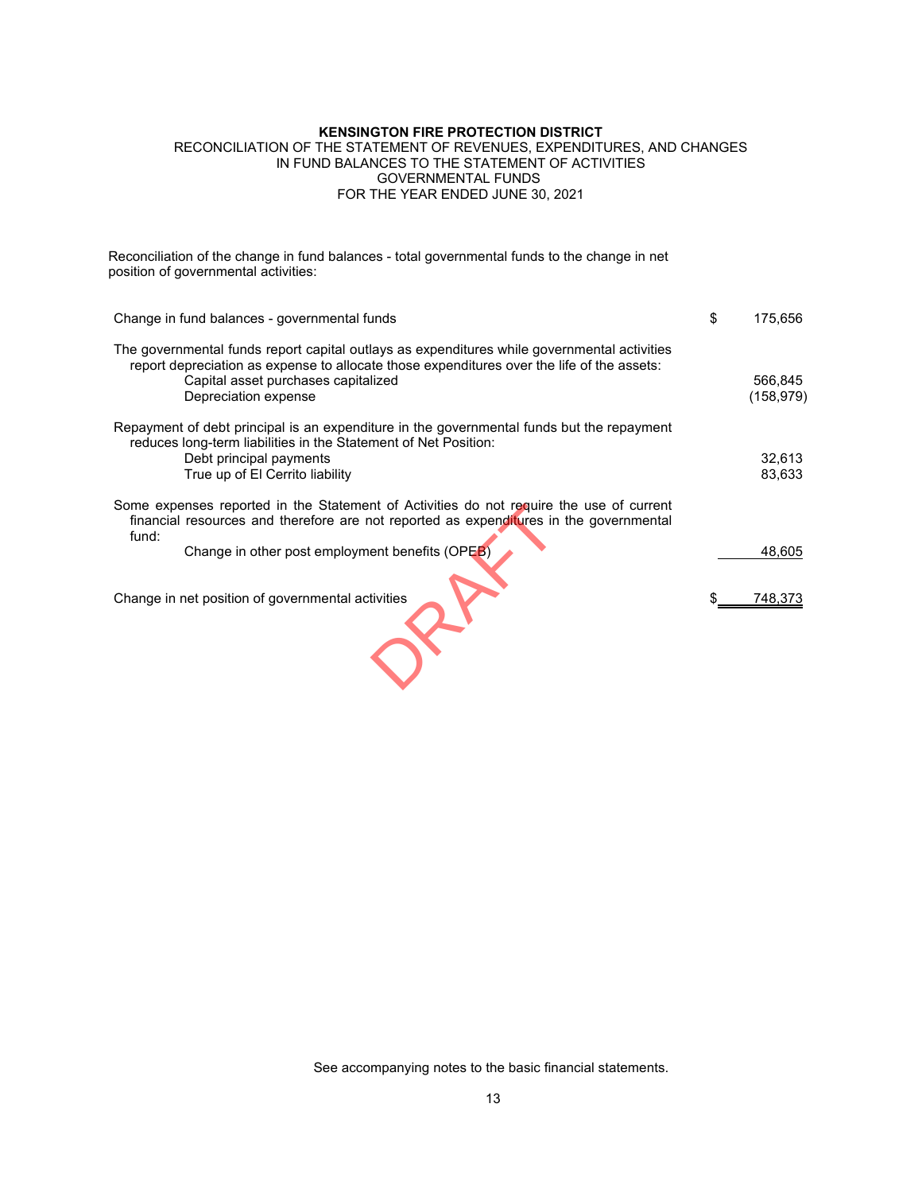**KENSINGTON FIRE PROTECTION DISTRICT**
RECONCILIATION OF THE STATEMENT OF REVENUES, EXPENDITURES, AND CHANGES
IN FUND BALANCES TO THE STATEMENT OF ACTIVITIES
GOVERNMENTAL FUNDS
FOR THE YEAR ENDED JUNE 30, 2021

Reconciliation of the change in fund balances - total governmental funds to the change in net position of governmental activities:

| | |
|---|---|
| Change in fund balances - governmental funds | $ 175,656 |
| The governmental funds report capital outlays as expenditures while governmental activities report depreciation as expense to allocate those expenditures over the life of the assets: | |
| Capital asset purchases capitalized | 566,845 |
| Depreciation expense | (158,979) |
| Repayment of debt principal is an expenditure in the governmental funds but the repayment reduces long-term liabilities in the Statement of Net Position: | |
| Debt principal payments | 32,613 |
| True up of El Cerrito liability | 83,633 |
| Some expenses reported in the Statement of Activities do not require the use of current financial resources and therefore are not reported as expenditures in the governmental fund: | |
| Change in other post employment benefits (OPEB) | 48,605 |
| Change in net position of governmental activities | $ 748,373 |

DRAFT

See accompanying notes to the basic financial statements.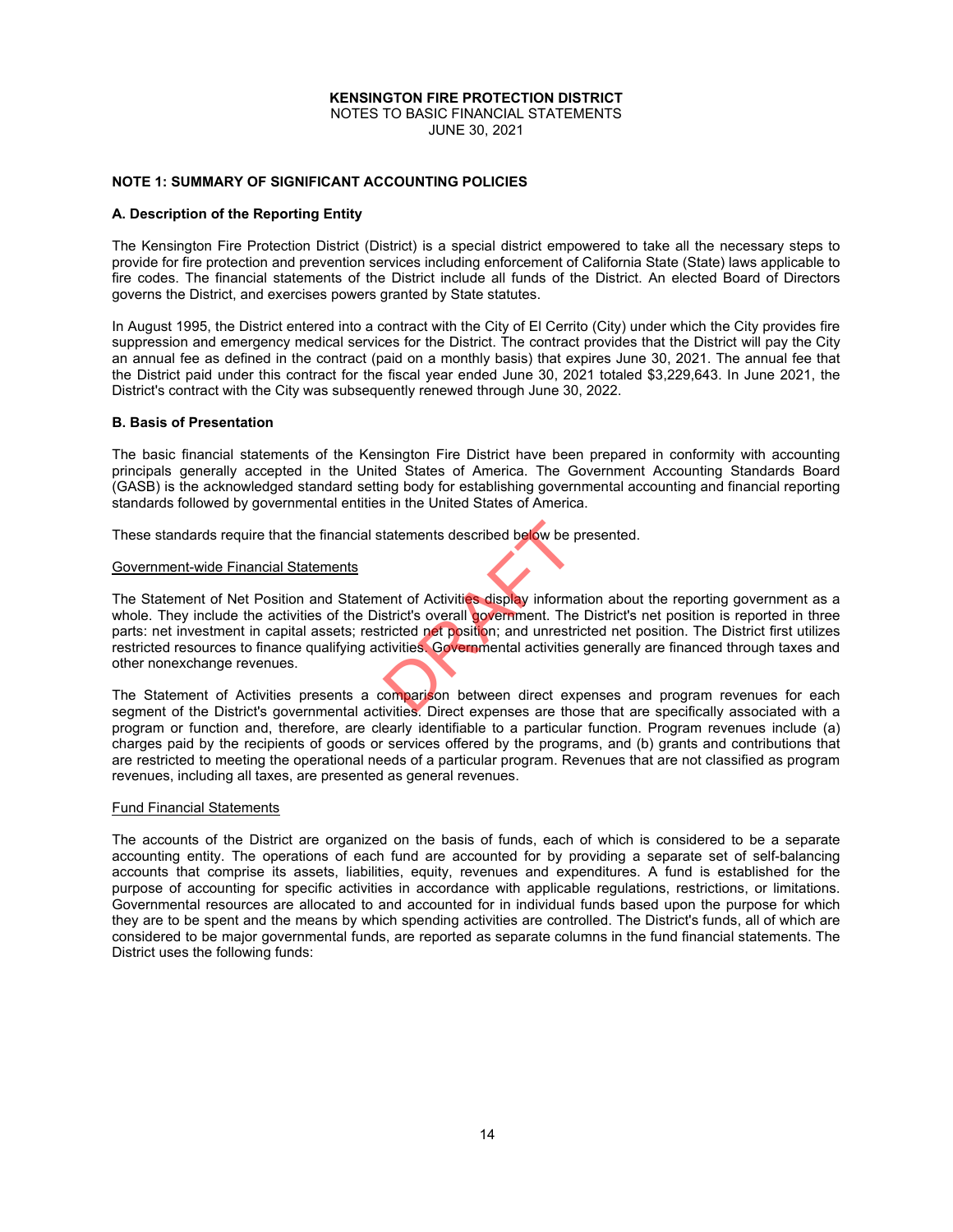# KENSINGTON FIRE PROTECTION DISTRICT
NOTES TO BASIC FINANCIAL STATEMENTS
JUNE 30, 2021

## NOTE 1: SUMMARY OF SIGNIFICANT ACCOUNTING POLICIES

### A. Description of the Reporting Entity

The Kensington Fire Protection District (District) is a special district empowered to take all the necessary steps to provide for fire protection and prevention services including enforcement of California State (State) laws applicable to fire codes. The financial statements of the District include all funds of the District. An elected Board of Directors governs the District, and exercises powers granted by State statutes.

In August 1995, the District entered into a contract with the City of El Cerrito (City) under which the City provides fire suppression and emergency medical services for the District. The contract provides that the District will pay the City an annual fee as defined in the contract (paid on a monthly basis) that expires June 30, 2021. The annual fee that the District paid under this contract for the fiscal year ended June 30, 2021 totaled $3,229,643. In June 2021, the District's contract with the City was subsequently renewed through June 30, 2022.

### B. Basis of Presentation

The basic financial statements of the Kensington Fire District have been prepared in conformity with accounting principals generally accepted in the United States of America. The Government Accounting Standards Board (GASB) is the acknowledged standard setting body for establishing governmental accounting and financial reporting standards followed by governmental entities in the United States of America.

These standards require that the financial statements described below be presented.

Government-wide Financial Statements

The Statement of Net Position and Statement of Activities display information about the reporting government as a whole. They include the activities of the District's overall government. The District's net position is reported in three parts: net investment in capital assets; restricted net position; and unrestricted net position. The District first utilizes restricted resources to finance qualifying activities. Governmental activities generally are financed through taxes and other nonexchange revenues.

The Statement of Activities presents a comparison between direct expenses and program revenues for each segment of the District's governmental activities. Direct expenses are those that are specifically associated with a program or function and, therefore, are clearly identifiable to a particular function. Program revenues include (a) charges paid by the recipients of goods or services offered by the programs, and (b) grants and contributions that are restricted to meeting the operational needs of a particular program. Revenues that are not classified as program revenues, including all taxes, are presented as general revenues.

Fund Financial Statements

The accounts of the District are organized on the basis of funds, each of which is considered to be a separate accounting entity. The operations of each fund are accounted for by providing a separate set of self-balancing accounts that comprise its assets, liabilities, equity, revenues and expenditures. A fund is established for the purpose of accounting for specific activities in accordance with applicable regulations, restrictions, or limitations. Governmental resources are allocated to and accounted for in individual funds based upon the purpose for which they are to be spent and the means by which spending activities are controlled. The District's funds, all of which are considered to be major governmental funds, are reported as separate columns in the fund financial statements. The District uses the following funds: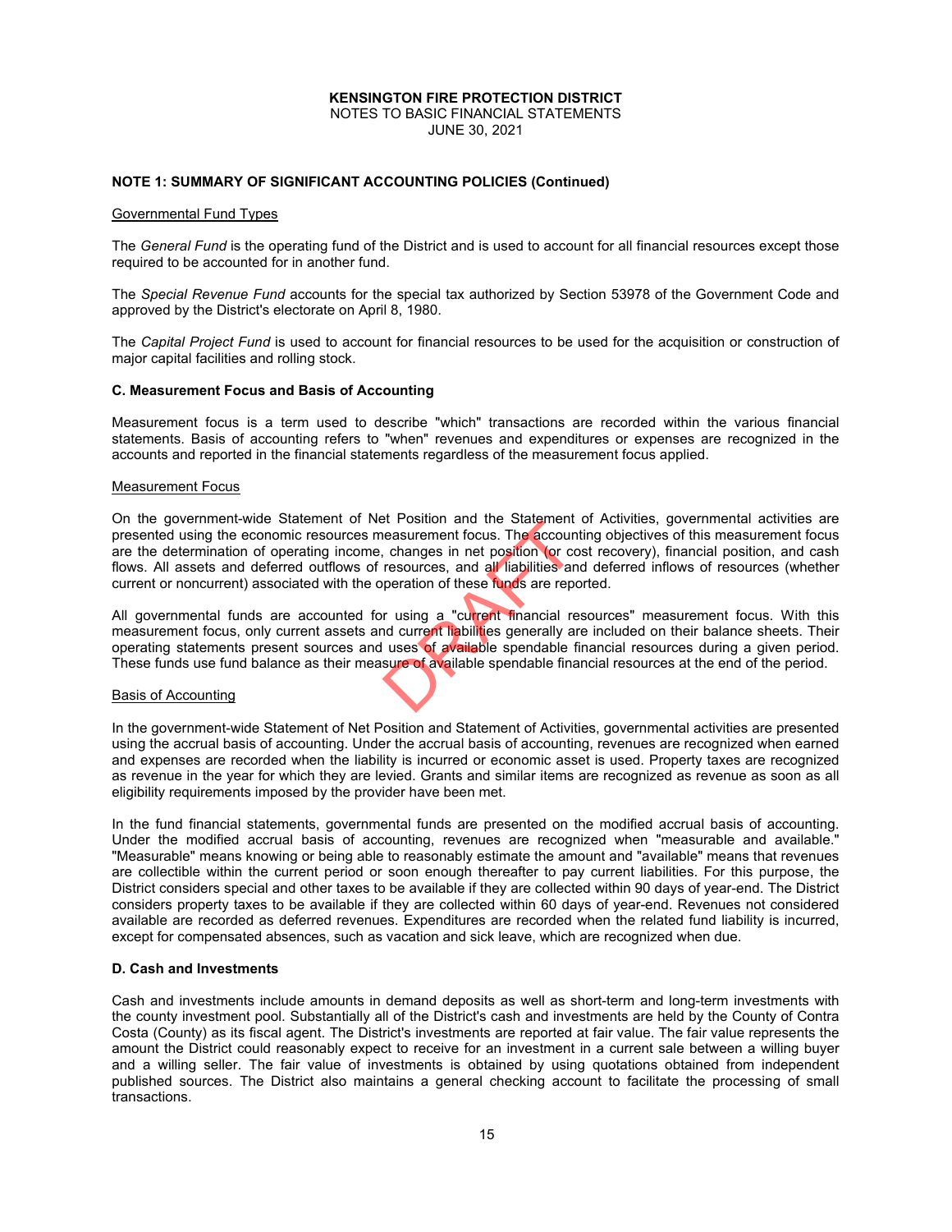**KENSINGTON FIRE PROTECTION DISTRICT**
NOTES TO BASIC FINANCIAL STATEMENTS
JUNE 30, 2021

**NOTE 1: SUMMARY OF SIGNIFICANT ACCOUNTING POLICIES (Continued)**

Governmental Fund Types

The *General Fund* is the operating fund of the District and is used to account for all financial resources except those required to be accounted for in another fund.

The *Special Revenue Fund* accounts for the special tax authorized by Section 53978 of the Government Code and approved by the District's electorate on April 8, 1980.

The *Capital Project Fund* is used to account for financial resources to be used for the acquisition or construction of major capital facilities and rolling stock.

**C. Measurement Focus and Basis of Accounting**

Measurement focus is a term used to describe "which" transactions are recorded within the various financial statements. Basis of accounting refers to "when" revenues and expenditures or expenses are recognized in the accounts and reported in the financial statements regardless of the measurement focus applied.

Measurement Focus

On the government-wide Statement of Net Position and the Statement of Activities, governmental activities are presented using the economic resources measurement focus. The accounting objectives of this measurement focus are the determination of operating income, changes in net position (or cost recovery), financial position, and cash flows. All assets and deferred outflows of resources, and all liabilities and deferred inflows of resources (whether current or noncurrent) associated with the operation of these funds are reported.

All governmental funds are accounted for using a "current financial resources" measurement focus. With this measurement focus, only current assets and current liabilities generally are included on their balance sheets. Their operating statements present sources and uses of available spendable financial resources during a given period. These funds use fund balance as their measure of available spendable financial resources at the end of the period.

Basis of Accounting

In the government-wide Statement of Net Position and Statement of Activities, governmental activities are presented using the accrual basis of accounting. Under the accrual basis of accounting, revenues are recognized when earned and expenses are recorded when the liability is incurred or economic asset is used. Property taxes are recognized as revenue in the year for which they are levied. Grants and similar items are recognized as revenue as soon as all eligibility requirements imposed by the provider have been met.

In the fund financial statements, governmental funds are presented on the modified accrual basis of accounting. Under the modified accrual basis of accounting, revenues are recognized when "measurable and available." "Measurable" means knowing or being able to reasonably estimate the amount and "available" means that revenues are collectible within the current period or soon enough thereafter to pay current liabilities. For this purpose, the District considers special and other taxes to be available if they are collected within 90 days of year-end. The District considers property taxes to be available if they are collected within 60 days of year-end. Revenues not considered available are recorded as deferred revenues. Expenditures are recorded when the related fund liability is incurred, except for compensated absences, such as vacation and sick leave, which are recognized when due.

**D. Cash and Investments**

Cash and investments include amounts in demand deposits as well as short-term and long-term investments with the county investment pool. Substantially all of the District's cash and investments are held by the County of Contra Costa (County) as its fiscal agent. The District's investments are reported at fair value. The fair value represents the amount the District could reasonably expect to receive for an investment in a current sale between a willing buyer and a willing seller. The fair value of investments is obtained by using quotations obtained from independent published sources. The District also maintains a general checking account to facilitate the processing of small transactions.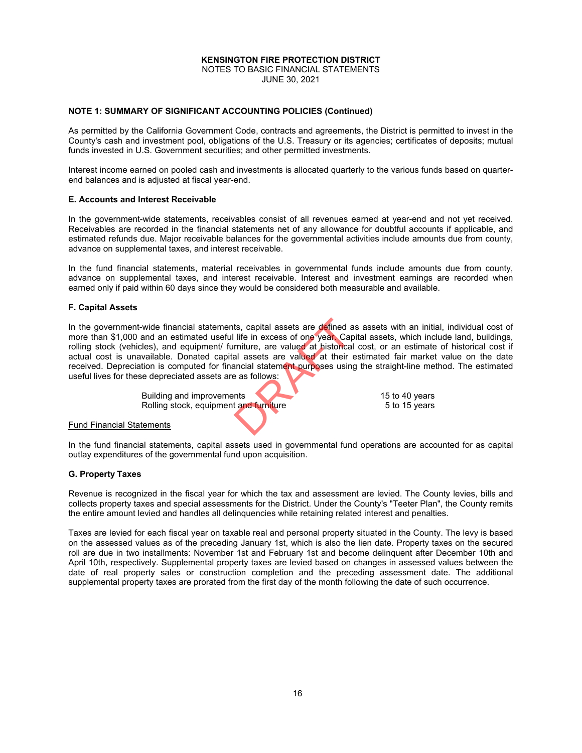**KENSINGTON FIRE PROTECTION DISTRICT**
NOTES TO BASIC FINANCIAL STATEMENTS
JUNE 30, 2021

**NOTE 1: SUMMARY OF SIGNIFICANT ACCOUNTING POLICIES (Continued)**

As permitted by the California Government Code, contracts and agreements, the District is permitted to invest in the County's cash and investment pool, obligations of the U.S. Treasury or its agencies; certificates of deposits; mutual funds invested in U.S. Government securities; and other permitted investments.

Interest income earned on pooled cash and investments is allocated quarterly to the various funds based on quarter-end balances and is adjusted at fiscal year-end.

**E. Accounts and Interest Receivable**

In the government-wide statements, receivables consist of all revenues earned at year-end and not yet received. Receivables are recorded in the financial statements net of any allowance for doubtful accounts if applicable, and estimated refunds due. Major receivable balances for the governmental activities include amounts due from county, advance on supplemental taxes, and interest receivable.

In the fund financial statements, material receivables in governmental funds include amounts due from county, advance on supplemental taxes, and interest receivable. Interest and investment earnings are recorded when earned only if paid within 60 days since they would be considered both measurable and available.

**F. Capital Assets**

In the government-wide financial statements, capital assets are defined as assets with an initial, individual cost of more than $1,000 and an estimated useful life in excess of one year. Capital assets, which include land, buildings, rolling stock (vehicles), and equipment/ furniture, are valued at historical cost, or an estimate of historical cost if actual cost is unavailable. Donated capital assets are valued at their estimated fair market value on the date received. Depreciation is computed for financial statement purposes using the straight-line method. The estimated useful lives for these depreciated assets are as follows:

| | |
|---|---|
| Building and improvements | 15 to 40 years |
| Rolling stock, equipment and furniture | 5 to 15 years |

<u>Fund Financial Statements</u>

In the fund financial statements, capital assets used in governmental fund operations are accounted for as capital outlay expenditures of the governmental fund upon acquisition.

**G. Property Taxes**

Revenue is recognized in the fiscal year for which the tax and assessment are levied. The County levies, bills and collects property taxes and special assessments for the District. Under the County's "Teeter Plan", the County remits the entire amount levied and handles all delinquencies while retaining related interest and penalties.

Taxes are levied for each fiscal year on taxable real and personal property situated in the County. The levy is based on the assessed values as of the preceding January 1st, which is also the lien date. Property taxes on the secured roll are due in two installments: November 1st and February 1st and become delinquent after December 10th and April 10th, respectively. Supplemental property taxes are levied based on changes in assessed values between the date of real property sales or construction completion and the preceding assessment date. The additional supplemental property taxes are prorated from the first day of the month following the date of such occurrence.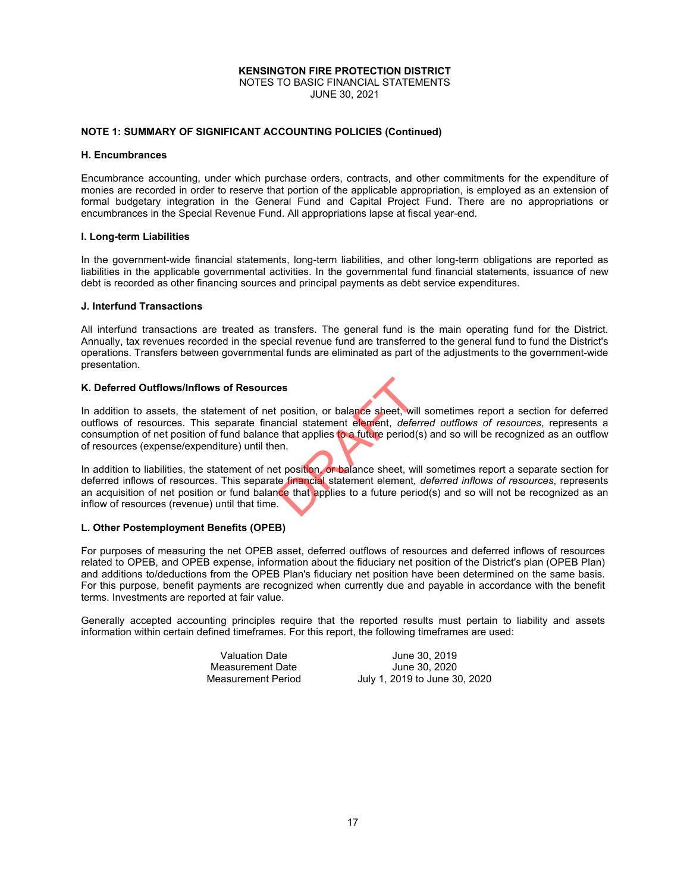**KENSINGTON FIRE PROTECTION DISTRICT**
NOTES TO BASIC FINANCIAL STATEMENTS
JUNE 30, 2021

**NOTE 1: SUMMARY OF SIGNIFICANT ACCOUNTING POLICIES (Continued)**

**H. Encumbrances**

Encumbrance accounting, under which purchase orders, contracts, and other commitments for the expenditure of monies are recorded in order to reserve that portion of the applicable appropriation, is employed as an extension of formal budgetary integration in the General Fund and Capital Project Fund. There are no appropriations or encumbrances in the Special Revenue Fund. All appropriations lapse at fiscal year-end.

**I. Long-term Liabilities**

In the government-wide financial statements, long-term liabilities, and other long-term obligations are reported as liabilities in the applicable governmental activities. In the governmental fund financial statements, issuance of new debt is recorded as other financing sources and principal payments as debt service expenditures.

**J. Interfund Transactions**

All interfund transactions are treated as transfers. The general fund is the main operating fund for the District. Annually, tax revenues recorded in the special revenue fund are transferred to the general fund to fund the District's operations. Transfers between governmental funds are eliminated as part of the adjustments to the government-wide presentation.

**K. Deferred Outflows/Inflows of Resources**

In addition to assets, the statement of net position, or balance sheet, will sometimes report a section for deferred outflows of resources. This separate financial statement element, *deferred outflows of resources*, represents a consumption of net position of fund balance that applies to a future period(s) and so will be recognized as an outflow of resources (expense/expenditure) until then.

In addition to liabilities, the statement of net position, or balance sheet, will sometimes report a separate section for deferred inflows of resources. This separate financial statement element, *deferred inflows of resources*, represents an acquisition of net position or fund balance that applies to a future period(s) and so will not be recognized as an inflow of resources (revenue) until that time.

**L. Other Postemployment Benefits (OPEB)**

For purposes of measuring the net OPEB asset, deferred outflows of resources and deferred inflows of resources related to OPEB, and OPEB expense, information about the fiduciary net position of the District's plan (OPEB Plan) and additions to/deductions from the OPEB Plan's fiduciary net position have been determined on the same basis. For this purpose, benefit payments are recognized when currently due and payable in accordance with the benefit terms. Investments are reported at fair value.

Generally accepted accounting principles require that the reported results must pertain to liability and assets information within certain defined timeframes. For this report, the following timeframes are used:

| | |
|---|---|
| Valuation Date | June 30, 2019 |
| Measurement Date | June 30, 2020 |
| Measurement Period | July 1, 2019 to June 30, 2020 |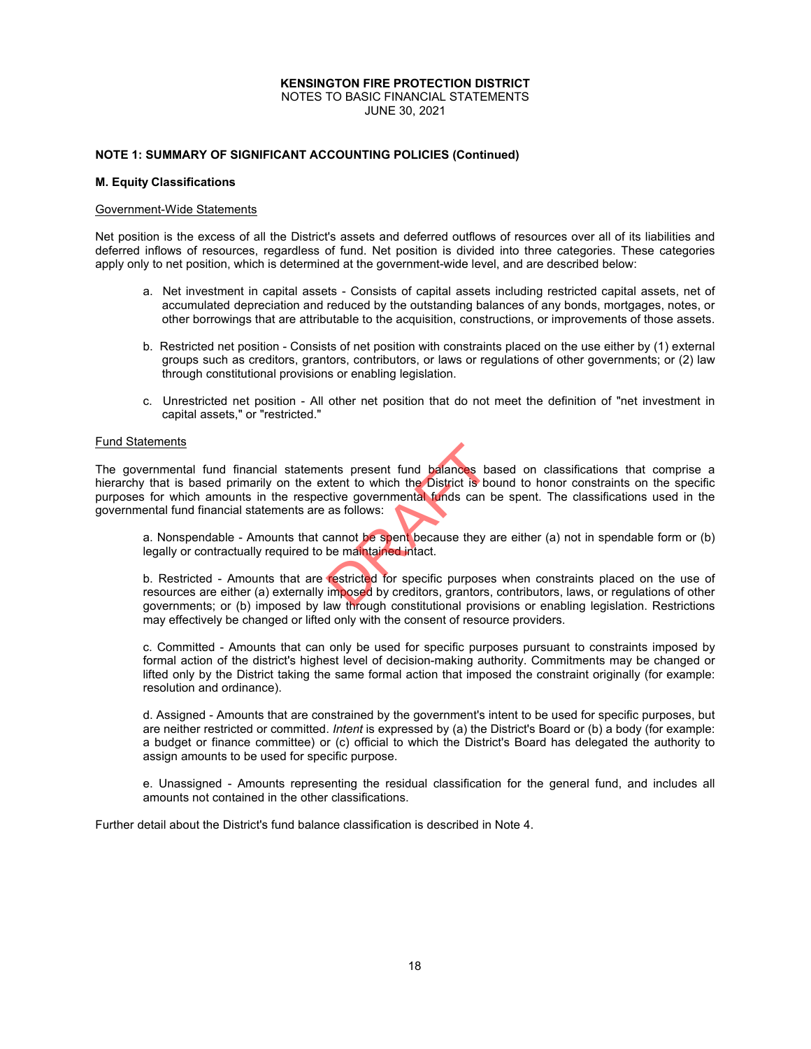**KENSINGTON FIRE PROTECTION DISTRICT**
NOTES TO BASIC FINANCIAL STATEMENTS
JUNE 30, 2021

**NOTE 1: SUMMARY OF SIGNIFICANT ACCOUNTING POLICIES (Continued)**

**M. Equity Classifications**

Government-Wide Statements

Net position is the excess of all the District's assets and deferred outflows of resources over all of its liabilities and deferred inflows of resources, regardless of fund. Net position is divided into three categories. These categories apply only to net position, which is determined at the government-wide level, and are described below:

a. Net investment in capital assets - Consists of capital assets including restricted capital assets, net of accumulated depreciation and reduced by the outstanding balances of any bonds, mortgages, notes, or other borrowings that are attributable to the acquisition, constructions, or improvements of those assets.

b. Restricted net position - Consists of net position with constraints placed on the use either by (1) external groups such as creditors, grantors, contributors, or laws or regulations of other governments; or (2) law through constitutional provisions or enabling legislation.

c. Unrestricted net position - All other net position that do not meet the definition of "net investment in capital assets," or "restricted."

Fund Statements

The governmental fund financial statements present fund balances based on classifications that comprise a hierarchy that is based primarily on the extent to which the District is bound to honor constraints on the specific purposes for which amounts in the respective governmental funds can be spent. The classifications used in the governmental fund financial statements are as follows:

a. Nonspendable - Amounts that cannot be spent because they are either (a) not in spendable form or (b) legally or contractually required to be maintained intact.

b. Restricted - Amounts that are restricted for specific purposes when constraints placed on the use of resources are either (a) externally imposed by creditors, grantors, contributors, laws, or regulations of other governments; or (b) imposed by law through constitutional provisions or enabling legislation. Restrictions may effectively be changed or lifted only with the consent of resource providers.

c. Committed - Amounts that can only be used for specific purposes pursuant to constraints imposed by formal action of the district's highest level of decision-making authority. Commitments may be changed or lifted only by the District taking the same formal action that imposed the constraint originally (for example: resolution and ordinance).

d. Assigned - Amounts that are constrained by the government's intent to be used for specific purposes, but are neither restricted or committed. *Intent* is expressed by (a) the District's Board or (b) a body (for example: a budget or finance committee) or (c) official to which the District's Board has delegated the authority to assign amounts to be used for specific purpose.

e. Unassigned - Amounts representing the residual classification for the general fund, and includes all amounts not contained in the other classifications.

Further detail about the District's fund balance classification is described in Note 4.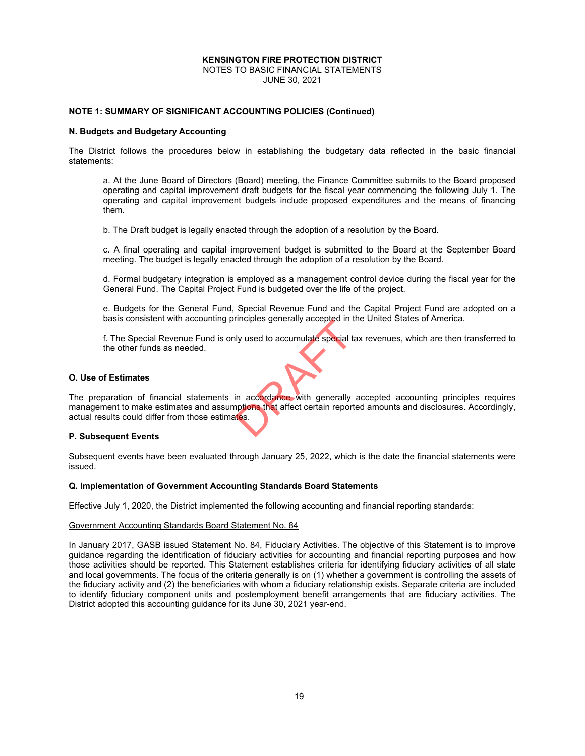**KENSINGTON FIRE PROTECTION DISTRICT**
NOTES TO BASIC FINANCIAL STATEMENTS
JUNE 30, 2021

**NOTE 1: SUMMARY OF SIGNIFICANT ACCOUNTING POLICIES (Continued)**

**N. Budgets and Budgetary Accounting**

The District follows the procedures below in establishing the budgetary data reflected in the basic financial statements:

a. At the June Board of Directors (Board) meeting, the Finance Committee submits to the Board proposed operating and capital improvement draft budgets for the fiscal year commencing the following July 1. The operating and capital improvement budgets include proposed expenditures and the means of financing them.

b. The Draft budget is legally enacted through the adoption of a resolution by the Board.

c. A final operating and capital improvement budget is submitted to the Board at the September Board meeting. The budget is legally enacted through the adoption of a resolution by the Board.

d. Formal budgetary integration is employed as a management control device during the fiscal year for the General Fund. The Capital Project Fund is budgeted over the life of the project.

e. Budgets for the General Fund, Special Revenue Fund and the Capital Project Fund are adopted on a basis consistent with accounting principles generally accepted in the United States of America.

f. The Special Revenue Fund is only used to accumulate special tax revenues, which are then transferred to the other funds as needed.

**O. Use of Estimates**

The preparation of financial statements in accordance with generally accepted accounting principles requires management to make estimates and assumptions that affect certain reported amounts and disclosures. Accordingly, actual results could differ from those estimates.

**P. Subsequent Events**

Subsequent events have been evaluated through January 25, 2022, which is the date the financial statements were issued.

**Q. Implementation of Government Accounting Standards Board Statements**

Effective July 1, 2020, the District implemented the following accounting and financial reporting standards:

Government Accounting Standards Board Statement No. 84

In January 2017, GASB issued Statement No. 84, Fiduciary Activities. The objective of this Statement is to improve guidance regarding the identification of fiduciary activities for accounting and financial reporting purposes and how those activities should be reported. This Statement establishes criteria for identifying fiduciary activities of all state and local governments. The focus of the criteria generally is on (1) whether a government is controlling the assets of the fiduciary activity and (2) the beneficiaries with whom a fiduciary relationship exists. Separate criteria are included to identify fiduciary component units and postemployment benefit arrangements that are fiduciary activities. The District adopted this accounting guidance for its June 30, 2021 year-end.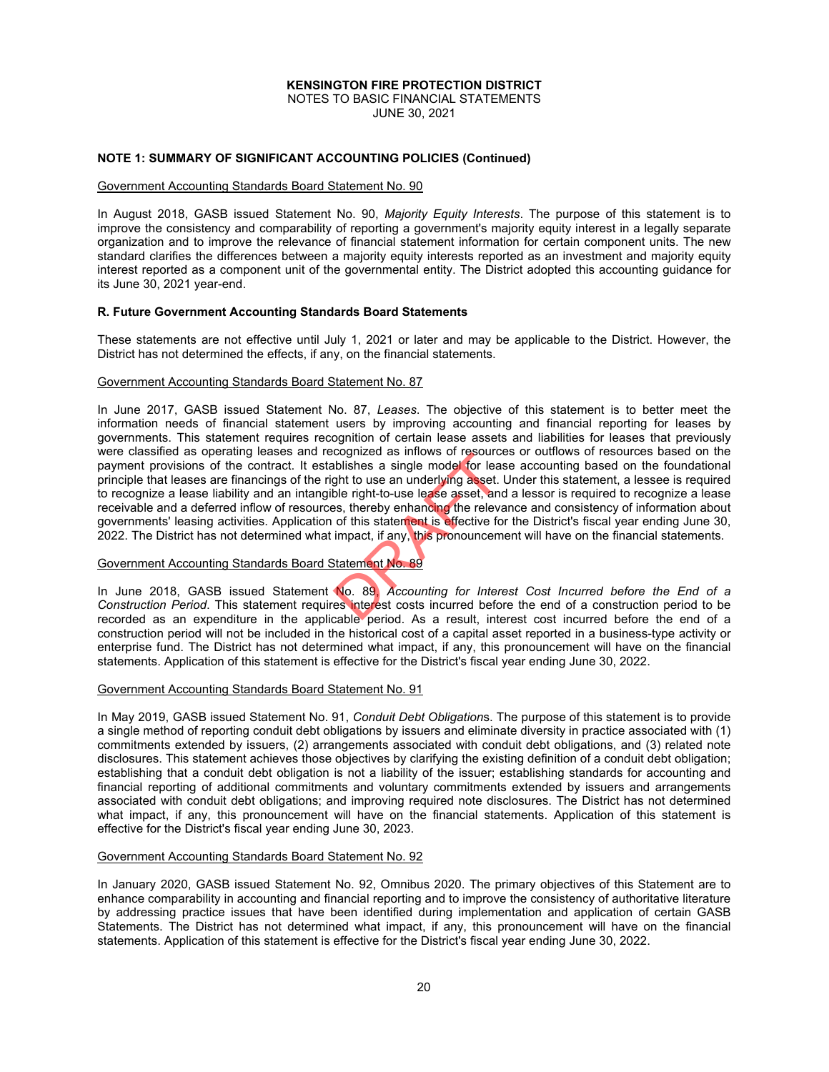**KENSINGTON FIRE PROTECTION DISTRICT**
NOTES TO BASIC FINANCIAL STATEMENTS
JUNE 30, 2021

**NOTE 1: SUMMARY OF SIGNIFICANT ACCOUNTING POLICIES (Continued)**

Government Accounting Standards Board Statement No. 90

In August 2018, GASB issued Statement No. 90, *Majority Equity Interests*. The purpose of this statement is to improve the consistency and comparability of reporting a government's majority equity interest in a legally separate organization and to improve the relevance of financial statement information for certain component units. The new standard clarifies the differences between a majority equity interests reported as an investment and majority equity interest reported as a component unit of the governmental entity. The District adopted this accounting guidance for its June 30, 2021 year-end.

**R. Future Government Accounting Standards Board Statements**

These statements are not effective until July 1, 2021 or later and may be applicable to the District. However, the District has not determined the effects, if any, on the financial statements.

Government Accounting Standards Board Statement No. 87

In June 2017, GASB issued Statement No. 87, *Leases*. The objective of this statement is to better meet the information needs of financial statement users by improving accounting and financial reporting for leases by governments. This statement requires recognition of certain lease assets and liabilities for leases that previously were classified as operating leases and recognized as inflows of resources or outflows of resources based on the payment provisions of the contract. It establishes a single model for lease accounting based on the foundational principle that leases are financings of the right to use an underlying asset. Under this statement, a lessee is required to recognize a lease liability and an intangible right-to-use lease asset, and a lessor is required to recognize a lease receivable and a deferred inflow of resources, thereby enhancing the relevance and consistency of information about governments' leasing activities. Application of this statement is effective for the District's fiscal year ending June 30, 2022. The District has not determined what impact, if any, this pronouncement will have on the financial statements.

Government Accounting Standards Board Statement No. 89

In June 2018, GASB issued Statement No. 89, *Accounting for Interest Cost Incurred before the End of a Construction Period*. This statement requires interest costs incurred before the end of a construction period to be recorded as an expenditure in the applicable period. As a result, interest cost incurred before the end of a construction period will not be included in the historical cost of a capital asset reported in a business-type activity or enterprise fund. The District has not determined what impact, if any, this pronouncement will have on the financial statements. Application of this statement is effective for the District's fiscal year ending June 30, 2022.

Government Accounting Standards Board Statement No. 91

In May 2019, GASB issued Statement No. 91, *Conduit Debt Obligations*. The purpose of this statement is to provide a single method of reporting conduit debt obligations by issuers and eliminate diversity in practice associated with (1) commitments extended by issuers, (2) arrangements associated with conduit debt obligations, and (3) related note disclosures. This statement achieves those objectives by clarifying the existing definition of a conduit debt obligation; establishing that a conduit debt obligation is not a liability of the issuer; establishing standards for accounting and financial reporting of additional commitments and voluntary commitments extended by issuers and arrangements associated with conduit debt obligations; and improving required note disclosures. The District has not determined what impact, if any, this pronouncement will have on the financial statements. Application of this statement is effective for the District's fiscal year ending June 30, 2023.

Government Accounting Standards Board Statement No. 92

In January 2020, GASB issued Statement No. 92, Omnibus 2020. The primary objectives of this Statement are to enhance comparability in accounting and financial reporting and to improve the consistency of authoritative literature by addressing practice issues that have been identified during implementation and application of certain GASB Statements. The District has not determined what impact, if any, this pronouncement will have on the financial statements. Application of this statement is effective for the District's fiscal year ending June 30, 2022.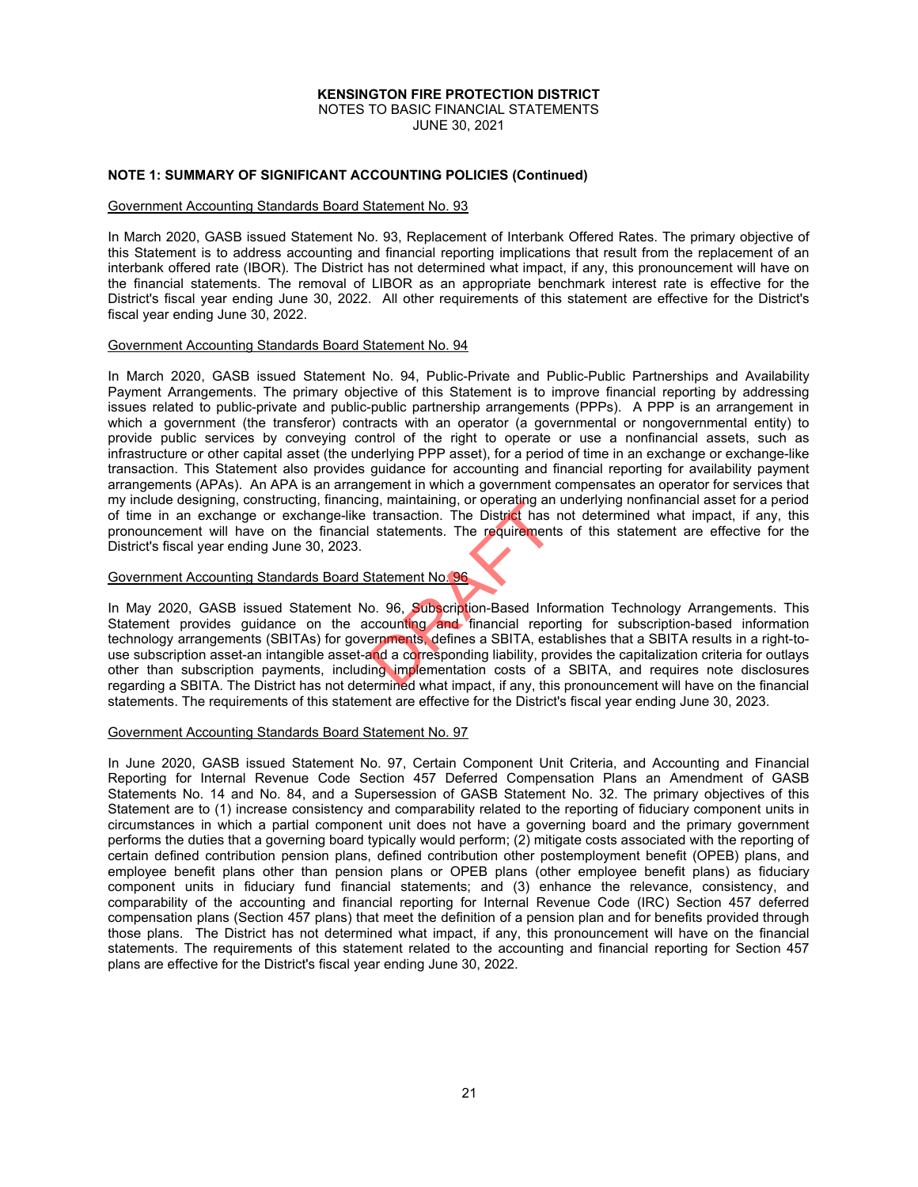**NOTE 1: SUMMARY OF SIGNIFICANT ACCOUNTING POLICIES (Continued)**

Government Accounting Standards Board Statement No. 93

In March 2020, GASB issued Statement No. 93, Replacement of Interbank Offered Rates. The primary objective of this Statement is to address accounting and financial reporting implications that result from the replacement of an interbank offered rate (IBOR). The District has not determined what impact, if any, this pronouncement will have on the financial statements. The removal of LIBOR as an appropriate benchmark interest rate is effective for the District's fiscal year ending June 30, 2022. All other requirements of this statement are effective for the District's fiscal year ending June 30, 2022.

Government Accounting Standards Board Statement No. 94

In March 2020, GASB issued Statement No. 94, Public-Private and Public-Public Partnerships and Availability Payment Arrangements. The primary objective of this Statement is to improve financial reporting by addressing issues related to public-private and public-public partnership arrangements (PPPs). A PPP is an arrangement in which a government (the transferor) contracts with an operator (a governmental or nongovernmental entity) to provide public services by conveying control of the right to operate or use a nonfinancial assets, such as infrastructure or other capital asset (the underlying PPP asset), for a period of time in an exchange or exchange-like transaction. This Statement also provides guidance for accounting and financial reporting for availability payment arrangements (APAs). An APA is an arrangement in which a government compensates an operator for services that my include designing, constructing, financing, maintaining, or operating an underlying nonfinancial asset for a period of time in an exchange or exchange-like transaction. The District has not determined what impact, if any, this pronouncement will have on the financial statements. The requirements of this statement are effective for the District's fiscal year ending June 30, 2023.

Government Accounting Standards Board Statement No. 96

In May 2020, GASB issued Statement No. 96, Subscription-Based Information Technology Arrangements. This Statement provides guidance on the accounting and financial reporting for subscription-based information technology arrangements (SBITAs) for governments, defines a SBITA, establishes that a SBITA results in a right-to-use subscription asset-an intangible asset-and a corresponding liability, provides the capitalization criteria for outlays other than subscription payments, including implementation costs of a SBITA, and requires note disclosures regarding a SBITA. The District has not determined what impact, if any, this pronouncement will have on the financial statements. The requirements of this statement are effective for the District's fiscal year ending June 30, 2023.

Government Accounting Standards Board Statement No. 97

In June 2020, GASB issued Statement No. 97, Certain Component Unit Criteria, and Accounting and Financial Reporting for Internal Revenue Code Section 457 Deferred Compensation Plans an Amendment of GASB Statements No. 14 and No. 84, and a Supersession of GASB Statement No. 32. The primary objectives of this Statement are to (1) increase consistency and comparability related to the reporting of fiduciary component units in circumstances in which a partial component unit does not have a governing board and the primary government performs the duties that a governing board typically would perform; (2) mitigate costs associated with the reporting of certain defined contribution pension plans, defined contribution other postemployment benefit (OPEB) plans, and employee benefit plans other than pension plans or OPEB plans (other employee benefit plans) as fiduciary component units in fiduciary fund financial statements; and (3) enhance the relevance, consistency, and comparability of the accounting and financial reporting for Internal Revenue Code (IRC) Section 457 deferred compensation plans (Section 457 plans) that meet the definition of a pension plan and for benefits provided through those plans. The District has not determined what impact, if any, this pronouncement will have on the financial statements. The requirements of this statement related to the accounting and financial reporting for Section 457 plans are effective for the District's fiscal year ending June 30, 2022.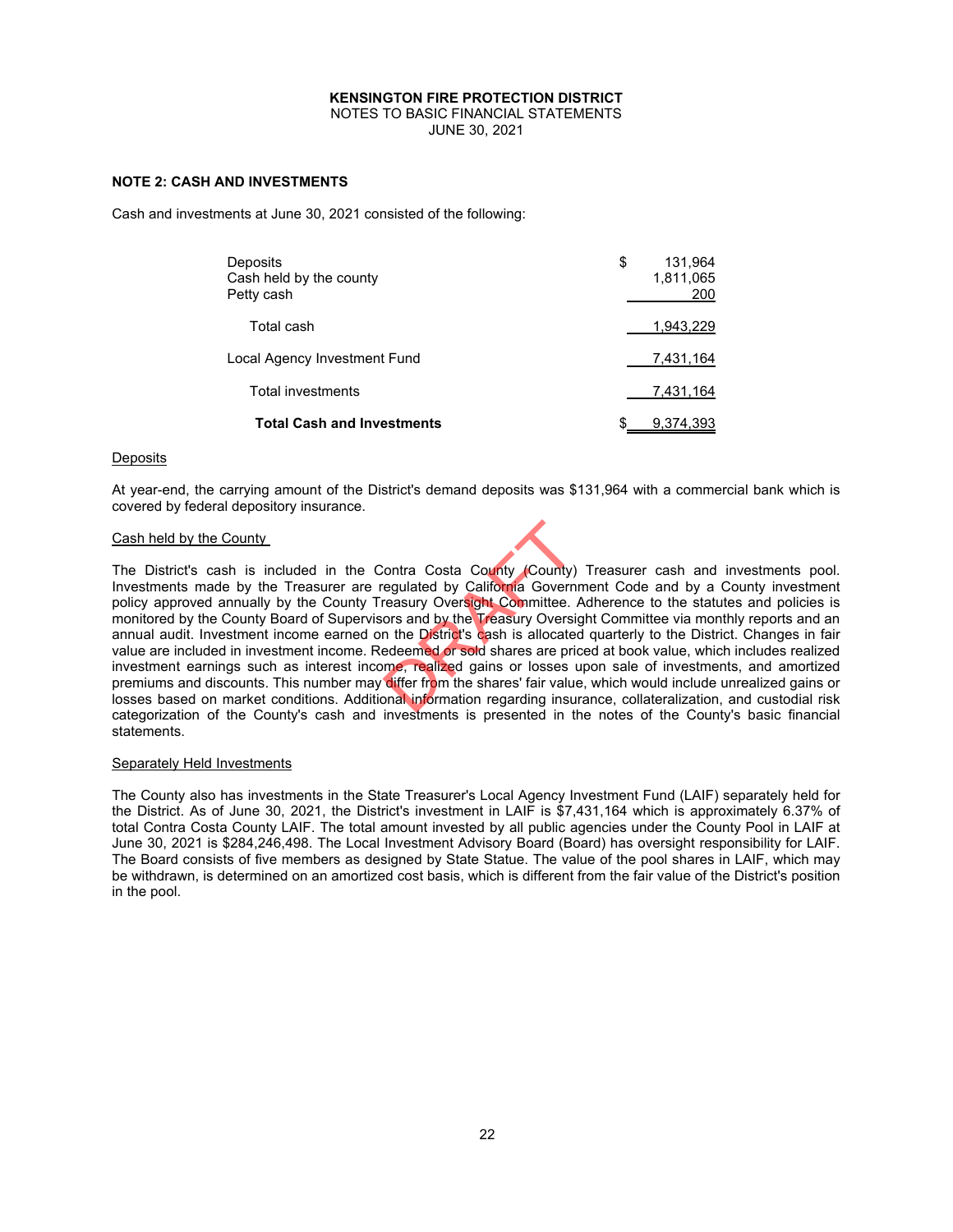**KENSINGTON FIRE PROTECTION DISTRICT**
NOTES TO BASIC FINANCIAL STATEMENTS
JUNE 30, 2021

## NOTE 2: CASH AND INVESTMENTS

Cash and investments at June 30, 2021 consisted of the following:

| | |
|---|---|
| Deposits | $ 131,964 |
| Cash held by the county | 1,811,065 |
| Petty cash | 200 |
| Total cash | 1,943,229 |
| Local Agency Investment Fund | 7,431,164 |
| Total investments | 7,431,164 |
| **Total Cash and Investments** | $ 9,374,393 |

Deposits

At year-end, the carrying amount of the District's demand deposits was $131,964 with a commercial bank which is covered by federal depository insurance.

Cash held by the County

The District's cash is included in the Contra Costa County (County) Treasurer cash and investments pool. Investments made by the Treasurer are regulated by California Government Code and by a County investment policy approved annually by the County Treasury Oversight Committee. Adherence to the statutes and policies is monitored by the County Board of Supervisors and by the Treasury Oversight Committee via monthly reports and an annual audit. Investment income earned on the District's cash is allocated quarterly to the District. Changes in fair value are included in investment income. Redeemed or sold shares are priced at book value, which includes realized investment earnings such as interest income, realized gains or losses upon sale of investments, and amortized premiums and discounts. This number may differ from the shares' fair value, which would include unrealized gains or losses based on market conditions. Additional information regarding insurance, collateralization, and custodial risk categorization of the County's cash and investments is presented in the notes of the County's basic financial statements.

Separately Held Investments

The County also has investments in the State Treasurer's Local Agency Investment Fund (LAIF) separately held for the District. As of June 30, 2021, the District's investment in LAIF is $7,431,164 which is approximately 6.37% of total Contra Costa County LAIF. The total amount invested by all public agencies under the County Pool in LAIF at June 30, 2021 is $284,246,498. The Local Investment Advisory Board (Board) has oversight responsibility for LAIF. The Board consists of five members as designed by State Statue. The value of the pool shares in LAIF, which may be withdrawn, is determined on an amortized cost basis, which is different from the fair value of the District's position in the pool.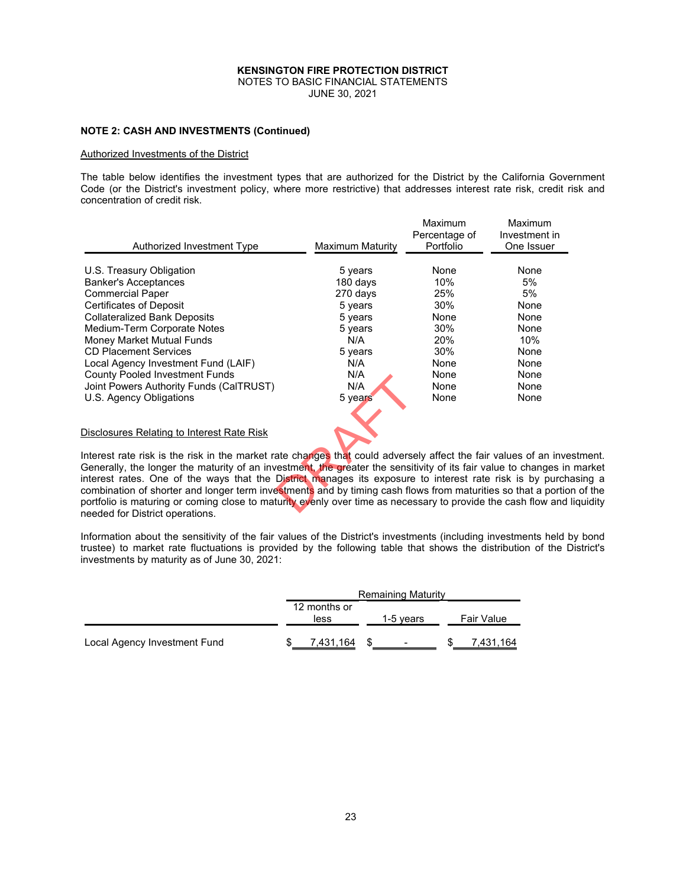**KENSINGTON FIRE PROTECTION DISTRICT**
NOTES TO BASIC FINANCIAL STATEMENTS
JUNE 30, 2021

**NOTE 2: CASH AND INVESTMENTS (Continued)**

Authorized Investments of the District

The table below identifies the investment types that are authorized for the District by the California Government Code (or the District's investment policy, where more restrictive) that addresses interest rate risk, credit risk and concentration of credit risk.

| Authorized Investment Type | Maximum Maturity | Maximum Percentage of Portfolio | Maximum Investment in One Issuer |
|---|---|---|---|
| U.S. Treasury Obligation | 5 years | None | None |
| Banker's Acceptances | 180 days | 10% | 5% |
| Commercial Paper | 270 days | 25% | 5% |
| Certificates of Deposit | 5 years | 30% | None |
| Collateralized Bank Deposits | 5 years | None | None |
| Medium-Term Corporate Notes | 5 years | 30% | None |
| Money Market Mutual Funds | N/A | 20% | 10% |
| CD Placement Services | 5 years | 30% | None |
| Local Agency Investment Fund (LAIF) | N/A | None | None |
| County Pooled Investment Funds | N/A | None | None |
| Joint Powers Authority Funds (CalTRUST) | N/A | None | None |
| U.S. Agency Obligations | 5 years | None | None |

Disclosures Relating to Interest Rate Risk

Interest rate risk is the risk in the market rate changes that could adversely affect the fair values of an investment. Generally, the longer the maturity of an investment, the greater the sensitivity of its fair value to changes in market interest rates. One of the ways that the District manages its exposure to interest rate risk is by purchasing a combination of shorter and longer term investments and by timing cash flows from maturities so that a portion of the portfolio is maturing or coming close to maturity evenly over time as necessary to provide the cash flow and liquidity needed for District operations.

Information about the sensitivity of the fair values of the District's investments (including investments held by bond trustee) to market rate fluctuations is provided by the following table that shows the distribution of the District's investments by maturity as of June 30, 2021:

| | Remaining Maturity | | |
|---|---|---|---|
| | 12 months or less | 1-5 years | Fair Value |
| Local Agency Investment Fund | $ 7,431,164 | $ - | $ 7,431,164 |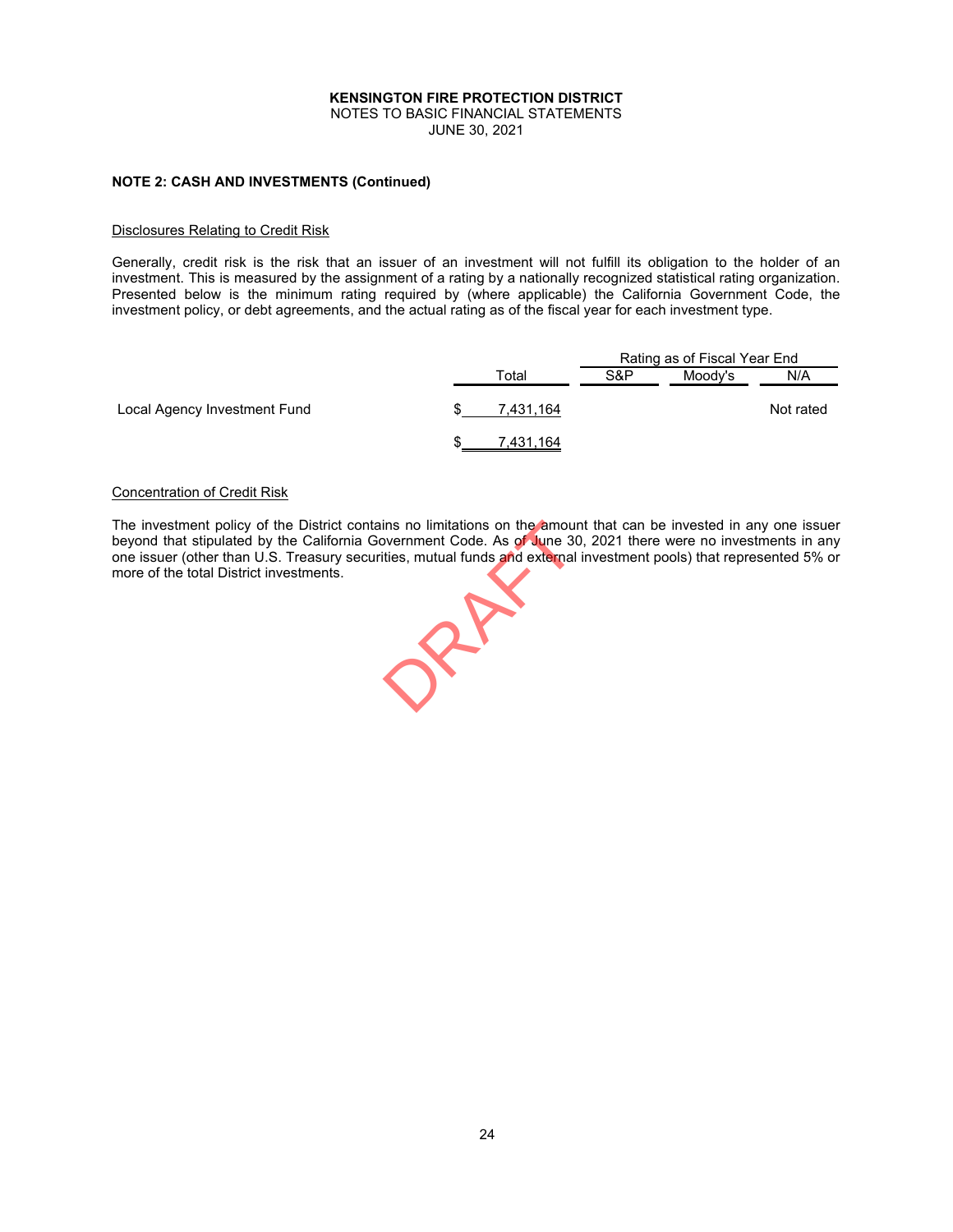**KENSINGTON FIRE PROTECTION DISTRICT**
NOTES TO BASIC FINANCIAL STATEMENTS
JUNE 30, 2021

**NOTE 2: CASH AND INVESTMENTS (Continued)**

Disclosures Relating to Credit Risk

Generally, credit risk is the risk that an issuer of an investment will not fulfill its obligation to the holder of an investment. This is measured by the assignment of a rating by a nationally recognized statistical rating organization. Presented below is the minimum rating required by (where applicable) the California Government Code, the investment policy, or debt agreements, and the actual rating as of the fiscal year for each investment type.

| | | Rating as of Fiscal Year End | | |
|---|---|---|---|---|
| | Total | S&P | Moody's | N/A |
| Local Agency Investment Fund | $ 7,431,164 | | | Not rated |
| | $ 7,431,164 | | | |

Concentration of Credit Risk

The investment policy of the District contains no limitations on the amount that can be invested in any one issuer beyond that stipulated by the California Government Code. As of June 30, 2021 there were no investments in any one issuer (other than U.S. Treasury securities, mutual funds and external investment pools) that represented 5% or more of the total District investments.

DRAFT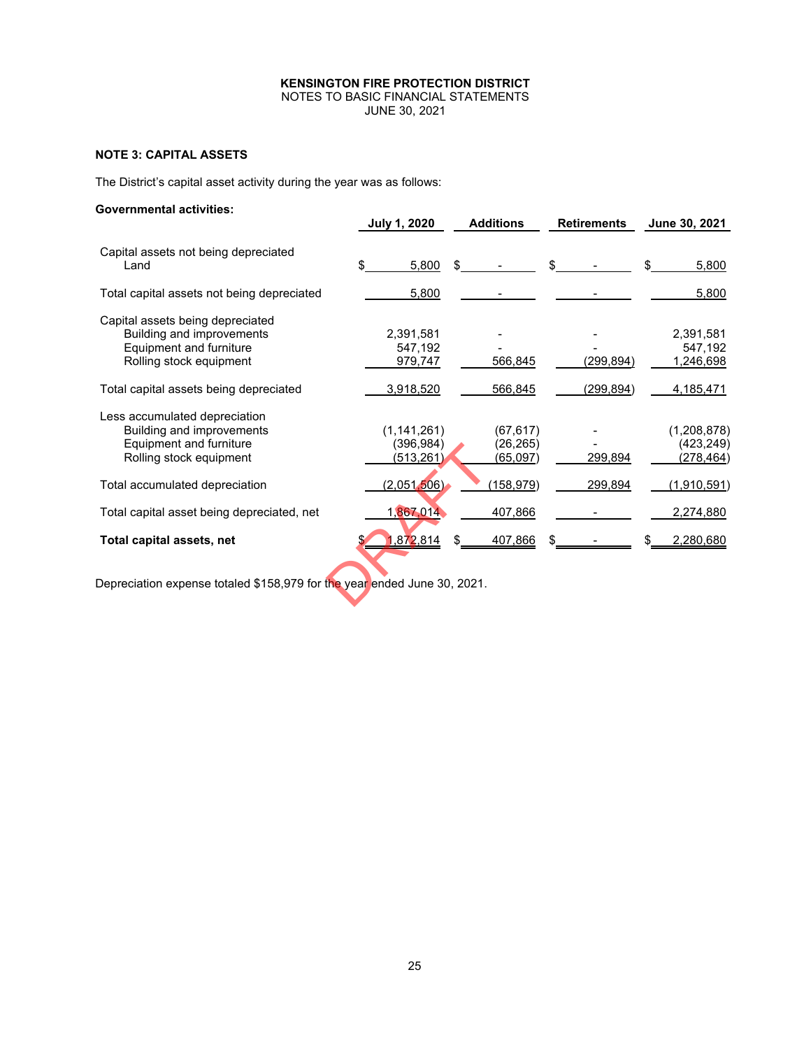**KENSINGTON FIRE PROTECTION DISTRICT**
NOTES TO BASIC FINANCIAL STATEMENTS
JUNE 30, 2021

**NOTE 3: CAPITAL ASSETS**

The District's capital asset activity during the year was as follows:

**Governmental activities:**

| | July 1, 2020 | Additions | Retirements | June 30, 2021 |
|---|---|---|---|---|
| Capital assets not being depreciated | | | | |
| Land | $ 5,800 | $ - | $ - | $ 5,800 |
| Total capital assets not being depreciated | 5,800 | - | - | 5,800 |
| Capital assets being depreciated | | | | |
| Building and improvements | 2,391,581 | - | - | 2,391,581 |
| Equipment and furniture | 547,192 | - | - | 547,192 |
| Rolling stock equipment | 979,747 | 566,845 | (299,894) | 1,246,698 |
| Total capital assets being depreciated | 3,918,520 | 566,845 | (299,894) | 4,185,471 |
| Less accumulated depreciation | | | | |
| Building and improvements | (1,141,261) | (67,617) | - | (1,208,878) |
| Equipment and furniture | (396,984) | (26,265) | - | (423,249) |
| Rolling stock equipment | (513,261) | (65,097) | 299,894 | (278,464) |
| Total accumulated depreciation | (2,051,506) | (158,979) | 299,894 | (1,910,591) |
| Total capital asset being depreciated, net | 1,867,014 | 407,866 | - | 2,274,880 |
| **Total capital assets, net** | $ 1,872,814 | $ 407,866 | $ - | $ 2,280,680 |

Depreciation expense totaled $158,979 for the year ended June 30, 2021.

DRAFT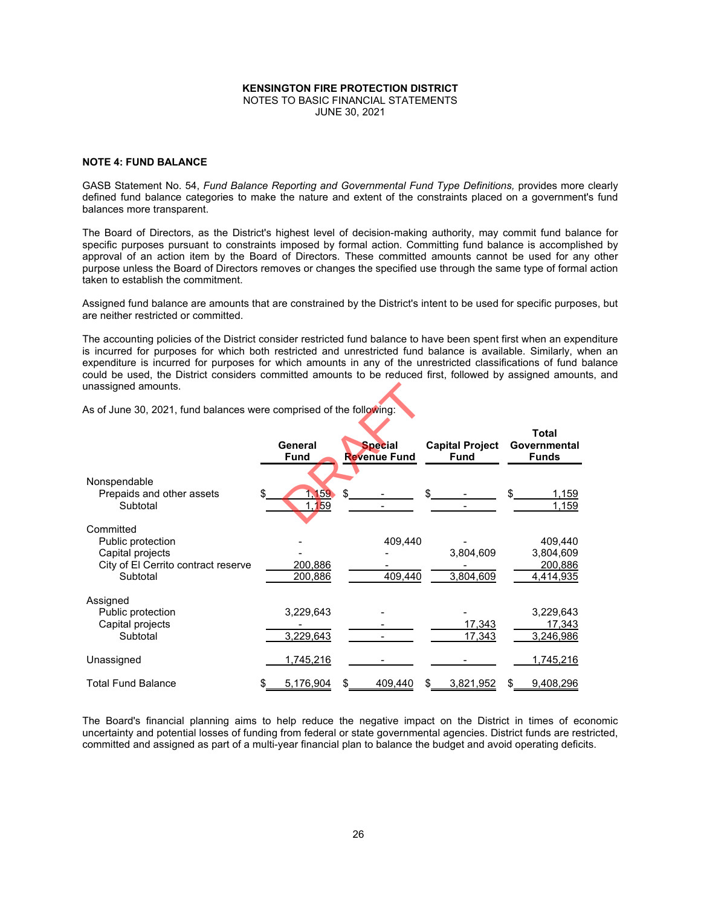**KENSINGTON FIRE PROTECTION DISTRICT**
NOTES TO BASIC FINANCIAL STATEMENTS
JUNE 30, 2021

## NOTE 4: FUND BALANCE

GASB Statement No. 54, *Fund Balance Reporting and Governmental Fund Type Definitions,* provides more clearly defined fund balance categories to make the nature and extent of the constraints placed on a government's fund balances more transparent.

The Board of Directors, as the District's highest level of decision-making authority, may commit fund balance for specific purposes pursuant to constraints imposed by formal action. Committing fund balance is accomplished by approval of an action item by the Board of Directors. These committed amounts cannot be used for any other purpose unless the Board of Directors removes or changes the specified use through the same type of formal action taken to establish the commitment.

Assigned fund balance are amounts that are constrained by the District's intent to be used for specific purposes, but are neither restricted or committed.

The accounting policies of the District consider restricted fund balance to have been spent first when an expenditure is incurred for purposes for which both restricted and unrestricted fund balance is available. Similarly, when an expenditure is incurred for purposes for which amounts in any of the unrestricted classifications of fund balance could be used, the District considers committed amounts to be reduced first, followed by assigned amounts, and unassigned amounts.

As of June 30, 2021, fund balances were comprised of the following:

| | General Fund | Special Revenue Fund | Capital Project Fund | Total Governmental Funds |
|---|---|---|---|---|
| Nonspendable | | | | |
| Prepaids and other assets | $ 1,159 | $ - | $ - | $ 1,159 |
| Subtotal | 1,159 | - | - | 1,159 |
| Committed | | | | |
| Public protection | - | 409,440 | - | 409,440 |
| Capital projects | - | - | 3,804,609 | 3,804,609 |
| City of El Cerrito contract reserve | 200,886 | - | - | 200,886 |
| Subtotal | 200,886 | 409,440 | 3,804,609 | 4,414,935 |
| Assigned | | | | |
| Public protection | 3,229,643 | - | - | 3,229,643 |
| Capital projects | - | - | 17,343 | 17,343 |
| Subtotal | 3,229,643 | - | 17,343 | 3,246,986 |
| Unassigned | 1,745,216 | - | - | 1,745,216 |
| Total Fund Balance | $ 5,176,904 | $ 409,440 | $ 3,821,952 | $ 9,408,296 |

The Board's financial planning aims to help reduce the negative impact on the District in times of economic uncertainty and potential losses of funding from federal or state governmental agencies. District funds are restricted, committed and assigned as part of a multi-year financial plan to balance the budget and avoid operating deficits.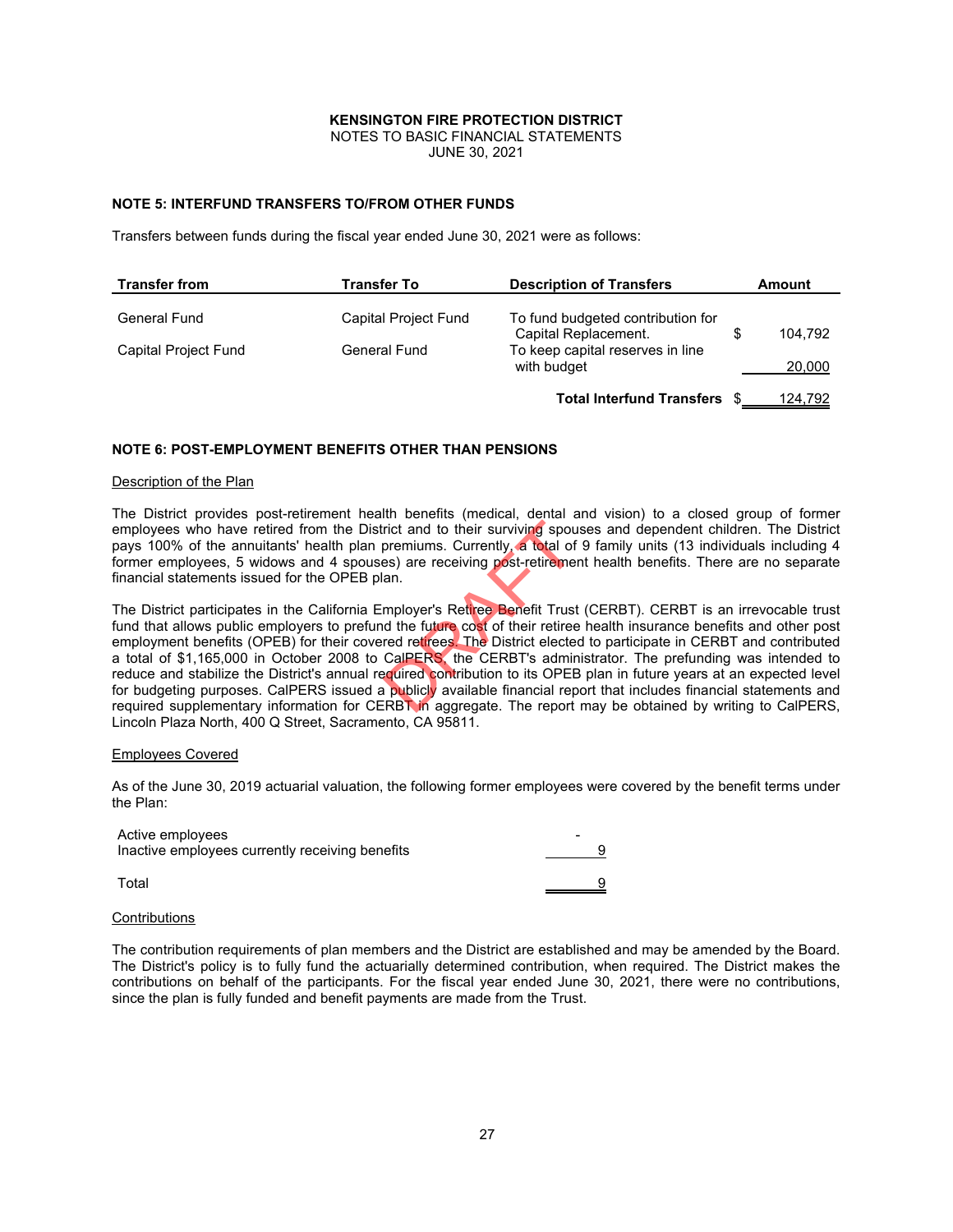**KENSINGTON FIRE PROTECTION DISTRICT**
NOTES TO BASIC FINANCIAL STATEMENTS
JUNE 30, 2021

## NOTE 5: INTERFUND TRANSFERS TO/FROM OTHER FUNDS

Transfers between funds during the fiscal year ended June 30, 2021 were as follows:

| Transfer from | Transfer To | Description of Transfers | Amount |
|---|---|---|---|
| General Fund | Capital Project Fund | To fund budgeted contribution for Capital Replacement. | $ 104,792 |
| Capital Project Fund | General Fund | To keep capital reserves in line with budget | 20,000 |
| | | **Total Interfund Transfers** | $ 124,792 |

## NOTE 6: POST-EMPLOYMENT BENEFITS OTHER THAN PENSIONS

### Description of the Plan

The District provides post-retirement health benefits (medical, dental and vision) to a closed group of former employees who have retired from the District and to their surviving spouses and dependent children. The District pays 100% of the annuitants' health plan premiums. Currently, a total of 9 family units (13 individuals including 4 former employees, 5 widows and 4 spouses) are receiving post-retirement health benefits. There are no separate financial statements issued for the OPEB plan.

The District participates in the California Employer's Retiree Benefit Trust (CERBT). CERBT is an irrevocable trust fund that allows public employers to prefund the future cost of their retiree health insurance benefits and other post employment benefits (OPEB) for their covered retirees. The District elected to participate in CERBT and contributed a total of $1,165,000 in October 2008 to CalPERS, the CERBT's administrator. The prefunding was intended to reduce and stabilize the District's annual required contribution to its OPEB plan in future years at an expected level for budgeting purposes. CalPERS issued a publicly available financial report that includes financial statements and required supplementary information for CERBT in aggregate. The report may be obtained by writing to CalPERS, Lincoln Plaza North, 400 Q Street, Sacramento, CA 95811.

### Employees Covered

As of the June 30, 2019 actuarial valuation, the following former employees were covered by the benefit terms under the Plan:

| | |
|---|---|
| Active employees | - |
| Inactive employees currently receiving benefits | 9 |
| Total | 9 |

### Contributions

The contribution requirements of plan members and the District are established and may be amended by the Board. The District's policy is to fully fund the actuarially determined contribution, when required. The District makes the contributions on behalf of the participants. For the fiscal year ended June 30, 2021, there were no contributions, since the plan is fully funded and benefit payments are made from the Trust.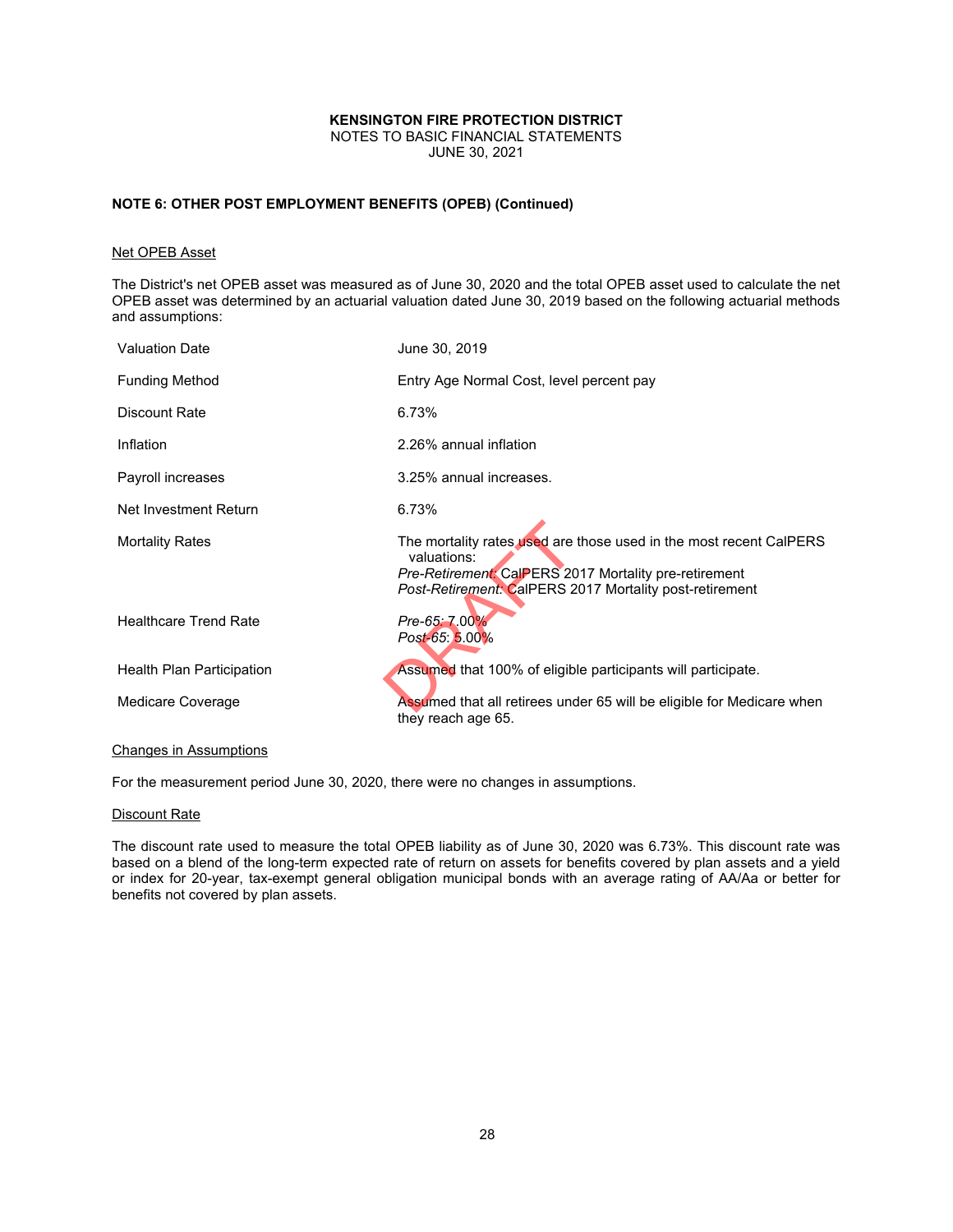**KENSINGTON FIRE PROTECTION DISTRICT**
NOTES TO BASIC FINANCIAL STATEMENTS
JUNE 30, 2021

**NOTE 6: OTHER POST EMPLOYMENT BENEFITS (OPEB) (Continued)**

Net OPEB Asset

The District's net OPEB asset was measured as of June 30, 2020 and the total OPEB asset used to calculate the net OPEB asset was determined by an actuarial valuation dated June 30, 2019 based on the following actuarial methods and assumptions:

| | |
|---|---|
| Valuation Date | June 30, 2019 |
| Funding Method | Entry Age Normal Cost, level percent pay |
| Discount Rate | 6.73% |
| Inflation | 2.26% annual inflation |
| Payroll increases | 3.25% annual increases. |
| Net Investment Return | 6.73% |
| Mortality Rates | The mortality rates used are those used in the most recent CalPERS valuations:<br>*Pre-Retirement:* CalPERS 2017 Mortality pre-retirement<br>*Post-Retirement:* CalPERS 2017 Mortality post-retirement |
| Healthcare Trend Rate | *Pre-65:* 7.00%<br>*Post-65*: 5.00% |
| Health Plan Participation | Assumed that 100% of eligible participants will participate. |
| Medicare Coverage | Assumed that all retirees under 65 will be eligible for Medicare when they reach age 65. |

Changes in Assumptions

For the measurement period June 30, 2020, there were no changes in assumptions.

Discount Rate

The discount rate used to measure the total OPEB liability as of June 30, 2020 was 6.73%. This discount rate was based on a blend of the long-term expected rate of return on assets for benefits covered by plan assets and a yield or index for 20-year, tax-exempt general obligation municipal bonds with an average rating of AA/Aa or better for benefits not covered by plan assets.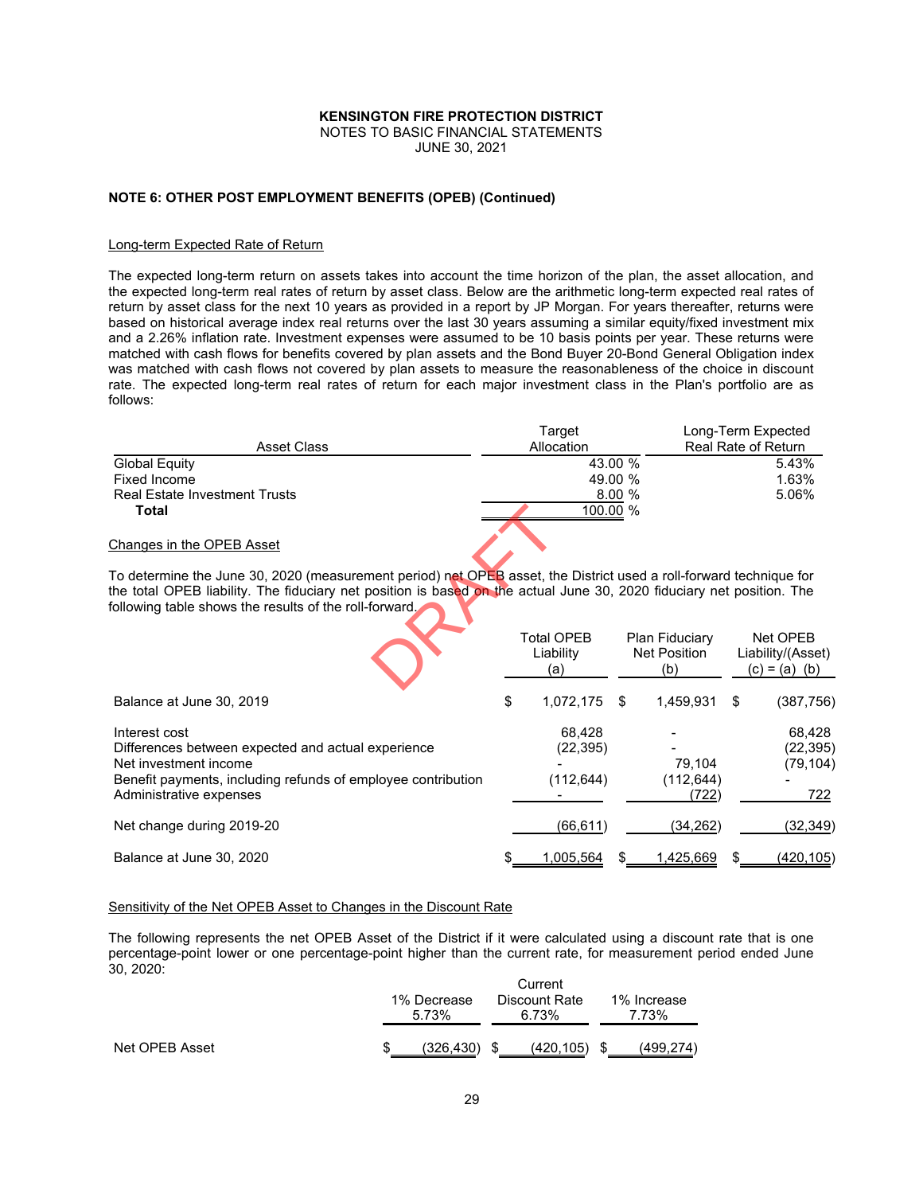**KENSINGTON FIRE PROTECTION DISTRICT**
NOTES TO BASIC FINANCIAL STATEMENTS
JUNE 30, 2021

**NOTE 6: OTHER POST EMPLOYMENT BENEFITS (OPEB) (Continued)**

Long-term Expected Rate of Return

The expected long-term return on assets takes into account the time horizon of the plan, the asset allocation, and the expected long-term real rates of return by asset class. Below are the arithmetic long-term expected real rates of return by asset class for the next 10 years as provided in a report by JP Morgan. For years thereafter, returns were based on historical average index real returns over the last 30 years assuming a similar equity/fixed investment mix and a 2.26% inflation rate. Investment expenses were assumed to be 10 basis points per year. These returns were matched with cash flows for benefits covered by plan assets and the Bond Buyer 20-Bond General Obligation index was matched with cash flows not covered by plan assets to measure the reasonableness of the choice in discount rate. The expected long-term real rates of return for each major investment class in the Plan's portfolio are as follows:

| Asset Class | Target Allocation | Long-Term Expected Real Rate of Return |
|---|---|---|
| Global Equity | 43.00 % | 5.43% |
| Fixed Income | 49.00 % | 1.63% |
| Real Estate Investment Trusts | 8.00 % | 5.06% |
| **Total** | 100.00 % | |

Changes in the OPEB Asset

To determine the June 30, 2020 (measurement period) net OPEB asset, the District used a roll-forward technique for the total OPEB liability. The fiduciary net position is based on the actual June 30, 2020 fiduciary net position. The following table shows the results of the roll-forward.

| | Total OPEB Liability (a) | Plan Fiduciary Net Position (b) | Net OPEB Liability/(Asset) (c) = (a) (b) |
|---|---|---|---|
| Balance at June 30, 2019 | $ 1,072,175 | $ 1,459,931 | $ (387,756) |
| Interest cost | 68,428 | - | 68,428 |
| Differences between expected and actual experience | (22,395) | - | (22,395) |
| Net investment income | - | 79,104 | (79,104) |
| Benefit payments, including refunds of employee contribution | (112,644) | (112,644) | - |
| Administrative expenses | - | (722) | 722 |
| Net change during 2019-20 | (66,611) | (34,262) | (32,349) |
| Balance at June 30, 2020 | $ 1,005,564 | $ 1,425,669 | $ (420,105) |

Sensitivity of the Net OPEB Asset to Changes in the Discount Rate

The following represents the net OPEB Asset of the District if it were calculated using a discount rate that is one percentage-point lower or one percentage-point higher than the current rate, for measurement period ended June 30, 2020:

| | 1% Decrease 5.73% | Current Discount Rate 6.73% | 1% Increase 7.73% |
|---|---|---|---|
| Net OPEB Asset | $ (326,430) | $ (420,105) | $ (499,274) |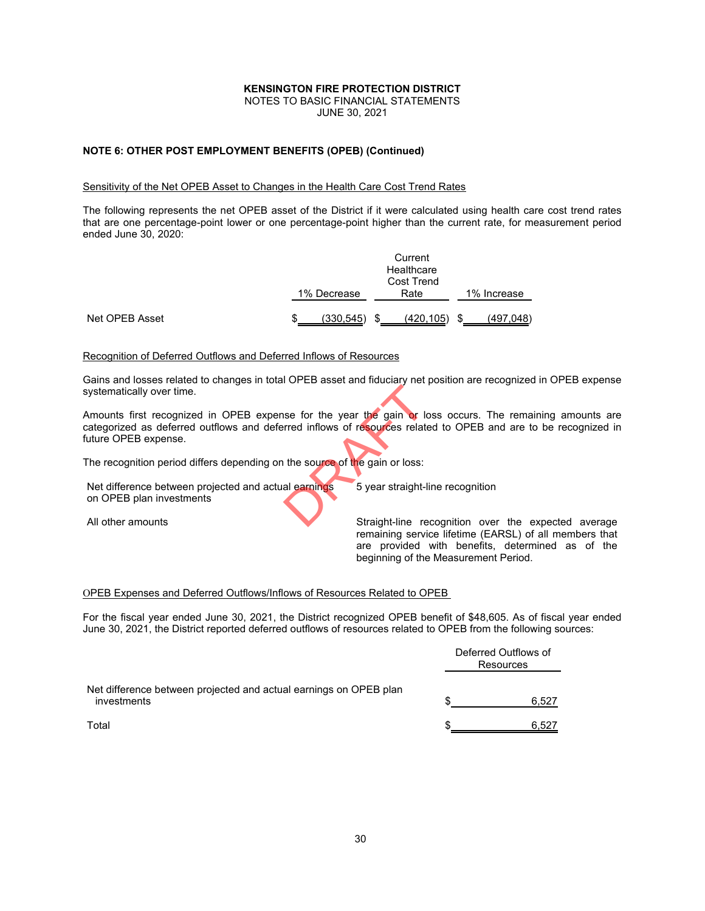**KENSINGTON FIRE PROTECTION DISTRICT**
NOTES TO BASIC FINANCIAL STATEMENTS
JUNE 30, 2021

**NOTE 6: OTHER POST EMPLOYMENT BENEFITS (OPEB) (Continued)**

Sensitivity of the Net OPEB Asset to Changes in the Health Care Cost Trend Rates

The following represents the net OPEB asset of the District if it were calculated using health care cost trend rates that are one percentage-point lower or one percentage-point higher than the current rate, for measurement period ended June 30, 2020:

| | 1% Decrease | Current Healthcare Cost Trend Rate | 1% Increase |
|---|---|---|---|
| Net OPEB Asset | $ (330,545) | $ (420,105) | $ (497,048) |

Recognition of Deferred Outflows and Deferred Inflows of Resources

Gains and losses related to changes in total OPEB asset and fiduciary net position are recognized in OPEB expense systematically over time.

Amounts first recognized in OPEB expense for the year the gain or loss occurs. The remaining amounts are categorized as deferred outflows and deferred inflows of resources related to OPEB and are to be recognized in future OPEB expense.

The recognition period differs depending on the source of the gain or loss:

| | |
|---|---|
| Net difference between projected and actual earnings on OPEB plan investments | 5 year straight-line recognition |
| All other amounts | Straight-line recognition over the expected average remaining service lifetime (EARSL) of all members that are provided with benefits, determined as of the beginning of the Measurement Period. |

OPEB Expenses and Deferred Outflows/Inflows of Resources Related to OPEB

For the fiscal year ended June 30, 2021, the District recognized OPEB benefit of $48,605. As of fiscal year ended June 30, 2021, the District reported deferred outflows of resources related to OPEB from the following sources:

| | Deferred Outflows of Resources |
|---|---|
| Net difference between projected and actual earnings on OPEB plan investments | $ 6,527 |
| Total | $ 6,527 |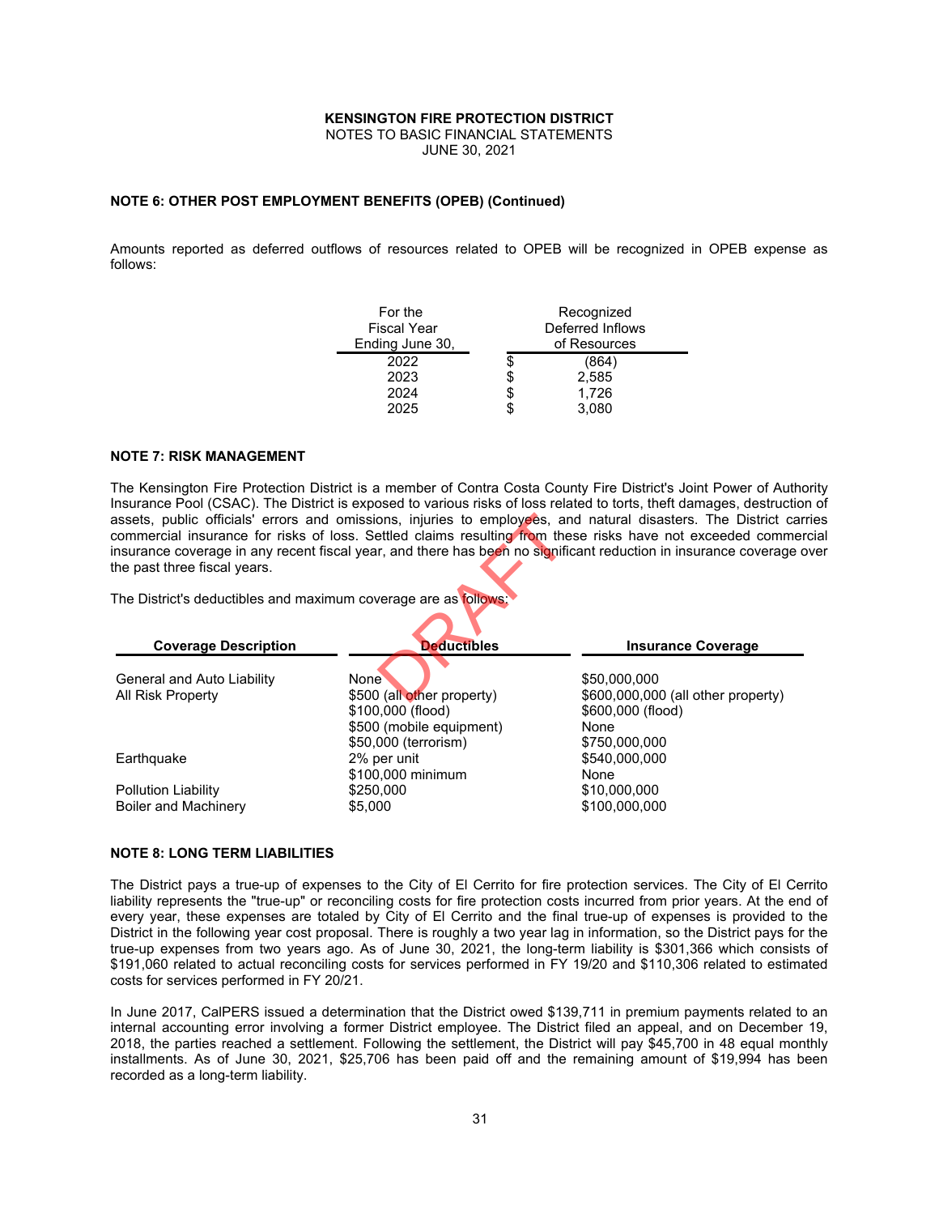**KENSINGTON FIRE PROTECTION DISTRICT**
NOTES TO BASIC FINANCIAL STATEMENTS
JUNE 30, 2021

**NOTE 6: OTHER POST EMPLOYMENT BENEFITS (OPEB) (Continued)**

Amounts reported as deferred outflows of resources related to OPEB will be recognized in OPEB expense as follows:

| For the Fiscal Year Ending June 30, | Recognized Deferred Inflows of Resources |
|---|---|
| 2022 | $ (864) |
| 2023 | $ 2,585 |
| 2024 | $ 1,726 |
| 2025 | $ 3,080 |

**NOTE 7: RISK MANAGEMENT**

The Kensington Fire Protection District is a member of Contra Costa County Fire District's Joint Power of Authority Insurance Pool (CSAC). The District is exposed to various risks of loss related to torts, theft damages, destruction of assets, public officials' errors and omissions, injuries to employees, and natural disasters. The District carries commercial insurance for risks of loss. Settled claims resulting from these risks have not exceeded commercial insurance coverage in any recent fiscal year, and there has been no significant reduction in insurance coverage over the past three fiscal years.

The District's deductibles and maximum coverage are as follows:

| Coverage Description | Deductibles | Insurance Coverage |
|---|---|---|
| General and Auto Liability | None | $50,000,000 |
| All Risk Property | $500 (all other property) | $600,000,000 (all other property) |
| | $100,000 (flood) | $600,000 (flood) |
| | $500 (mobile equipment) | None |
| | $50,000 (terrorism) | $750,000,000 |
| Earthquake | 2% per unit | $540,000,000 |
| | $100,000 minimum | None |
| Pollution Liability | $250,000 | $10,000,000 |
| Boiler and Machinery | $5,000 | $100,000,000 |

**NOTE 8: LONG TERM LIABILITIES**

The District pays a true-up of expenses to the City of El Cerrito for fire protection services. The City of El Cerrito liability represents the "true-up" or reconciling costs for fire protection costs incurred from prior years. At the end of every year, these expenses are totaled by City of El Cerrito and the final true-up of expenses is provided to the District in the following year cost proposal. There is roughly a two year lag in information, so the District pays for the true-up expenses from two years ago. As of June 30, 2021, the long-term liability is $301,366 which consists of $191,060 related to actual reconciling costs for services performed in FY 19/20 and $110,306 related to estimated costs for services performed in FY 20/21.

In June 2017, CalPERS issued a determination that the District owed $139,711 in premium payments related to an internal accounting error involving a former District employee. The District filed an appeal, and on December 19, 2018, the parties reached a settlement. Following the settlement, the District will pay $45,700 in 48 equal monthly installments. As of June 30, 2021, $25,706 has been paid off and the remaining amount of $19,994 has been recorded as a long-term liability.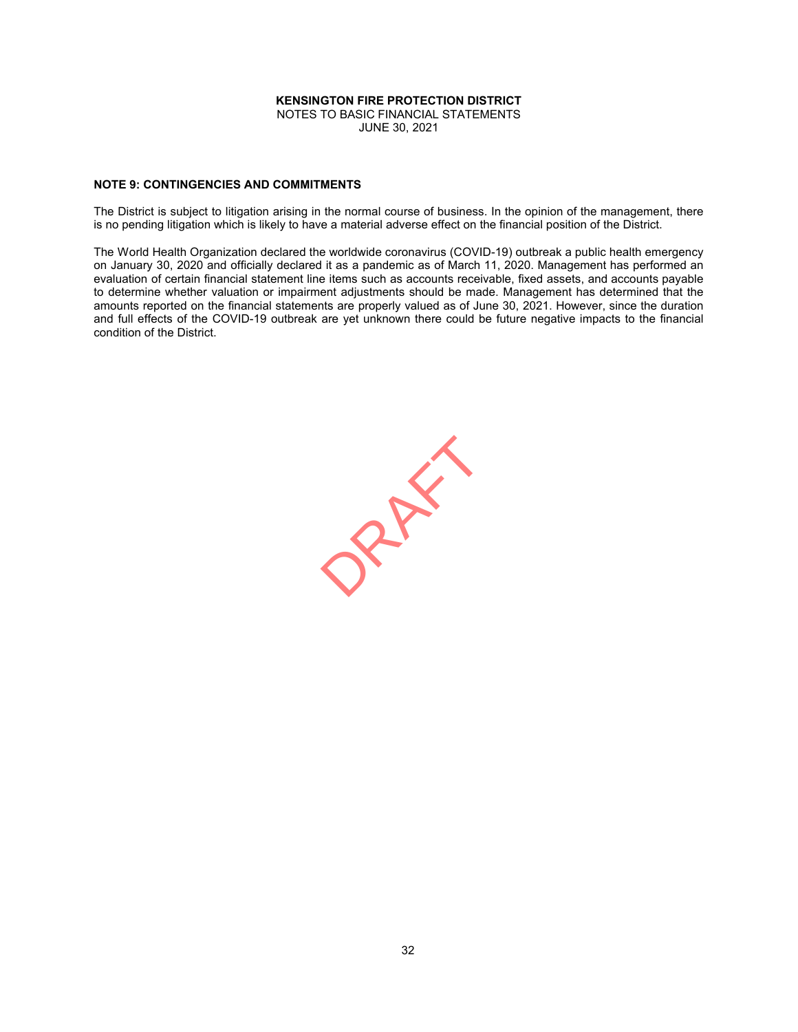KENSINGTON FIRE PROTECTION DISTRICT
NOTES TO BASIC FINANCIAL STATEMENTS
JUNE 30, 2021

## NOTE 9: CONTINGENCIES AND COMMITMENTS

The District is subject to litigation arising in the normal course of business. In the opinion of the management, there is no pending litigation which is likely to have a material adverse effect on the financial position of the District.

The World Health Organization declared the worldwide coronavirus (COVID-19) outbreak a public health emergency on January 30, 2020 and officially declared it as a pandemic as of March 11, 2020. Management has performed an evaluation of certain financial statement line items such as accounts receivable, fixed assets, and accounts payable to determine whether valuation or impairment adjustments should be made. Management has determined that the amounts reported on the financial statements are properly valued as of June 30, 2021. However, since the duration and full effects of the COVID-19 outbreak are yet unknown there could be future negative impacts to the financial condition of the District.

DRAFT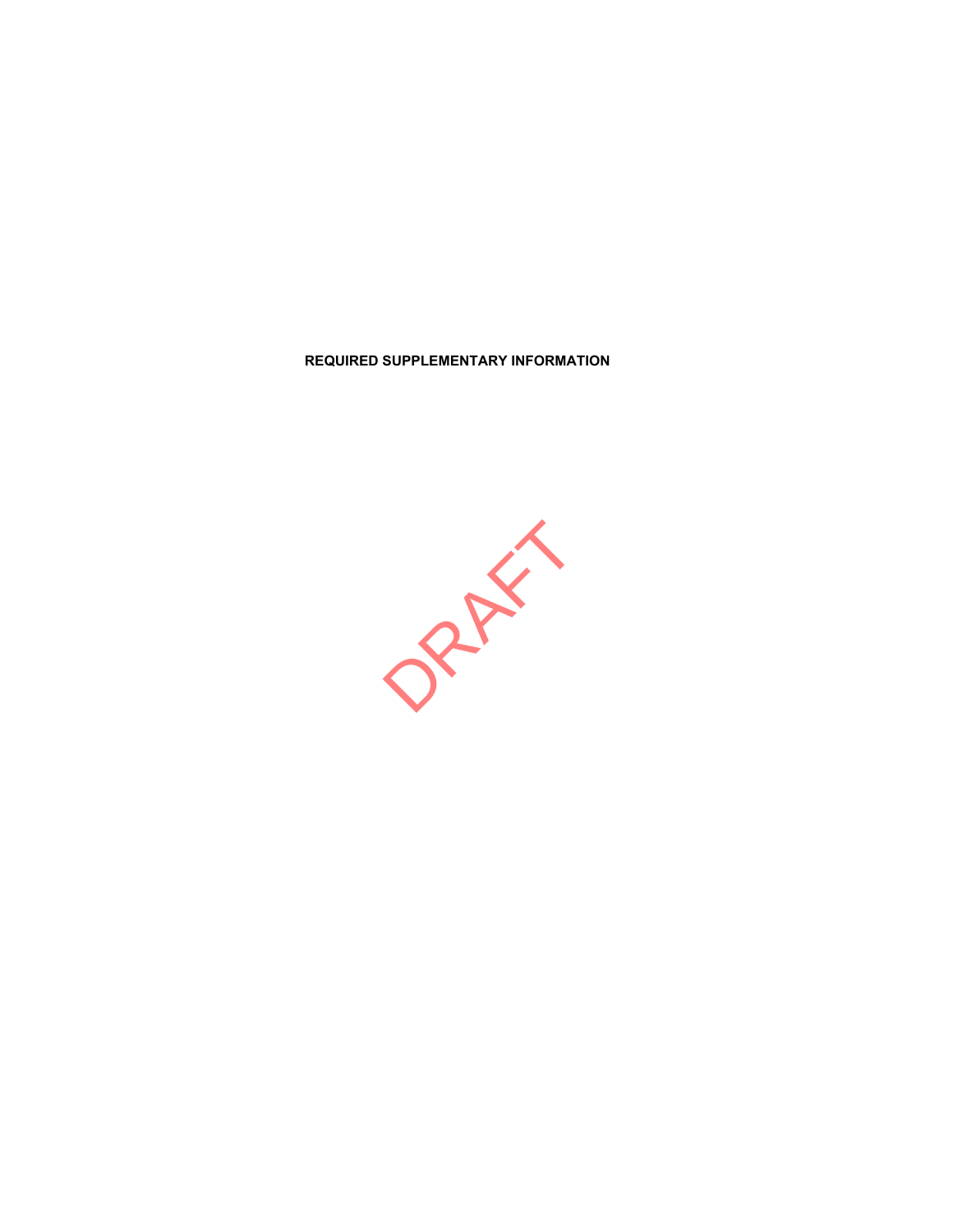**REQUIRED SUPPLEMENTARY INFORMATION**

DRAFT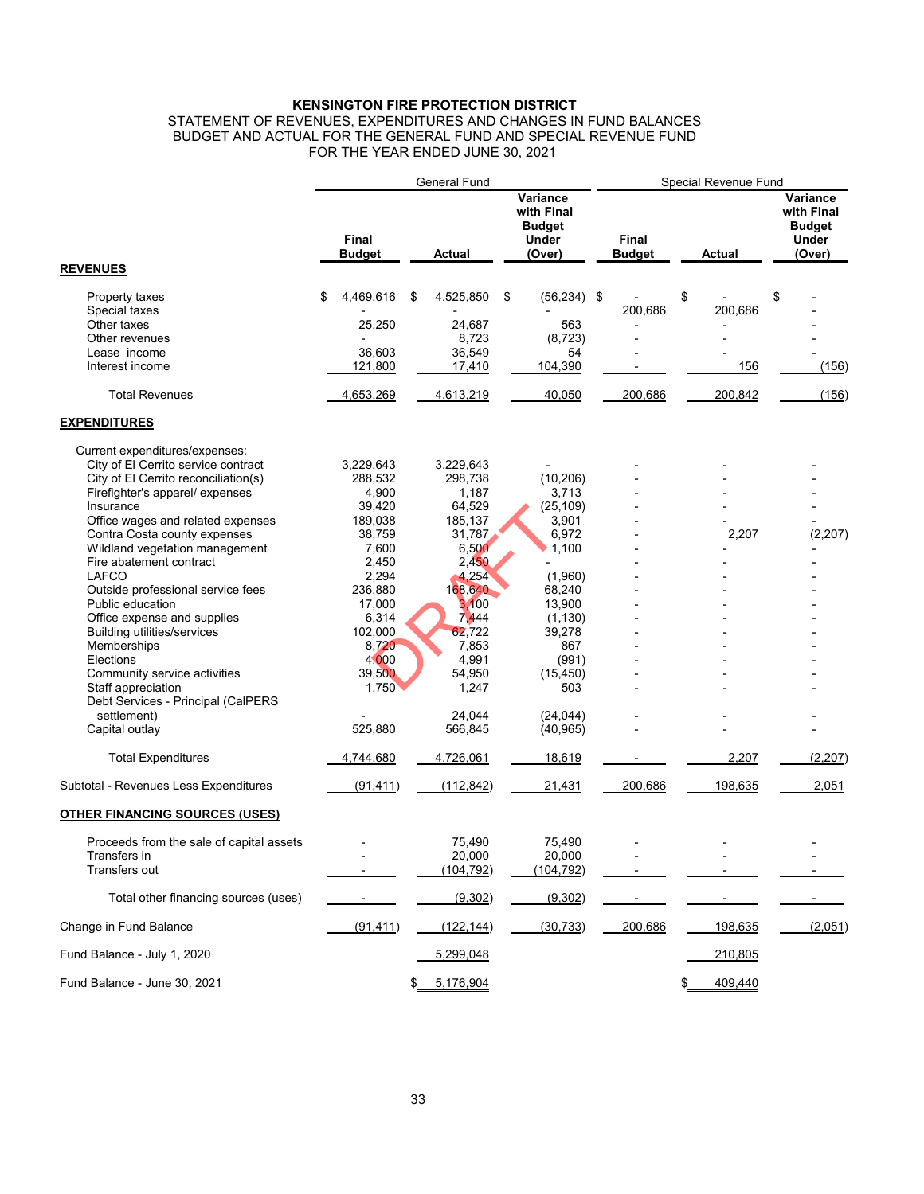**KENSINGTON FIRE PROTECTION DISTRICT**
STATEMENT OF REVENUES, EXPENDITURES AND CHANGES IN FUND BALANCES
BUDGET AND ACTUAL FOR THE GENERAL FUND AND SPECIAL REVENUE FUND
FOR THE YEAR ENDED JUNE 30, 2021

| | General Fund | | | Special Revenue Fund | | |
|---|---|---|---|---|---|---|
| | **Final Budget** | **Actual** | **Variance with Final Budget Under (Over)** | **Final Budget** | **Actual** | **Variance with Final Budget Under (Over)** |
| **REVENUES** | | | | | | |
| Property taxes | $ 4,469,616 | $ 4,525,850 | $ (56,234) | $ - | $ - | $ - |
| Special taxes | - | - | - | 200,686 | 200,686 | - |
| Other taxes | 25,250 | 24,687 | 563 | - | - | - |
| Other revenues | - | 8,723 | (8,723) | - | - | - |
| Lease income | 36,603 | 36,549 | 54 | - | - | - |
| Interest income | 121,800 | 17,410 | 104,390 | - | 156 | (156) |
| Total Revenues | 4,653,269 | 4,613,219 | 40,050 | 200,686 | 200,842 | (156) |
| **EXPENDITURES** | | | | | | |
| Current expenditures/expenses: | | | | | | |
| City of El Cerrito service contract | 3,229,643 | 3,229,643 | - | - | - | - |
| City of El Cerrito reconciliation(s) | 288,532 | 298,738 | (10,206) | - | - | - |
| Firefighter's apparel/ expenses | 4,900 | 1,187 | 3,713 | - | - | - |
| Insurance | 39,420 | 64,529 | (25,109) | - | - | - |
| Office wages and related expenses | 189,038 | 185,137 | 3,901 | - | - | - |
| Contra Costa county expenses | 38,759 | 31,787 | 6,972 | - | 2,207 | (2,207) |
| Wildland vegetation management | 7,600 | 6,500 | 1,100 | - | - | - |
| Fire abatement contract | 2,450 | 2,450 | - | - | - | - |
| LAFCO | 2,294 | 4,254 | (1,960) | - | - | - |
| Outside professional service fees | 236,880 | 168,640 | 68,240 | - | - | - |
| Public education | 17,000 | 3,100 | 13,900 | - | - | - |
| Office expense and supplies | 6,314 | 7,444 | (1,130) | - | - | - |
| Building utilities/services | 102,000 | 62,722 | 39,278 | - | - | - |
| Memberships | 8,720 | 7,853 | 867 | - | - | - |
| Elections | 4,000 | 4,991 | (991) | - | - | - |
| Community service activities | 39,500 | 54,950 | (15,450) | - | - | - |
| Staff appreciation | 1,750 | 1,247 | 503 | - | - | - |
| Debt Services - Principal (CalPERS settlement) | - | 24,044 | (24,044) | - | - | - |
| Capital outlay | 525,880 | 566,845 | (40,965) | - | - | - |
| Total Expenditures | 4,744,680 | 4,726,061 | 18,619 | - | 2,207 | (2,207) |
| Subtotal - Revenues Less Expenditures | (91,411) | (112,842) | 21,431 | 200,686 | 198,635 | 2,051 |
| **OTHER FINANCING SOURCES (USES)** | | | | | | |
| Proceeds from the sale of capital assets | - | 75,490 | 75,490 | - | - | - |
| Transfers in | - | 20,000 | 20,000 | - | - | - |
| Transfers out | - | (104,792) | (104,792) | - | - | - |
| Total other financing sources (uses) | - | (9,302) | (9,302) | - | - | - |
| Change in Fund Balance | (91,411) | (122,144) | (30,733) | 200,686 | 198,635 | (2,051) |
| Fund Balance - July 1, 2020 | | 5,299,048 | | | 210,805 | |
| Fund Balance - June 30, 2021 | | $ 5,176,904 | | | $ 409,440 | |

DRAFT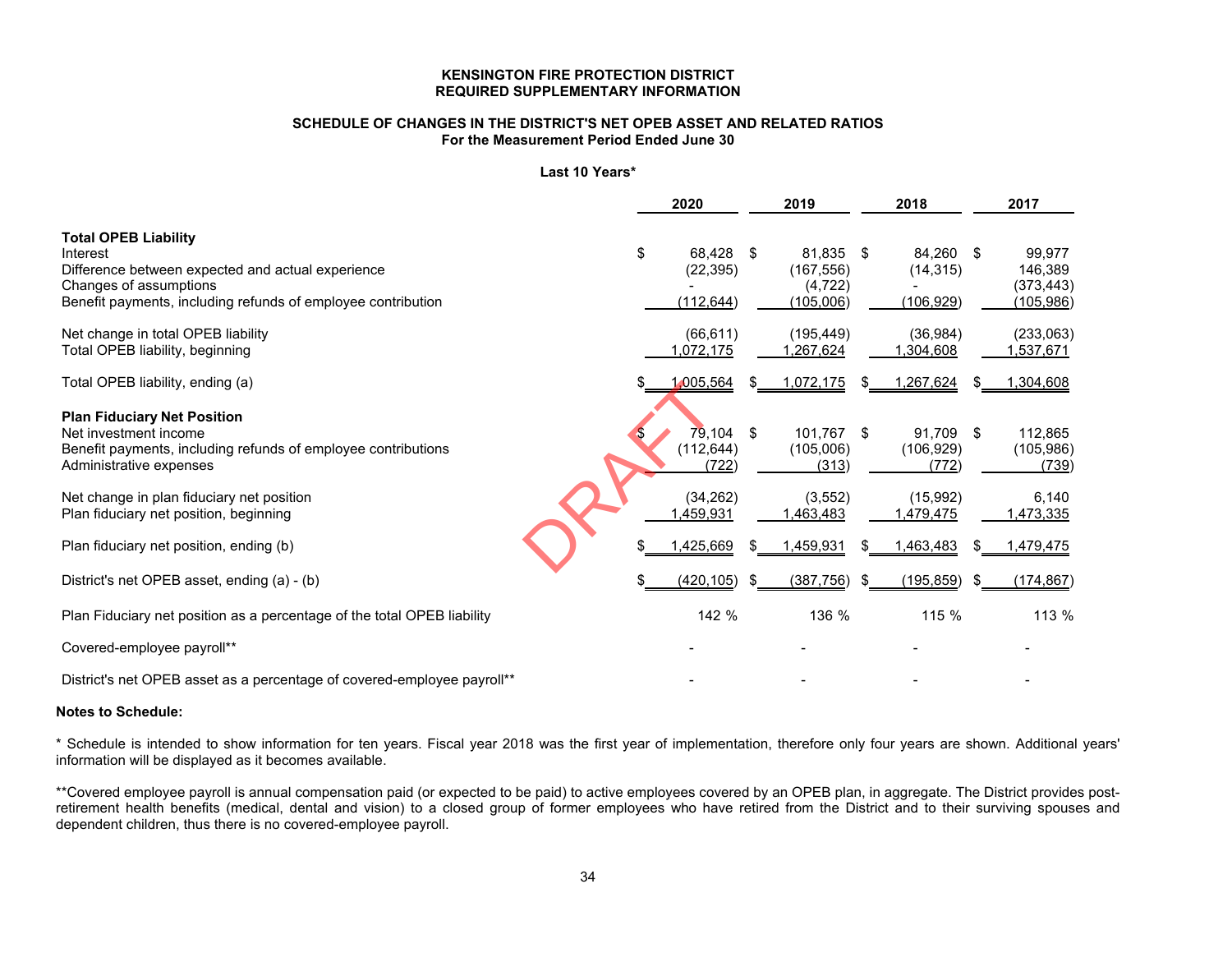**KENSINGTON FIRE PROTECTION DISTRICT**
**REQUIRED SUPPLEMENTARY INFORMATION**

**SCHEDULE OF CHANGES IN THE DISTRICT'S NET OPEB ASSET AND RELATED RATIOS**
**For the Measurement Period Ended June 30**

**Last 10 Years***

| | 2020 | 2019 | 2018 | 2017 |
|---|---|---|---|---|
| **Total OPEB Liability** | | | | |
| Interest | $ 68,428 | $ 81,835 | $ 84,260 | $ 99,977 |
| Difference between expected and actual experience | (22,395) | (167,556) | (14,315) | 146,389 |
| Changes of assumptions | - | (4,722) | - | (373,443) |
| Benefit payments, including refunds of employee contribution | (112,644) | (105,006) | (106,929) | (105,986) |
| Net change in total OPEB liability | (66,611) | (195,449) | (36,984) | (233,063) |
| Total OPEB liability, beginning | 1,072,175 | 1,267,624 | 1,304,608 | 1,537,671 |
| Total OPEB liability, ending (a) | $ 1,005,564 | $ 1,072,175 | $ 1,267,624 | $ 1,304,608 |
| **Plan Fiduciary Net Position** | | | | |
| Net investment income | $ 79,104 | $ 101,767 | $ 91,709 | $ 112,865 |
| Benefit payments, including refunds of employee contributions | (112,644) | (105,006) | (106,929) | (105,986) |
| Administrative expenses | (722) | (313) | (772) | (739) |
| Net change in plan fiduciary net position | (34,262) | (3,552) | (15,992) | 6,140 |
| Plan fiduciary net position, beginning | 1,459,931 | 1,463,483 | 1,479,475 | 1,473,335 |
| Plan fiduciary net position, ending (b) | $ 1,425,669 | $ 1,459,931 | $ 1,463,483 | $ 1,479,475 |
| District's net OPEB asset, ending (a) - (b) | $ (420,105) | $ (387,756) | $ (195,859) | $ (174,867) |
| Plan Fiduciary net position as a percentage of the total OPEB liability | 142 % | 136 % | 115 % | 113 % |
| Covered-employee payroll** | - | - | - | - |
| District's net OPEB asset as a percentage of covered-employee payroll** | - | - | - | - |

**Notes to Schedule:**

* Schedule is intended to show information for ten years. Fiscal year 2018 was the first year of implementation, therefore only four years are shown. Additional years' information will be displayed as it becomes available.

**Covered employee payroll is annual compensation paid (or expected to be paid) to active employees covered by an OPEB plan, in aggregate. The District provides post-retirement health benefits (medical, dental and vision) to a closed group of former employees who have retired from the District and to their surviving spouses and dependent children, thus there is no covered-employee payroll.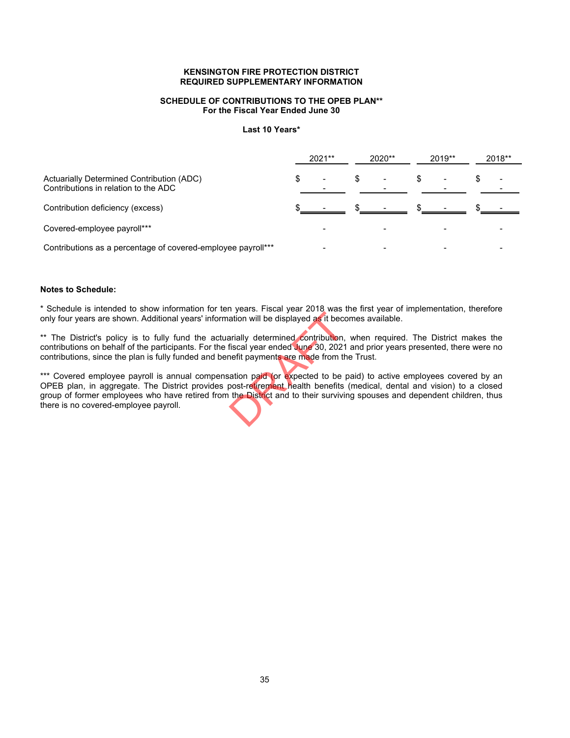**KENSINGTON FIRE PROTECTION DISTRICT**
**REQUIRED SUPPLEMENTARY INFORMATION**

**SCHEDULE OF CONTRIBUTIONS TO THE OPEB PLAN****
**For the Fiscal Year Ended June 30**

**Last 10 Years***

| | 2021** | 2020** | 2019** | 2018** |
|---|---|---|---|---|
| Actuarially Determined Contribution (ADC) | $ - | $ - | $ - | $ - |
| Contributions in relation to the ADC | - | - | - | - |
| Contribution deficiency (excess) | $ - | $ - | $ - | $ - |
| Covered-employee payroll*** | - | - | - | - |
| Contributions as a percentage of covered-employee payroll*** | - | - | - | - |

**Notes to Schedule:**

* Schedule is intended to show information for ten years. Fiscal year 2018 was the first year of implementation, therefore only four years are shown. Additional years' information will be displayed as it becomes available.

** The District's policy is to fully fund the actuarially determined contribution, when required. The District makes the contributions on behalf of the participants. For the fiscal year ended June 30, 2021 and prior years presented, there were no contributions, since the plan is fully funded and benefit payments are made from the Trust.

*** Covered employee payroll is annual compensation paid (or expected to be paid) to active employees covered by an OPEB plan, in aggregate. The District provides post-retirement health benefits (medical, dental and vision) to a closed group of former employees who have retired from the District and to their surviving spouses and dependent children, thus there is no covered-employee payroll.

DRAFT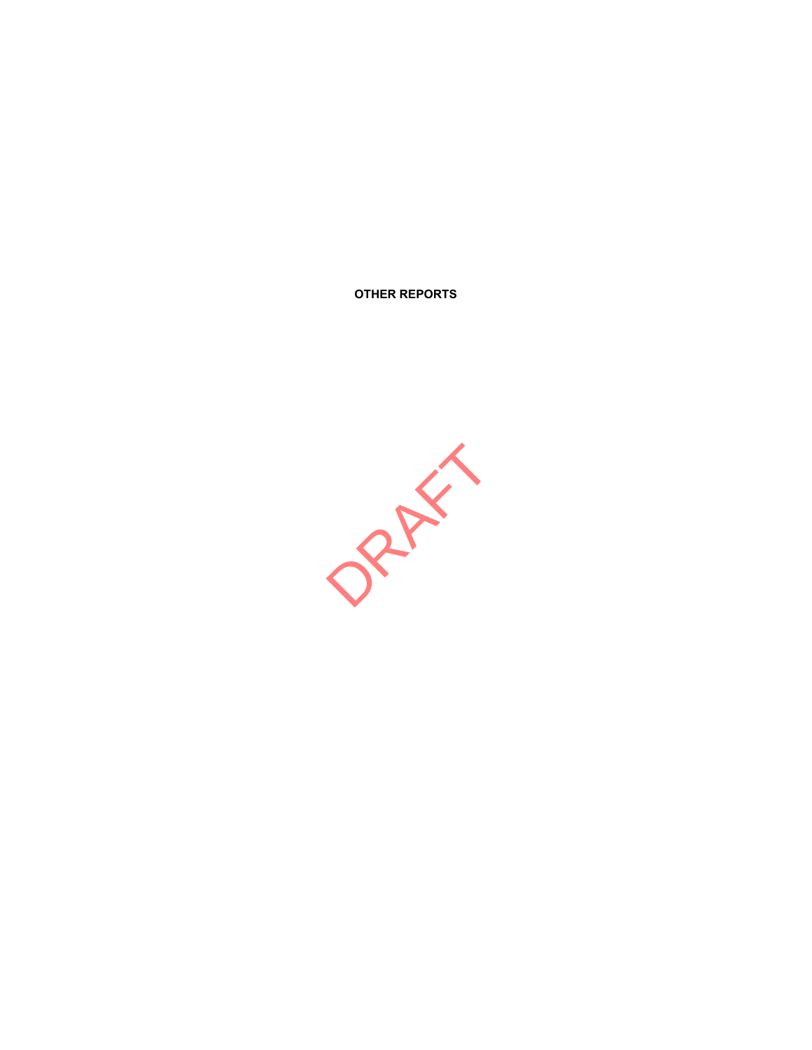**OTHER REPORTS**

DRAFT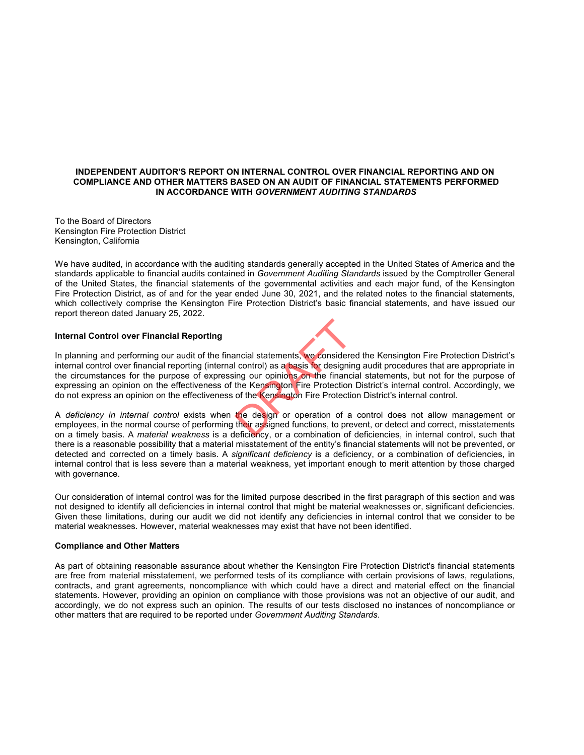**INDEPENDENT AUDITOR'S REPORT ON INTERNAL CONTROL OVER FINANCIAL REPORTING AND ON COMPLIANCE AND OTHER MATTERS BASED ON AN AUDIT OF FINANCIAL STATEMENTS PERFORMED IN ACCORDANCE WITH *GOVERNMENT AUDITING STANDARDS***

To the Board of Directors
Kensington Fire Protection District
Kensington, California

We have audited, in accordance with the auditing standards generally accepted in the United States of America and the standards applicable to financial audits contained in *Government Auditing Standards* issued by the Comptroller General of the United States, the financial statements of the governmental activities and each major fund, of the Kensington Fire Protection District, as of and for the year ended June 30, 2021, and the related notes to the financial statements, which collectively comprise the Kensington Fire Protection District's basic financial statements, and have issued our report thereon dated January 25, 2022.

**Internal Control over Financial Reporting**

In planning and performing our audit of the financial statements, we considered the Kensington Fire Protection District's internal control over financial reporting (internal control) as a basis for designing audit procedures that are appropriate in the circumstances for the purpose of expressing our opinions on the financial statements, but not for the purpose of expressing an opinion on the effectiveness of the Kensington Fire Protection District's internal control. Accordingly, we do not express an opinion on the effectiveness of the Kensington Fire Protection District's internal control.

A *deficiency in internal control* exists when the design or operation of a control does not allow management or employees, in the normal course of performing their assigned functions, to prevent, or detect and correct, misstatements on a timely basis. A *material weakness* is a deficiency, or a combination of deficiencies, in internal control, such that there is a reasonable possibility that a material misstatement of the entity's financial statements will not be prevented, or detected and corrected on a timely basis. A *significant deficiency* is a deficiency, or a combination of deficiencies, in internal control that is less severe than a material weakness, yet important enough to merit attention by those charged with governance.

Our consideration of internal control was for the limited purpose described in the first paragraph of this section and was not designed to identify all deficiencies in internal control that might be material weaknesses or, significant deficiencies. Given these limitations, during our audit we did not identify any deficiencies in internal control that we consider to be material weaknesses. However, material weaknesses may exist that have not been identified.

**Compliance and Other Matters**

As part of obtaining reasonable assurance about whether the Kensington Fire Protection District's financial statements are free from material misstatement, we performed tests of its compliance with certain provisions of laws, regulations, contracts, and grant agreements, noncompliance with which could have a direct and material effect on the financial statements. However, providing an opinion on compliance with those provisions was not an objective of our audit, and accordingly, we do not express such an opinion. The results of our tests disclosed no instances of noncompliance or other matters that are required to be reported under *Government Auditing Standards*.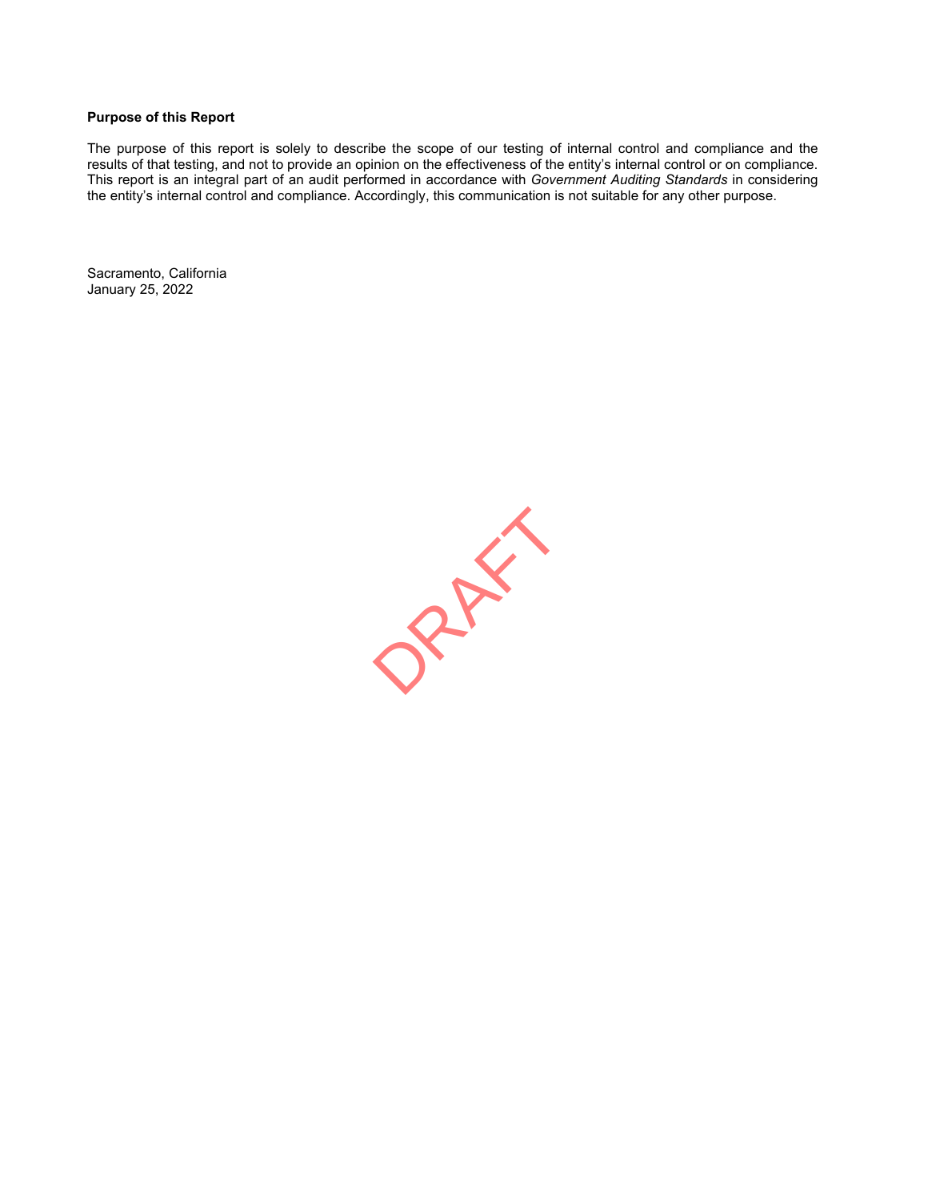**Purpose of this Report**

The purpose of this report is solely to describe the scope of our testing of internal control and compliance and the results of that testing, and not to provide an opinion on the effectiveness of the entity's internal control or on compliance. This report is an integral part of an audit performed in accordance with *Government Auditing Standards* in considering the entity's internal control and compliance. Accordingly, this communication is not suitable for any other purpose.

Sacramento, California
January 25, 2022

DRAFT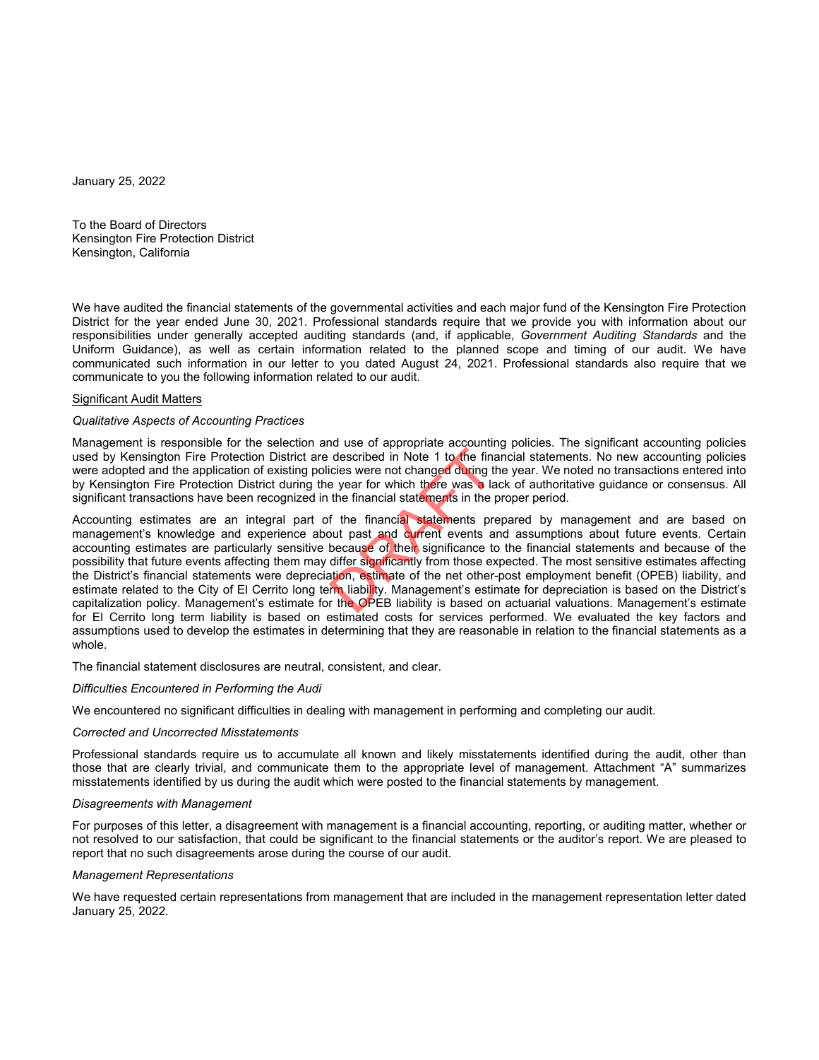January 25, 2022

To the Board of Directors
Kensington Fire Protection District
Kensington, California

We have audited the financial statements of the governmental activities and each major fund of the Kensington Fire Protection District for the year ended June 30, 2021. Professional standards require that we provide you with information about our responsibilities under generally accepted auditing standards (and, if applicable, *Government Auditing Standards* and the Uniform Guidance), as well as certain information related to the planned scope and timing of our audit. We have communicated such information in our letter to you dated August 24, 2021. Professional standards also require that we communicate to you the following information related to our audit.

## Significant Audit Matters

*Qualitative Aspects of Accounting Practices*

Management is responsible for the selection and use of appropriate accounting policies. The significant accounting policies used by Kensington Fire Protection District are described in Note 1 to the financial statements. No new accounting policies were adopted and the application of existing policies were not changed during the year. We noted no transactions entered into by Kensington Fire Protection District during the year for which there was a lack of authoritative guidance or consensus. All significant transactions have been recognized in the financial statements in the proper period.

Accounting estimates are an integral part of the financial statements prepared by management and are based on management's knowledge and experience about past and current events and assumptions about future events. Certain accounting estimates are particularly sensitive because of their significance to the financial statements and because of the possibility that future events affecting them may differ significantly from those expected. The most sensitive estimates affecting the District's financial statements were depreciation, estimate of the net other-post employment benefit (OPEB) liability, and estimate related to the City of El Cerrito long term liability. Management's estimate for depreciation is based on the District's capitalization policy. Management's estimate for the OPEB liability is based on actuarial valuations. Management's estimate for El Cerrito long term liability is based on estimated costs for services performed. We evaluated the key factors and assumptions used to develop the estimates in determining that they are reasonable in relation to the financial statements as a whole.

The financial statement disclosures are neutral, consistent, and clear.

*Difficulties Encountered in Performing the Audi*

We encountered no significant difficulties in dealing with management in performing and completing our audit.

*Corrected and Uncorrected Misstatements*

Professional standards require us to accumulate all known and likely misstatements identified during the audit, other than those that are clearly trivial, and communicate them to the appropriate level of management. Attachment "A" summarizes misstatements identified by us during the audit which were posted to the financial statements by management.

*Disagreements with Management*

For purposes of this letter, a disagreement with management is a financial accounting, reporting, or auditing matter, whether or not resolved to our satisfaction, that could be significant to the financial statements or the auditor's report. We are pleased to report that no such disagreements arose during the course of our audit.

*Management Representations*

We have requested certain representations from management that are included in the management representation letter dated January 25, 2022.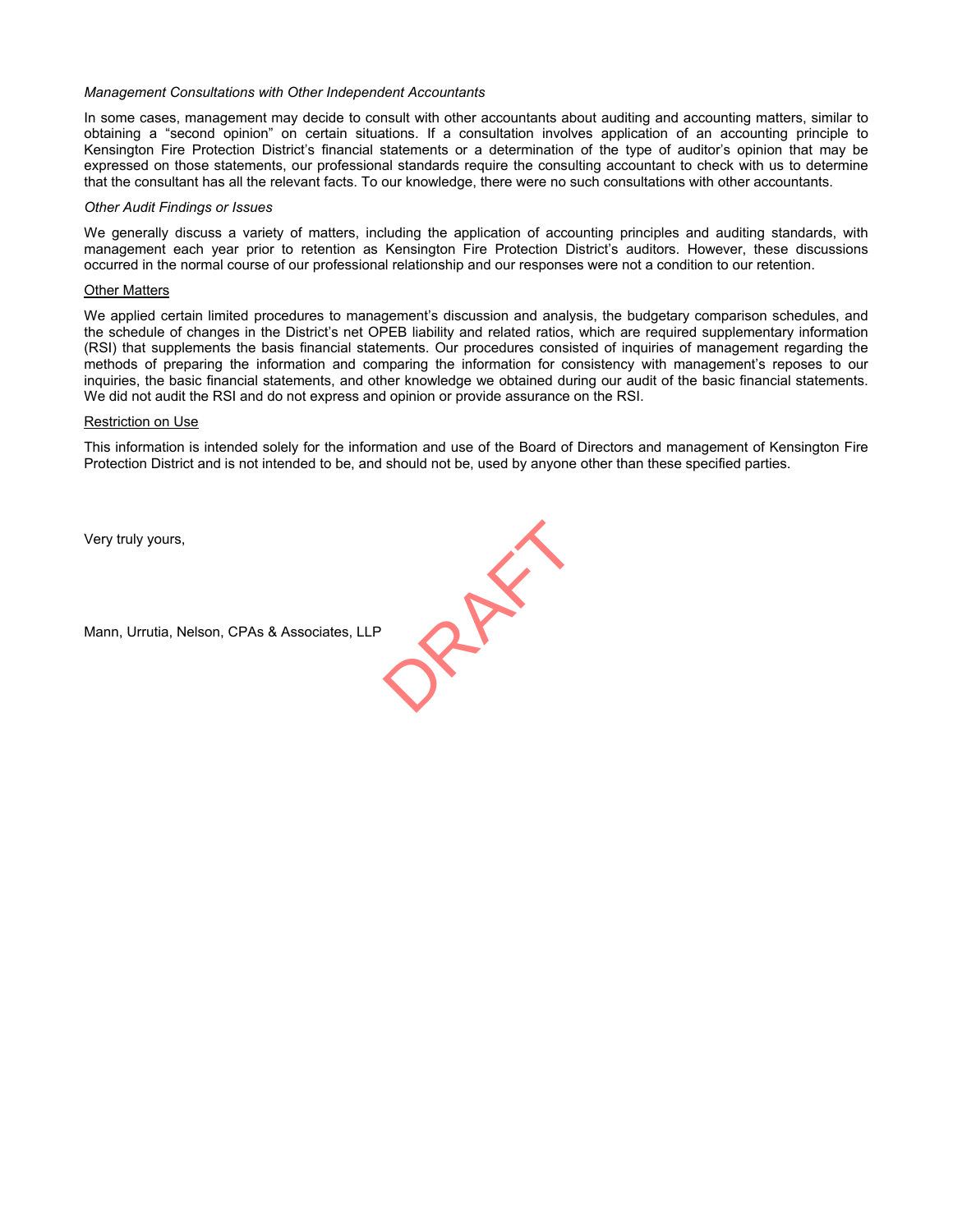*Management Consultations with Other Independent Accountants*

In some cases, management may decide to consult with other accountants about auditing and accounting matters, similar to obtaining a "second opinion" on certain situations. If a consultation involves application of an accounting principle to Kensington Fire Protection District's financial statements or a determination of the type of auditor's opinion that may be expressed on those statements, our professional standards require the consulting accountant to check with us to determine that the consultant has all the relevant facts. To our knowledge, there were no such consultations with other accountants.

*Other Audit Findings or Issues*

We generally discuss a variety of matters, including the application of accounting principles and auditing standards, with management each year prior to retention as Kensington Fire Protection District's auditors. However, these discussions occurred in the normal course of our professional relationship and our responses were not a condition to our retention.

<u>Other Matters</u>

We applied certain limited procedures to management's discussion and analysis, the budgetary comparison schedules, and the schedule of changes in the District's net OPEB liability and related ratios, which are required supplementary information (RSI) that supplements the basis financial statements. Our procedures consisted of inquiries of management regarding the methods of preparing the information and comparing the information for consistency with management's reposes to our inquiries, the basic financial statements, and other knowledge we obtained during our audit of the basic financial statements. We did not audit the RSI and do not express and opinion or provide assurance on the RSI.

<u>Restriction on Use</u>

This information is intended solely for the information and use of the Board of Directors and management of Kensington Fire Protection District and is not intended to be, and should not be, used by anyone other than these specified parties.

Very truly yours,

DRAFT

Mann, Urrutia, Nelson, CPAs & Associates, LLP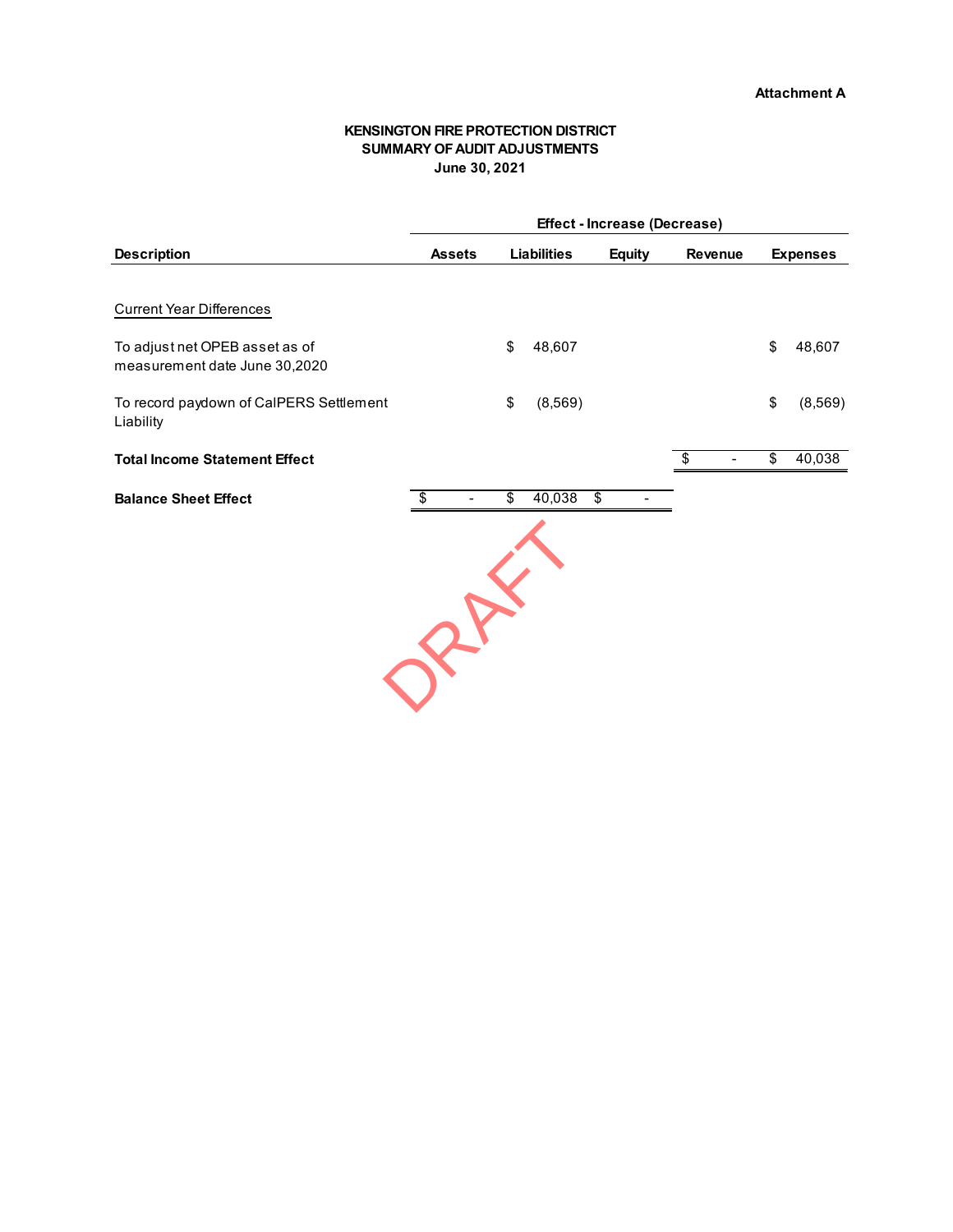Attachment A

# KENSINGTON FIRE PROTECTION DISTRICT
## SUMMARY OF AUDIT ADJUSTMENTS
### June 30, 2021

| Description | Effect - Increase (Decrease) | | | | |
|---|---|---|---|---|---|
| | Assets | Liabilities | Equity | Revenue | Expenses |
| Current Year Differences | | | | | |
| To adjust net OPEB asset as of measurement date June 30,2020 | | $ 48,607 | | | $ 48,607 |
| To record paydown of CalPERS Settlement Liability | | $ (8,569) | | | $ (8,569) |
| **Total Income Statement Effect** | | | | $ - | $ 40,038 |
| **Balance Sheet Effect** | $ - | $ 40,038 | $ - | | |

DRAFT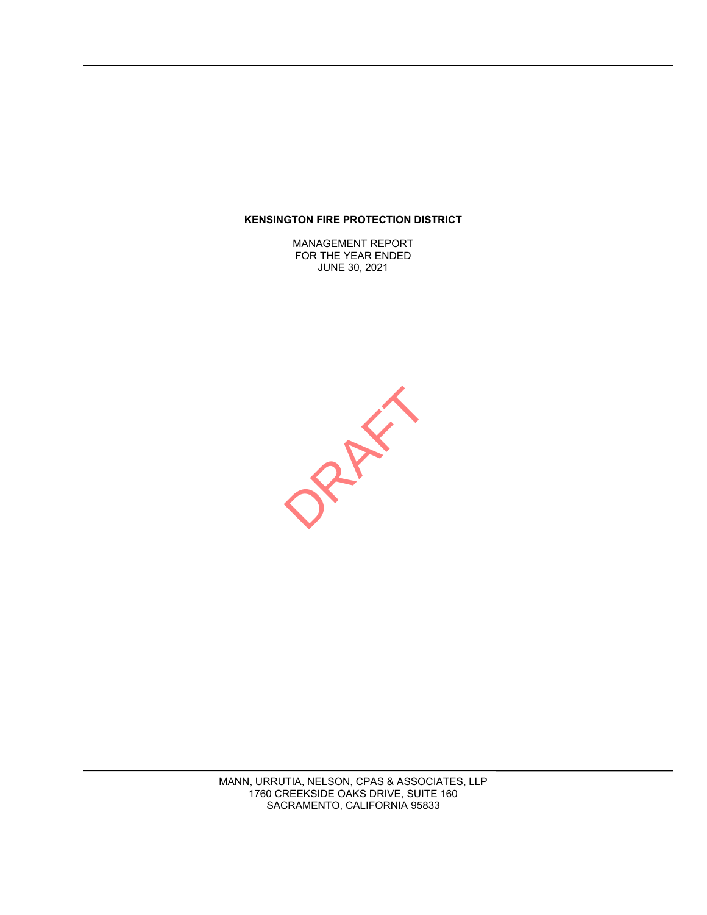**KENSINGTON FIRE PROTECTION DISTRICT**

MANAGEMENT REPORT
FOR THE YEAR ENDED
JUNE 30, 2021

DRAFT

MANN, URRUTIA, NELSON, CPAS & ASSOCIATES, LLP
1760 CREEKSIDE OAKS DRIVE, SUITE 160
SACRAMENTO, CALIFORNIA 95833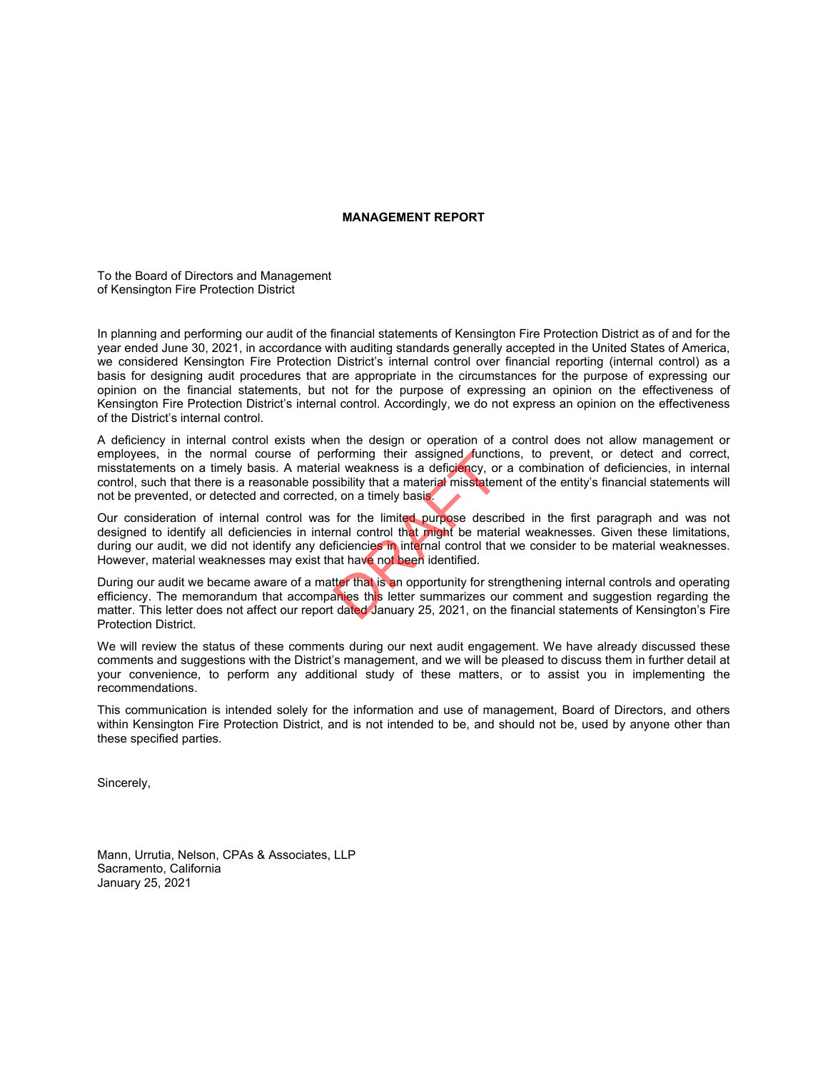**MANAGEMENT REPORT**

To the Board of Directors and Management
of Kensington Fire Protection District

In planning and performing our audit of the financial statements of Kensington Fire Protection District as of and for the year ended June 30, 2021, in accordance with auditing standards generally accepted in the United States of America, we considered Kensington Fire Protection District's internal control over financial reporting (internal control) as a basis for designing audit procedures that are appropriate in the circumstances for the purpose of expressing our opinion on the financial statements, but not for the purpose of expressing an opinion on the effectiveness of Kensington Fire Protection District's internal control. Accordingly, we do not express an opinion on the effectiveness of the District's internal control.

A deficiency in internal control exists when the design or operation of a control does not allow management or employees, in the normal course of performing their assigned functions, to prevent, or detect and correct, misstatements on a timely basis. A material weakness is a deficiency, or a combination of deficiencies, in internal control, such that there is a reasonable possibility that a material misstatement of the entity's financial statements will not be prevented, or detected and corrected, on a timely basis.

Our consideration of internal control was for the limited purpose described in the first paragraph and was not designed to identify all deficiencies in internal control that might be material weaknesses. Given these limitations, during our audit, we did not identify any deficiencies in internal control that we consider to be material weaknesses. However, material weaknesses may exist that have not been identified.

During our audit we became aware of a matter that is an opportunity for strengthening internal controls and operating efficiency. The memorandum that accompanies this letter summarizes our comment and suggestion regarding the matter. This letter does not affect our report dated January 25, 2021, on the financial statements of Kensington's Fire Protection District.

We will review the status of these comments during our next audit engagement. We have already discussed these comments and suggestions with the District's management, and we will be pleased to discuss them in further detail at your convenience, to perform any additional study of these matters, or to assist you in implementing the recommendations.

This communication is intended solely for the information and use of management, Board of Directors, and others within Kensington Fire Protection District, and is not intended to be, and should not be, used by anyone other than these specified parties.

Sincerely,

Mann, Urrutia, Nelson, CPAs & Associates, LLP
Sacramento, California
January 25, 2021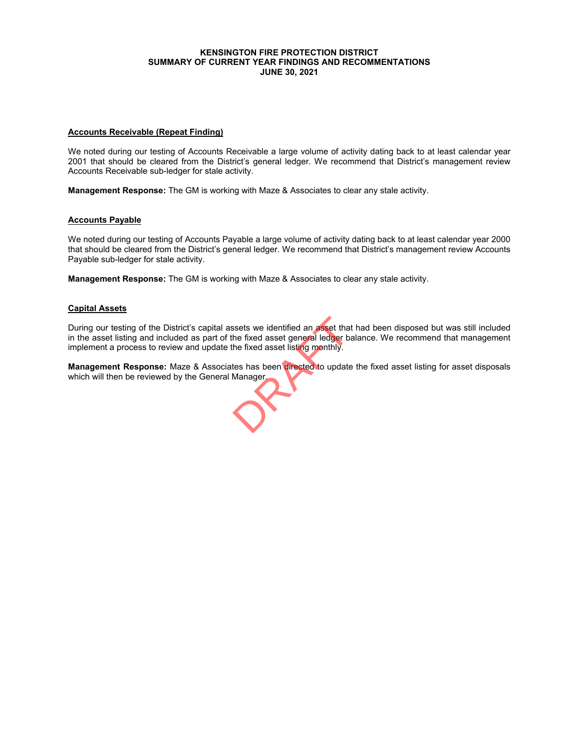**KENSINGTON FIRE PROTECTION DISTRICT**
**SUMMARY OF CURRENT YEAR FINDINGS AND RECOMMENTATIONS**
**JUNE 30, 2021**

**Accounts Receivable (Repeat Finding)**

We noted during our testing of Accounts Receivable a large volume of activity dating back to at least calendar year 2001 that should be cleared from the District's general ledger. We recommend that District's management review Accounts Receivable sub-ledger for stale activity.

**Management Response:** The GM is working with Maze & Associates to clear any stale activity.

**Accounts Payable**

We noted during our testing of Accounts Payable a large volume of activity dating back to at least calendar year 2000 that should be cleared from the District's general ledger. We recommend that District's management review Accounts Payable sub-ledger for stale activity.

**Management Response:** The GM is working with Maze & Associates to clear any stale activity.

**Capital Assets**

During our testing of the District's capital assets we identified an asset that had been disposed but was still included in the asset listing and included as part of the fixed asset general ledger balance. We recommend that management implement a process to review and update the fixed asset listing monthly.

**Management Response:** Maze & Associates has been directed to update the fixed asset listing for asset disposals which will then be reviewed by the General Manager.

DRAFT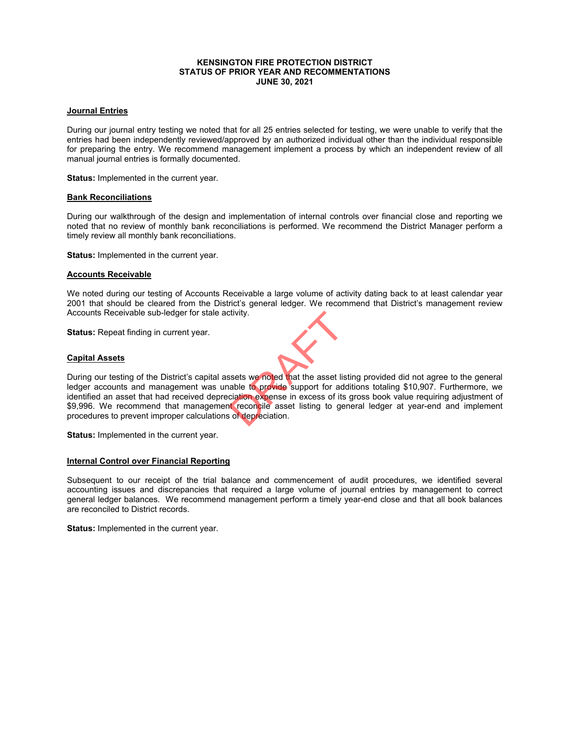**KENSINGTON FIRE PROTECTION DISTRICT**
**STATUS OF PRIOR YEAR AND RECOMMENTATIONS**
**JUNE 30, 2021**

**Journal Entries**

During our journal entry testing we noted that for all 25 entries selected for testing, we were unable to verify that the entries had been independently reviewed/approved by an authorized individual other than the individual responsible for preparing the entry. We recommend management implement a process by which an independent review of all manual journal entries is formally documented.

**Status:** Implemented in the current year.

**Bank Reconciliations**

During our walkthrough of the design and implementation of internal controls over financial close and reporting we noted that no review of monthly bank reconciliations is performed. We recommend the District Manager perform a timely review all monthly bank reconciliations.

**Status:** Implemented in the current year.

**Accounts Receivable**

We noted during our testing of Accounts Receivable a large volume of activity dating back to at least calendar year 2001 that should be cleared from the District's general ledger. We recommend that District's management review Accounts Receivable sub-ledger for stale activity.

**Status:** Repeat finding in current year.

**Capital Assets**

During our testing of the District's capital assets we noted that the asset listing provided did not agree to the general ledger accounts and management was unable to provide support for additions totaling $10,907. Furthermore, we identified an asset that had received depreciation expense in excess of its gross book value requiring adjustment of $9,996. We recommend that management reconcile asset listing to general ledger at year-end and implement procedures to prevent improper calculations of depreciation.

**Status:** Implemented in the current year.

**Internal Control over Financial Reporting**

Subsequent to our receipt of the trial balance and commencement of audit procedures, we identified several accounting issues and discrepancies that required a large volume of journal entries by management to correct general ledger balances. We recommend management perform a timely year-end close and that all book balances are reconciled to District records.

**Status:** Implemented in the current year.